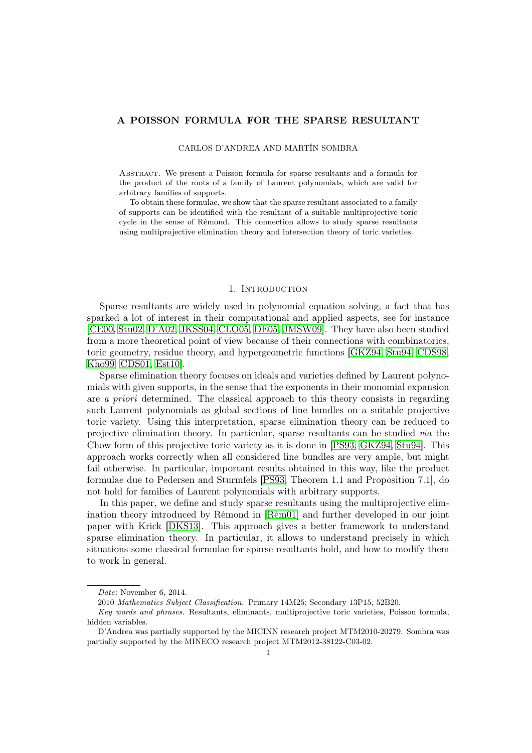# A POISSON FORMULA FOR THE SPARSE RESULTANT

CARLOS D'ANDREA AND MARTÍN SOMBRA

Abstract. We present a Poisson formula for sparse resultants and a formula for the product of the roots of a family of Laurent polynomials, which are valid for arbitrary families of supports.

To obtain these formulae, we show that the sparse resultant associated to a family of supports can be identified with the resultant of a suitable multiprojective toric cycle in the sense of Rémond. This connection allows to study sparse resultants using multiprojective elimination theory and intersection theory of toric varieties.

## 1. Introduction

Sparse resultants are widely used in polynomial equation solving, a fact that has sparked a lot of interest in their computational and applied aspects, see for instance [CE00, Stu02, D'A02, JKSS04, CLO05, DE05, JMSW09]. They have also been studied from a more theoretical point of view because of their connections with combinatorics, toric geometry, residue theory, and hypergeometric functions [GKZ94, Stu94, CDS98, Kho99, CDS01, Est10].

Sparse elimination theory focuses on ideals and varieties defined by Laurent polynomials with given supports, in the sense that the exponents in their monomial expansion are *a priori* determined. The classical approach to this theory consists in regarding such Laurent polynomials as global sections of line bundles on a suitable projective toric variety. Using this interpretation, sparse elimination theory can be reduced to projective elimination theory. In particular, sparse resultants can be studied *via* the Chow form of this projective toric variety as it is done in [PS93, GKZ94, Stu94]. This approach works correctly when all considered line bundles are very ample, but might fail otherwise. In particular, important results obtained in this way, like the product formulae due to Pedersen and Sturmfels [PS93, Theorem 1.1 and Proposition 7.1], do not hold for families of Laurent polynomials with arbitrary supports.

In this paper, we define and study sparse resultants using the multiprojective elimination theory introduced by Rémond in [Rém01] and further developed in our joint paper with Krick [DKS13]. This approach gives a better framework to understand sparse elimination theory. In particular, it allows to understand precisely in which situations some classical formulae for sparse resultants hold, and how to modify them to work in general.

---

*Date*: November 6, 2014.

2010 *Mathematics Subject Classification.* Primary 14M25; Secondary 13P15, 52B20.

*Key words and phrases.* Resultants, eliminants, multiprojective toric varieties, Poisson formula, hidden variables.

D'Andrea was partially supported by the MICINN research project MTM2010-20279. Sombra was partially supported by the MINECO research project MTM2012-38122-C03-02.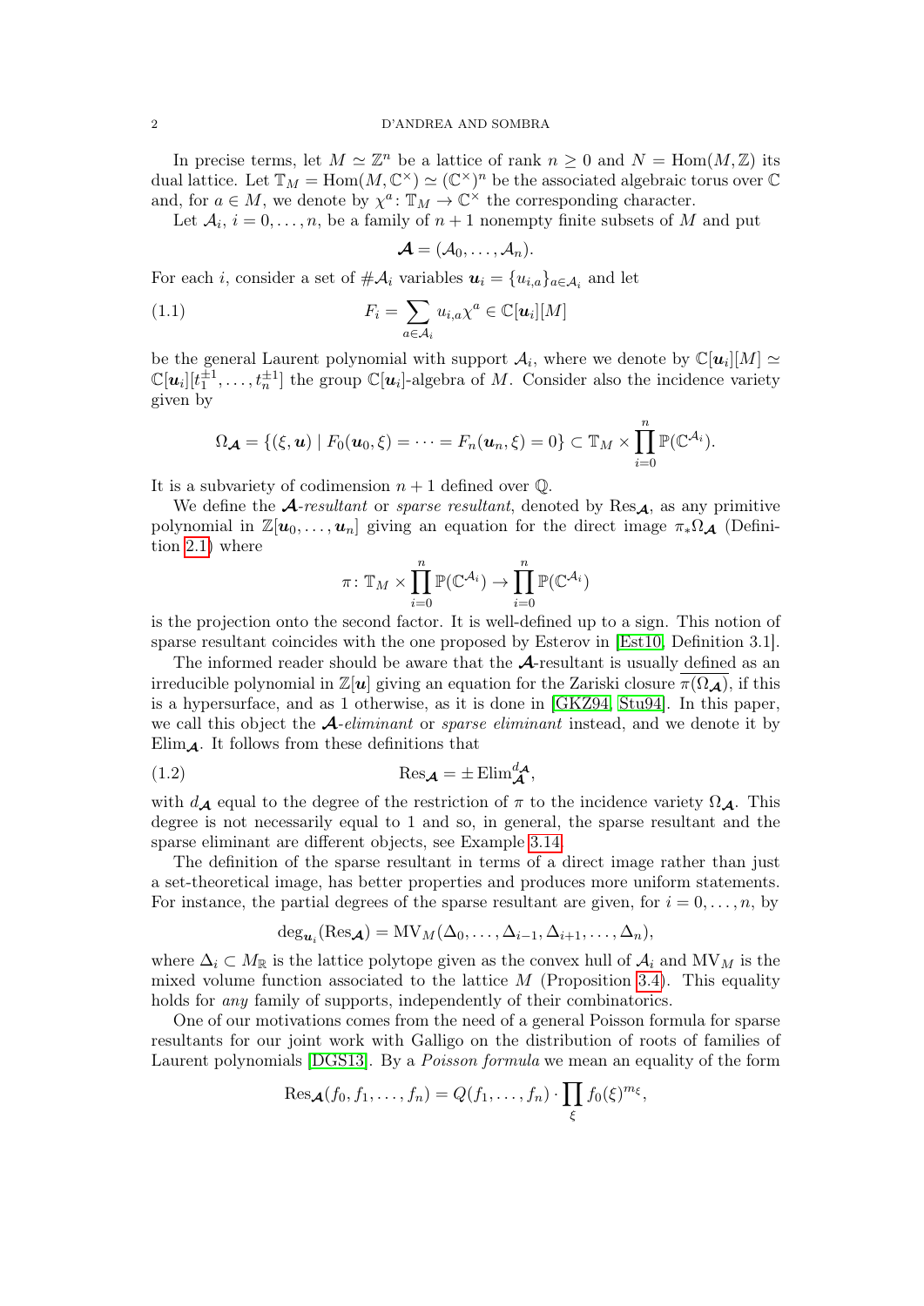In precise terms, let $M \simeq \mathbb{Z}^n$ be a lattice of rank $n \geq 0$ and $N = \mathrm{Hom}(M, \mathbb{Z})$ its dual lattice. Let $\mathbb{T}_M = \mathrm{Hom}(M, \mathbb{C}^\times) \simeq (\mathbb{C}^\times)^n$ be the associated algebraic torus over $\mathbb{C}$ and, for $a \in M$, we denote by $\chi^a \colon \mathbb{T}_M \to \mathbb{C}^\times$ the corresponding character.

Let $\mathcal{A}_i$, $i = 0, \dots, n$, be a family of $n+1$ nonempty finite subsets of $M$ and put

$$\boldsymbol{\mathcal{A}} = (\mathcal{A}_0, \dots, \mathcal{A}_n).$$

For each $i$, consider a set of $\#\mathcal{A}_i$ variables $\boldsymbol{u}_i = \{u_{i,a}\}_{a \in \mathcal{A}_i}$ and let

$$F_i = \sum_{a \in \mathcal{A}_i} u_{i,a} \chi^a \in \mathbb{C}[\boldsymbol{u}_i][M] \tag{1.1}$$

be the general Laurent polynomial with support $\mathcal{A}_i$, where we denote by $\mathbb{C}[\boldsymbol{u}_i][M] \simeq \mathbb{C}[\boldsymbol{u}_i][t_1^{\pm 1}, \dots, t_n^{\pm 1}]$ the group $\mathbb{C}[\boldsymbol{u}_i]$-algebra of $M$. Consider also the incidence variety given by

$$\Omega_{\boldsymbol{\mathcal{A}}} = \{(\xi, \boldsymbol{u}) \mid F_0(\boldsymbol{u}_0, \xi) = \dots = F_n(\boldsymbol{u}_n, \xi) = 0\} \subset \mathbb{T}_M \times \prod_{i=0}^{n} \mathbb{P}(\mathbb{C}^{\mathcal{A}_i}).$$

It is a subvariety of codimension $n+1$ defined over $\mathbb{Q}$.

We define the $\boldsymbol{\mathcal{A}}$*-resultant* or *sparse resultant*, denoted by $\mathrm{Res}_{\boldsymbol{\mathcal{A}}}$, as any primitive polynomial in $\mathbb{Z}[\boldsymbol{u}_0, \dots, \boldsymbol{u}_n]$ giving an equation for the direct image $\pi_* \Omega_{\boldsymbol{\mathcal{A}}}$ (Definition 2.1) where

$$\pi \colon \mathbb{T}_M \times \prod_{i=0}^{n} \mathbb{P}(\mathbb{C}^{\mathcal{A}_i}) \to \prod_{i=0}^{n} \mathbb{P}(\mathbb{C}^{\mathcal{A}_i})$$

is the projection onto the second factor. It is well-defined up to a sign. This notion of sparse resultant coincides with the one proposed by Esterov in [Est10, Definition 3.1].

The informed reader should be aware that the $\boldsymbol{\mathcal{A}}$-resultant is usually defined as an irreducible polynomial in $\mathbb{Z}[\boldsymbol{u}]$ giving an equation for the Zariski closure $\overline{\pi(\Omega_{\boldsymbol{\mathcal{A}}})}$, if this is a hypersurface, and as 1 otherwise, as it is done in [GKZ94, Stu94]. In this paper, we call this object the $\boldsymbol{\mathcal{A}}$*-eliminant* or *sparse eliminant* instead, and we denote it by $\mathrm{Elim}_{\boldsymbol{\mathcal{A}}}$. It follows from these definitions that

$$\mathrm{Res}_{\boldsymbol{\mathcal{A}}} = \pm \, \mathrm{Elim}_{\boldsymbol{\mathcal{A}}}^{d_{\boldsymbol{\mathcal{A}}}}, \tag{1.2}$$

with $d_{\boldsymbol{\mathcal{A}}}$ equal to the degree of the restriction of $\pi$ to the incidence variety $\Omega_{\boldsymbol{\mathcal{A}}}$. This degree is not necessarily equal to 1 and so, in general, the sparse resultant and the sparse eliminant are different objects, see Example 3.14.

The definition of the sparse resultant in terms of a direct image rather than just a set-theoretical image, has better properties and produces more uniform statements. For instance, the partial degrees of the sparse resultant are given, for $i = 0, \dots, n$, by

$$\deg_{\boldsymbol{u}_i}(\mathrm{Res}_{\boldsymbol{\mathcal{A}}}) = \mathrm{MV}_M(\Delta_0, \dots, \Delta_{i-1}, \Delta_{i+1}, \dots, \Delta_n),$$

where $\Delta_i \subset M_{\mathbb{R}}$ is the lattice polytope given as the convex hull of $\mathcal{A}_i$ and $\mathrm{MV}_M$ is the mixed volume function associated to the lattice $M$ (Proposition 3.4). This equality holds for *any* family of supports, independently of their combinatorics.

One of our motivations comes from the need of a general Poisson formula for sparse resultants for our joint work with Galligo on the distribution of roots of families of Laurent polynomials [DGS13]. By a *Poisson formula* we mean an equality of the form

$$\mathrm{Res}_{\boldsymbol{\mathcal{A}}}(f_0, f_1, \dots, f_n) = Q(f_1, \dots, f_n) \cdot \prod_{\xi} f_0(\xi)^{m_\xi},$$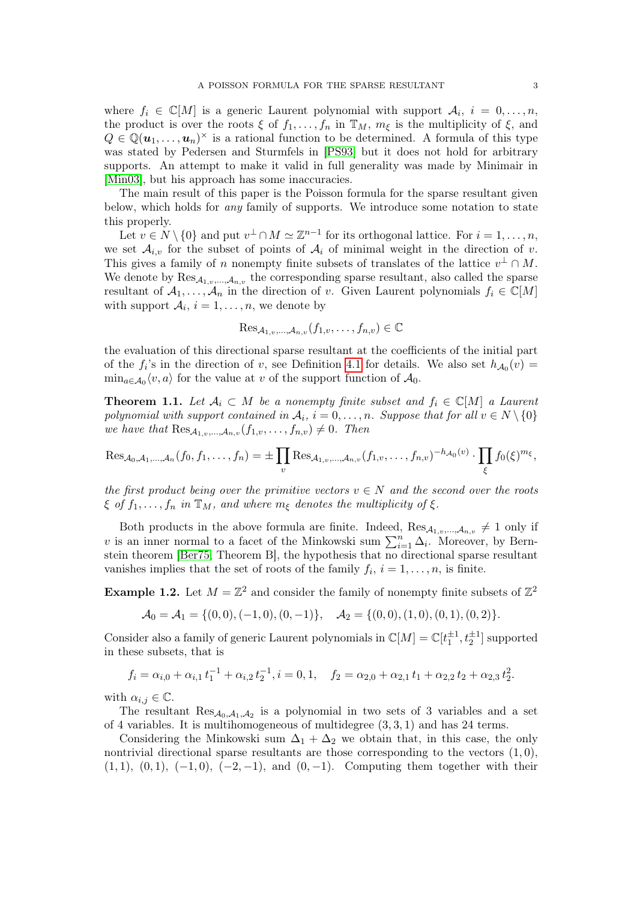where $f_i \in \mathbb{C}[M]$ is a generic Laurent polynomial with support $\mathcal{A}_i$, $i = 0, \dots, n$, the product is over the roots $\xi$ of $f_1, \dots, f_n$ in $\mathbb{T}_M$, $m_\xi$ is the multiplicity of $\xi$, and $Q \in \mathbb{Q}(\boldsymbol{u}_1, \dots, \boldsymbol{u}_n)^\times$ is a rational function to be determined. A formula of this type was stated by Pedersen and Sturmfels in [PS93] but it does not hold for arbitrary supports. An attempt to make it valid in full generality was made by Minimair in [Min03], but his approach has some inaccuracies.

The main result of this paper is the Poisson formula for the sparse resultant given below, which holds for *any* family of supports. We introduce some notation to state this properly.

Let $v \in N \setminus \{0\}$ and put $v^\perp \cap M \simeq \mathbb{Z}^{n-1}$ for its orthogonal lattice. For $i = 1, \dots, n$, we set $\mathcal{A}_{i,v}$ for the subset of points of $\mathcal{A}_i$ of minimal weight in the direction of $v$. This gives a family of $n$ nonempty finite subsets of translates of the lattice $v^\perp \cap M$. We denote by $\mathrm{Res}_{\mathcal{A}_{1,v},\dots,\mathcal{A}_{n,v}}$ the corresponding sparse resultant, also called the sparse resultant of $\mathcal{A}_1, \dots, \mathcal{A}_n$ in the direction of $v$. Given Laurent polynomials $f_i \in \mathbb{C}[M]$ with support $\mathcal{A}_i$, $i = 1, \dots, n$, we denote by

$$\mathrm{Res}_{\mathcal{A}_{1,v},\dots,\mathcal{A}_{n,v}}(f_{1,v}, \dots, f_{n,v}) \in \mathbb{C}$$

the evaluation of this directional sparse resultant at the coefficients of the initial part of the $f_i$'s in the direction of $v$, see Definition 4.1 for details. We also set $h_{\mathcal{A}_0}(v) = \min_{a \in \mathcal{A}_0} \langle v, a \rangle$ for the value at $v$ of the support function of $\mathcal{A}_0$.

**Theorem 1.1.** *Let $\mathcal{A}_i \subset M$ be a nonempty finite subset and $f_i \in \mathbb{C}[M]$ a Laurent polynomial with support contained in $\mathcal{A}_i$, $i = 0, \dots, n$. Suppose that for all $v \in N \setminus \{0\}$ we have that $\mathrm{Res}_{\mathcal{A}_{1,v},\dots,\mathcal{A}_{n,v}}(f_{1,v}, \dots, f_{n,v}) \neq 0$. Then*

$$\mathrm{Res}_{\mathcal{A}_0,\mathcal{A}_1,\dots,\mathcal{A}_n}(f_0, f_1, \dots, f_n) = \pm \prod_v \mathrm{Res}_{\mathcal{A}_{1,v},\dots,\mathcal{A}_{n,v}}(f_{1,v}, \dots, f_{n,v})^{-h_{\mathcal{A}_0}(v)} \cdot \prod_\xi f_0(\xi)^{m_\xi},$$

*the first product being over the primitive vectors $v \in N$ and the second over the roots $\xi$ of $f_1, \dots, f_n$ in $\mathbb{T}_M$, and where $m_\xi$ denotes the multiplicity of $\xi$.*

Both products in the above formula are finite. Indeed, $\mathrm{Res}_{\mathcal{A}_{1,v},\dots,\mathcal{A}_{n,v}} \neq 1$ only if $v$ is an inner normal to a facet of the Minkowski sum $\sum_{i=1}^n \Delta_i$. Moreover, by Bernstein theorem [Ber75, Theorem B], the hypothesis that no directional sparse resultant vanishes implies that the set of roots of the family $f_i$, $i = 1, \dots, n$, is finite.

**Example 1.2.** Let $M = \mathbb{Z}^2$ and consider the family of nonempty finite subsets of $\mathbb{Z}^2$

$$\mathcal{A}_0 = \mathcal{A}_1 = \{(0,0), (-1,0), (0,-1)\}, \quad \mathcal{A}_2 = \{(0,0), (1,0), (0,1), (0,2)\}.$$

Consider also a family of generic Laurent polynomials in $\mathbb{C}[M] = \mathbb{C}[t_1^{\pm1}, t_2^{\pm1}]$ supported in these subsets, that is

$$f_i = \alpha_{i,0} + \alpha_{i,1}\, t_1^{-1} + \alpha_{i,2}\, t_2^{-1}, i = 0,1, \quad f_2 = \alpha_{2,0} + \alpha_{2,1}\, t_1 + \alpha_{2,2}\, t_2 + \alpha_{2,3}\, t_2^2.$$

with $\alpha_{i,j} \in \mathbb{C}$.

The resultant $\mathrm{Res}_{\mathcal{A}_0,\mathcal{A}_1,\mathcal{A}_2}$ is a polynomial in two sets of 3 variables and a set of 4 variables. It is multihomogeneous of multidegree $(3,3,1)$ and has 24 terms.

Considering the Minkowski sum $\Delta_1 + \Delta_2$ we obtain that, in this case, the only nontrivial directional sparse resultants are those corresponding to the vectors $(1,0)$, $(1,1)$, $(0,1)$, $(-1,0)$, $(-2,-1)$, and $(0,-1)$. Computing them together with their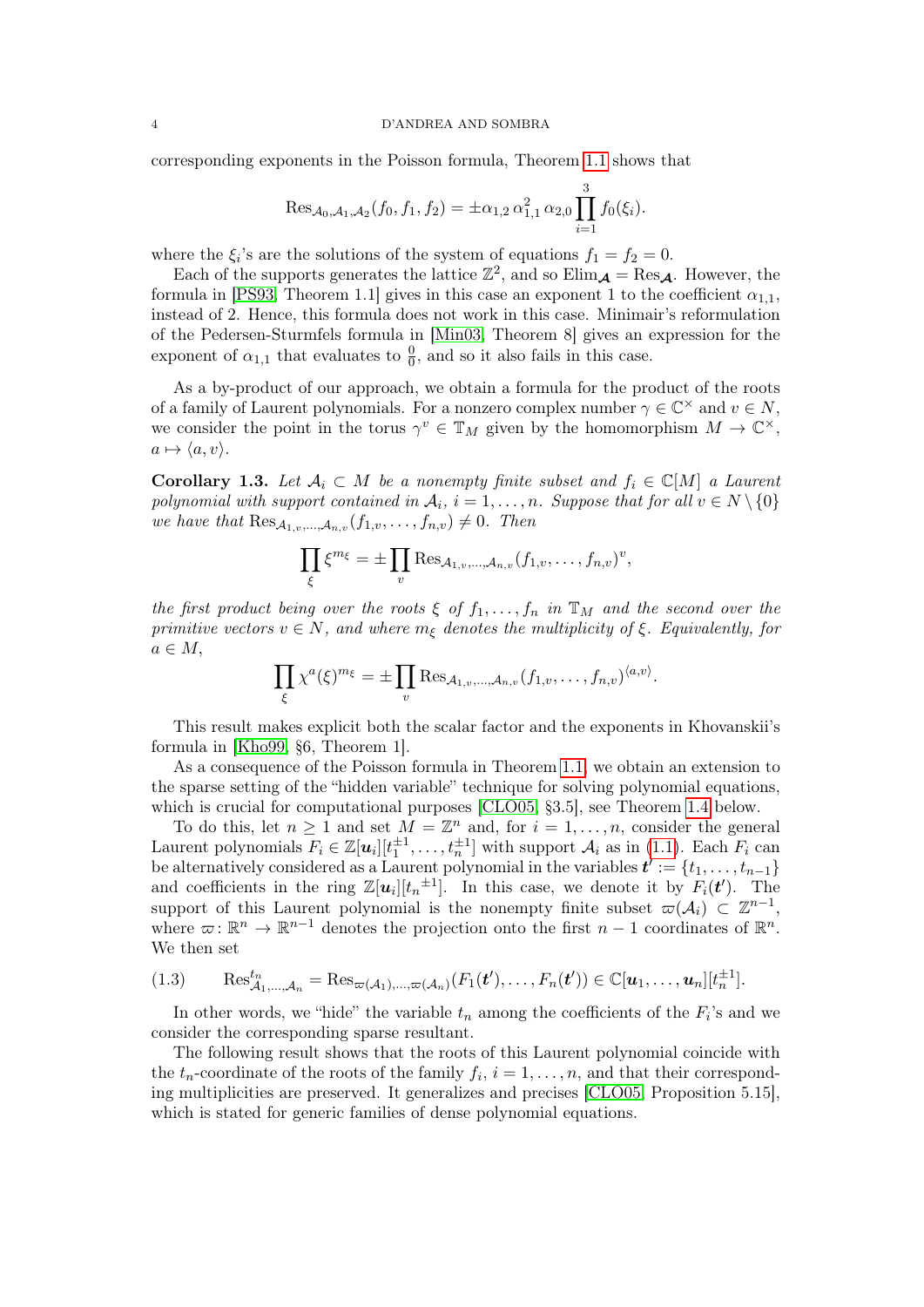corresponding exponents in the Poisson formula, Theorem 1.1 shows that

$$\mathrm{Res}_{\mathcal{A}_0,\mathcal{A}_1,\mathcal{A}_2}(f_0,f_1,f_2) = \pm\alpha_{1,2}\,\alpha_{1,1}^2\,\alpha_{2,0}\prod_{i=1}^{3} f_0(\xi_i).$$

where the $\xi_i$'s are the solutions of the system of equations $f_1 = f_2 = 0$.

Each of the supports generates the lattice $\mathbb{Z}^2$, and so $\mathrm{Elim}_{\boldsymbol{\mathcal{A}}} = \mathrm{Res}_{\boldsymbol{\mathcal{A}}}$. However, the formula in [PS93, Theorem 1.1] gives in this case an exponent 1 to the coefficient $\alpha_{1,1}$, instead of 2. Hence, this formula does not work in this case. Minimair's reformulation of the Pedersen-Sturmfels formula in [Min03, Theorem 8] gives an expression for the exponent of $\alpha_{1,1}$ that evaluates to $\frac{0}{0}$, and so it also fails in this case.

As a by-product of our approach, we obtain a formula for the product of the roots of a family of Laurent polynomials. For a nonzero complex number $\gamma \in \mathbb{C}^\times$ and $v \in N$, we consider the point in the torus $\gamma^v \in \mathbb{T}_M$ given by the homomorphism $M \to \mathbb{C}^\times$, $a \mapsto \langle a, v\rangle$.

**Corollary 1.3.** *Let $\mathcal{A}_i \subset M$ be a nonempty finite subset and $f_i \in \mathbb{C}[M]$ a Laurent polynomial with support contained in $\mathcal{A}_i$, $i = 1,\dots,n$. Suppose that for all $v \in N\setminus\{0\}$ we have that $\mathrm{Res}_{\mathcal{A}_{1,v},\dots,\mathcal{A}_{n,v}}(f_{1,v},\dots,f_{n,v}) \neq 0$. Then*

$$\prod_{\xi}\xi^{m_\xi} = \pm\prod_{v}\mathrm{Res}_{\mathcal{A}_{1,v},\dots,\mathcal{A}_{n,v}}(f_{1,v},\dots,f_{n,v})^{v},$$

*the first product being over the roots $\xi$ of $f_1,\dots,f_n$ in $\mathbb{T}_M$ and the second over the primitive vectors $v \in N$, and where $m_\xi$ denotes the multiplicity of $\xi$. Equivalently, for $a \in M$,*

$$\prod_{\xi}\chi^{a}(\xi)^{m_\xi} = \pm\prod_{v}\mathrm{Res}_{\mathcal{A}_{1,v},\dots,\mathcal{A}_{n,v}}(f_{1,v},\dots,f_{n,v})^{\langle a,v\rangle}.$$

This result makes explicit both the scalar factor and the exponents in Khovanskii's formula in [Kho99, §6, Theorem 1].

As a consequence of the Poisson formula in Theorem 1.1, we obtain an extension to the sparse setting of the "hidden variable" technique for solving polynomial equations, which is crucial for computational purposes [CLO05, §3.5], see Theorem 1.4 below.

To do this, let $n \geq 1$ and set $M = \mathbb{Z}^n$ and, for $i = 1,\dots,n$, consider the general Laurent polynomials $F_i \in \mathbb{Z}[\boldsymbol{u}_i][t_1^{\pm1},\dots,t_n^{\pm1}]$ with support $\mathcal{A}_i$ as in (1.1). Each $F_i$ can be alternatively considered as a Laurent polynomial in the variables $\boldsymbol{t}' := \{t_1,\dots,t_{n-1}\}$ and coefficients in the ring $\mathbb{Z}[\boldsymbol{u}_i][{t_n}^{\pm1}]$. In this case, we denote it by $F_i(\boldsymbol{t}')$. The support of this Laurent polynomial is the nonempty finite subset $\varpi(\mathcal{A}_i) \subset \mathbb{Z}^{n-1}$, where $\varpi\colon \mathbb{R}^n \to \mathbb{R}^{n-1}$ denotes the projection onto the first $n-1$ coordinates of $\mathbb{R}^n$. We then set

$$\mathrm{Res}^{t_n}_{\mathcal{A}_1,\dots,\mathcal{A}_n} = \mathrm{Res}_{\varpi(\mathcal{A}_1),\dots,\varpi(\mathcal{A}_n)}(F_1(\boldsymbol{t}'),\dots,F_n(\boldsymbol{t}')) \in \mathbb{C}[\boldsymbol{u}_1,\dots,\boldsymbol{u}_n][t_n^{\pm1}]. \tag{1.3}$$

In other words, we "hide" the variable $t_n$ among the coefficients of the $F_i$'s and we consider the corresponding sparse resultant.

The following result shows that the roots of this Laurent polynomial coincide with the $t_n$-coordinate of the roots of the family $f_i$, $i = 1,\dots,n$, and that their corresponding multiplicities are preserved. It generalizes and precises [CLO05, Proposition 5.15], which is stated for generic families of dense polynomial equations.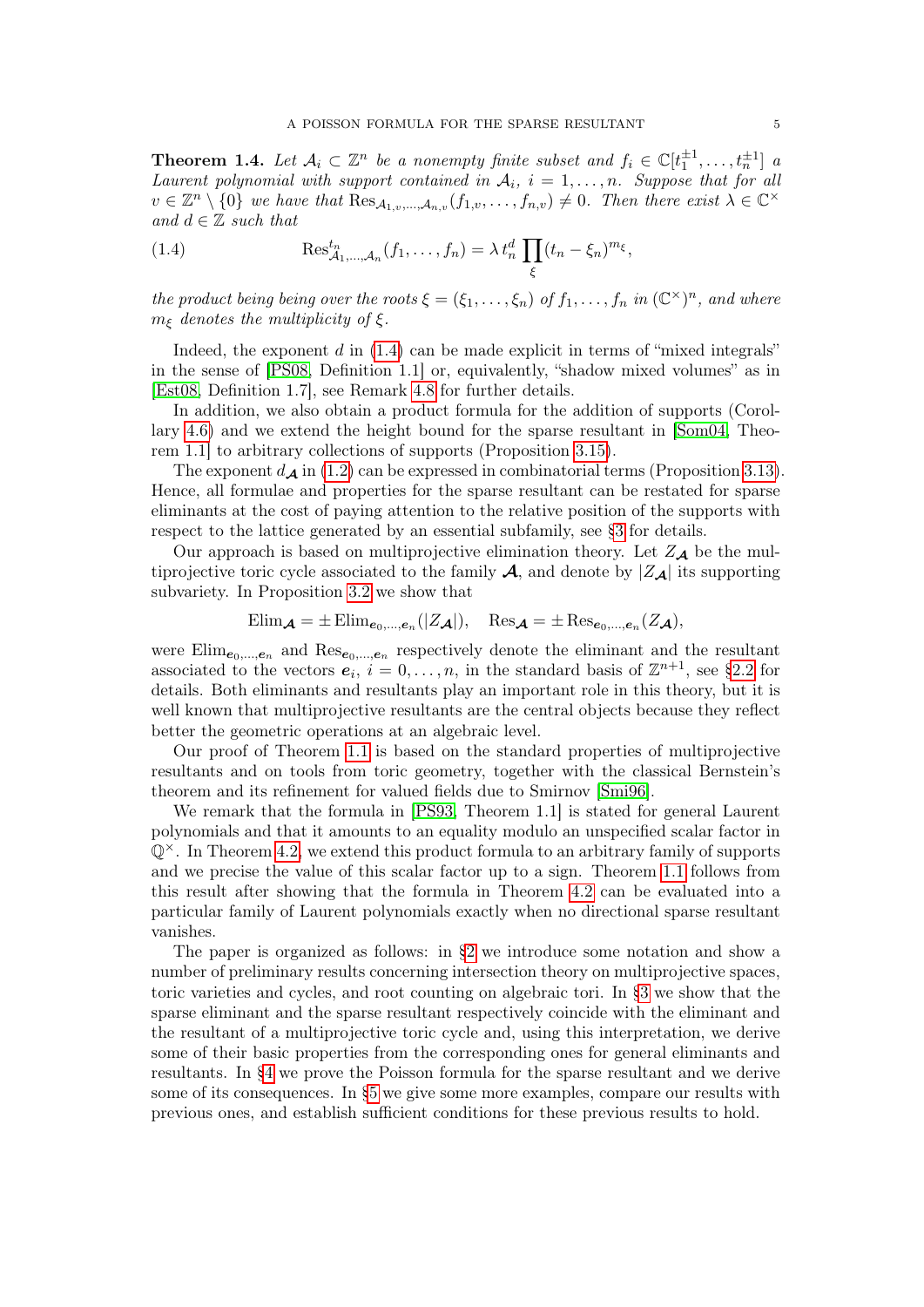**Theorem 1.4.** *Let $\mathcal{A}_i \subset \mathbb{Z}^n$ be a nonempty finite subset and $f_i \in \mathbb{C}[t_1^{\pm 1}, \dots, t_n^{\pm 1}]$ a Laurent polynomial with support contained in $\mathcal{A}_i$, $i = 1, \dots, n$. Suppose that for all $v \in \mathbb{Z}^n \setminus \{0\}$ we have that $\mathrm{Res}_{\mathcal{A}_{1,v}, \dots, \mathcal{A}_{n,v}}(f_{1,v}, \dots, f_{n,v}) \neq 0$. Then there exist $\lambda \in \mathbb{C}^\times$ and $d \in \mathbb{Z}$ such that*

$$\mathrm{Res}^{t_n}_{\mathcal{A}_1, \dots, \mathcal{A}_n}(f_1, \dots, f_n) = \lambda\, t_n^d \prod_{\xi} (t_n - \xi_n)^{m_\xi}, \tag{1.4}$$

*the product being being over the roots $\xi = (\xi_1, \dots, \xi_n)$ of $f_1, \dots, f_n$ in $(\mathbb{C}^\times)^n$, and where $m_\xi$ denotes the multiplicity of $\xi$.*

Indeed, the exponent $d$ in (1.4) can be made explicit in terms of "mixed integrals" in the sense of [PS08, Definition 1.1] or, equivalently, "shadow mixed volumes" as in [Est08, Definition 1.7], see Remark 4.8 for further details.

In addition, we also obtain a product formula for the addition of supports (Corollary 4.6) and we extend the height bound for the sparse resultant in [Som04, Theorem 1.1] to arbitrary collections of supports (Proposition 3.15).

The exponent $d_{\boldsymbol{\mathcal{A}}}$ in (1.2) can be expressed in combinatorial terms (Proposition 3.13). Hence, all formulae and properties for the sparse resultant can be restated for sparse eliminants at the cost of paying attention to the relative position of the supports with respect to the lattice generated by an essential subfamily, see §3 for details.

Our approach is based on multiprojective elimination theory. Let $Z_{\boldsymbol{\mathcal{A}}}$ be the multiprojective toric cycle associated to the family $\boldsymbol{\mathcal{A}}$, and denote by $|Z_{\boldsymbol{\mathcal{A}}}|$ its supporting subvariety. In Proposition 3.2 we show that

$$\mathrm{Elim}_{\boldsymbol{\mathcal{A}}} = \pm \mathrm{Elim}_{\boldsymbol{e}_0, \dots, \boldsymbol{e}_n}(|Z_{\boldsymbol{\mathcal{A}}}|), \quad \mathrm{Res}_{\boldsymbol{\mathcal{A}}} = \pm \mathrm{Res}_{\boldsymbol{e}_0, \dots, \boldsymbol{e}_n}(Z_{\boldsymbol{\mathcal{A}}}),$$

were $\mathrm{Elim}_{\boldsymbol{e}_0, \dots, \boldsymbol{e}_n}$ and $\mathrm{Res}_{\boldsymbol{e}_0, \dots, \boldsymbol{e}_n}$ respectively denote the eliminant and the resultant associated to the vectors $\boldsymbol{e}_i$, $i = 0, \dots, n$, in the standard basis of $\mathbb{Z}^{n+1}$, see §2.2 for details. Both eliminants and resultants play an important role in this theory, but it is well known that multiprojective resultants are the central objects because they reflect better the geometric operations at an algebraic level.

Our proof of Theorem 1.1 is based on the standard properties of multiprojective resultants and on tools from toric geometry, together with the classical Bernstein's theorem and its refinement for valued fields due to Smirnov [Smi96].

We remark that the formula in [PS93, Theorem 1.1] is stated for general Laurent polynomials and that it amounts to an equality modulo an unspecified scalar factor in $\mathbb{Q}^\times$. In Theorem 4.2, we extend this product formula to an arbitrary family of supports and we precise the value of this scalar factor up to a sign. Theorem 1.1 follows from this result after showing that the formula in Theorem 4.2 can be evaluated into a particular family of Laurent polynomials exactly when no directional sparse resultant vanishes.

The paper is organized as follows: in §2 we introduce some notation and show a number of preliminary results concerning intersection theory on multiprojective spaces, toric varieties and cycles, and root counting on algebraic tori. In §3 we show that the sparse eliminant and the sparse resultant respectively coincide with the eliminant and the resultant of a multiprojective toric cycle and, using this interpretation, we derive some of their basic properties from the corresponding ones for general eliminants and resultants. In §4 we prove the Poisson formula for the sparse resultant and we derive some of its consequences. In §5 we give some more examples, compare our results with previous ones, and establish sufficient conditions for these previous results to hold.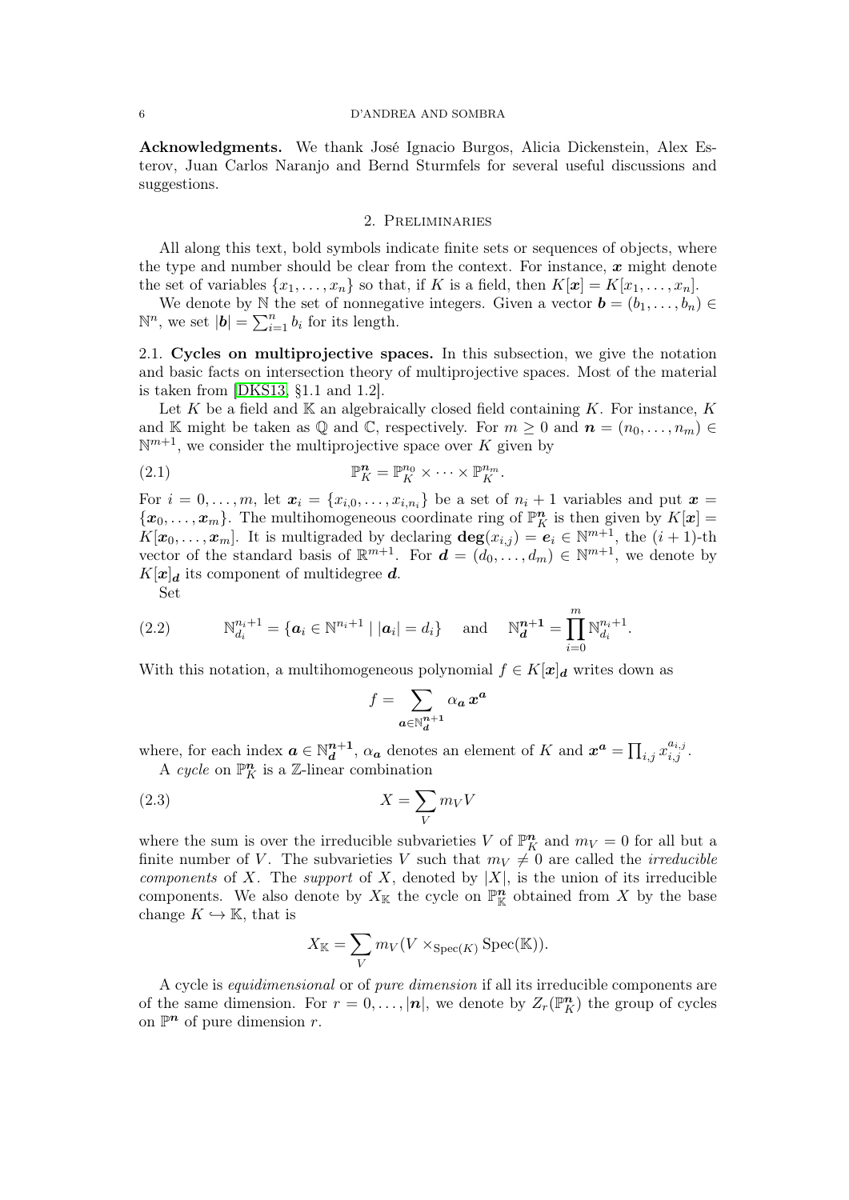**Acknowledgments.** We thank José Ignacio Burgos, Alicia Dickenstein, Alex Esterov, Juan Carlos Naranjo and Bernd Sturmfels for several useful discussions and suggestions.

## 2. Preliminaries

All along this text, bold symbols indicate finite sets or sequences of objects, where the type and number should be clear from the context. For instance, $\boldsymbol{x}$ might denote the set of variables $\{x_1, \dots, x_n\}$ so that, if $K$ is a field, then $K[\boldsymbol{x}] = K[x_1, \dots, x_n]$.

We denote by $\mathbb{N}$ the set of nonnegative integers. Given a vector $\boldsymbol{b} = (b_1, \dots, b_n) \in \mathbb{N}^n$, we set $|\boldsymbol{b}| = \sum_{i=1}^n b_i$ for its length.

### 2.1. Cycles on multiprojective spaces.

In this subsection, we give the notation and basic facts on intersection theory of multiprojective spaces. Most of the material is taken from [DKS13, §1.1 and 1.2].

Let $K$ be a field and $\mathbb{K}$ an algebraically closed field containing $K$. For instance, $K$ and $\mathbb{K}$ might be taken as $\mathbb{Q}$ and $\mathbb{C}$, respectively. For $m \geq 0$ and $\boldsymbol{n} = (n_0, \dots, n_m) \in \mathbb{N}^{m+1}$, we consider the multiprojective space over $K$ given by

$$\mathbb{P}_K^{\boldsymbol{n}} = \mathbb{P}_K^{n_0} \times \cdots \times \mathbb{P}_K^{n_m}. \tag{2.1}$$

For $i = 0, \dots, m$, let $\boldsymbol{x}_i = \{x_{i,0}, \dots, x_{i,n_i}\}$ be a set of $n_i + 1$ variables and put $\boldsymbol{x} = \{\boldsymbol{x}_0, \dots, \boldsymbol{x}_m\}$. The multihomogeneous coordinate ring of $\mathbb{P}_K^{\boldsymbol{n}}$ is then given by $K[\boldsymbol{x}] = K[\boldsymbol{x}_0, \dots, \boldsymbol{x}_m]$. It is multigraded by declaring $\mathbf{deg}(x_{i,j}) = \boldsymbol{e}_i \in \mathbb{N}^{m+1}$, the $(i+1)$-th vector of the standard basis of $\mathbb{R}^{m+1}$. For $\boldsymbol{d} = (d_0, \dots, d_m) \in \mathbb{N}^{m+1}$, we denote by $K[\boldsymbol{x}]_{\boldsymbol{d}}$ its component of multidegree $\boldsymbol{d}$.

Set

$$\mathbb{N}_{d_i}^{n_i+1} = \{\boldsymbol{a}_i \in \mathbb{N}^{n_i+1} \mid |\boldsymbol{a}_i| = d_i\} \quad \text{and} \quad \mathbb{N}_{\boldsymbol{d}}^{\boldsymbol{n}+\boldsymbol{1}} = \prod_{i=0}^m \mathbb{N}_{d_i}^{n_i+1}. \tag{2.2}$$

With this notation, a multihomogeneous polynomial $f \in K[\boldsymbol{x}]_{\boldsymbol{d}}$ writes down as

$$f = \sum_{\boldsymbol{a} \in \mathbb{N}_{\boldsymbol{d}}^{\boldsymbol{n}+\boldsymbol{1}}} \alpha_{\boldsymbol{a}}\, \boldsymbol{x}^{\boldsymbol{a}}$$

where, for each index $\boldsymbol{a} \in \mathbb{N}_{\boldsymbol{d}}^{\boldsymbol{n}+\boldsymbol{1}}$, $\alpha_{\boldsymbol{a}}$ denotes an element of $K$ and $\boldsymbol{x}^{\boldsymbol{a}} = \prod_{i,j} x_{i,j}^{a_{i,j}}$.

A *cycle* on $\mathbb{P}_K^{\boldsymbol{n}}$ is a $\mathbb{Z}$-linear combination

$$X = \sum_V m_V V \tag{2.3}$$

where the sum is over the irreducible subvarieties $V$ of $\mathbb{P}_K^{\boldsymbol{n}}$ and $m_V = 0$ for all but a finite number of $V$. The subvarieties $V$ such that $m_V \neq 0$ are called the *irreducible components* of $X$. The *support* of $X$, denoted by $|X|$, is the union of its irreducible components. We also denote by $X_{\mathbb{K}}$ the cycle on $\mathbb{P}_{\mathbb{K}}^{\boldsymbol{n}}$ obtained from $X$ by the base change $K \hookrightarrow \mathbb{K}$, that is

$$X_{\mathbb{K}} = \sum_V m_V (V \times_{\operatorname{Spec}(K)} \operatorname{Spec}(\mathbb{K})).$$

A cycle is *equidimensional* or of *pure dimension* if all its irreducible components are of the same dimension. For $r = 0, \dots, |\boldsymbol{n}|$, we denote by $Z_r(\mathbb{P}_K^{\boldsymbol{n}})$ the group of cycles on $\mathbb{P}^{\boldsymbol{n}}$ of pure dimension $r$.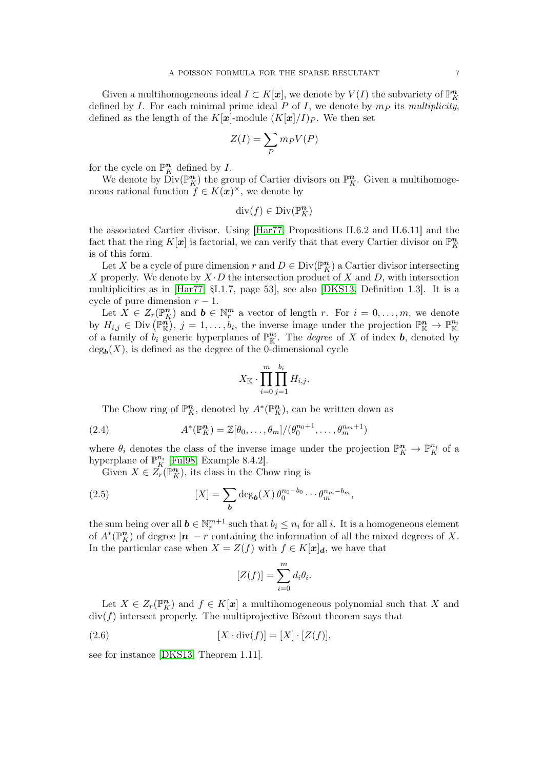Given a multihomogeneous ideal $I \subset K[\boldsymbol{x}]$, we denote by $V(I)$ the subvariety of $\mathbb{P}_K^{\boldsymbol{n}}$ defined by $I$. For each minimal prime ideal $P$ of $I$, we denote by $m_P$ its *multiplicity*, defined as the length of the $K[\boldsymbol{x}]$-module $(K[\boldsymbol{x}]/I)_P$. We then set

$$Z(I) = \sum_P m_P V(P)$$

for the cycle on $\mathbb{P}_K^{\boldsymbol{n}}$ defined by $I$.

We denote by $\operatorname{Div}(\mathbb{P}_K^{\boldsymbol{n}})$ the group of Cartier divisors on $\mathbb{P}_K^{\boldsymbol{n}}$. Given a multihomogeneous rational function $f \in K(\boldsymbol{x})^\times$, we denote by

$$\operatorname{div}(f) \in \operatorname{Div}(\mathbb{P}_K^{\boldsymbol{n}})$$

the associated Cartier divisor. Using [Har77, Propositions II.6.2 and II.6.11] and the fact that the ring $K[\boldsymbol{x}]$ is factorial, we can verify that that every Cartier divisor on $\mathbb{P}_K^{\boldsymbol{n}}$ is of this form.

Let $X$ be a cycle of pure dimension $r$ and $D \in \operatorname{Div}(\mathbb{P}_K^{\boldsymbol{n}})$ a Cartier divisor intersecting $X$ properly. We denote by $X \cdot D$ the intersection product of $X$ and $D$, with intersection multiplicities as in [Har77, §I.1.7, page 53], see also [DKS13, Definition 1.3]. It is a cycle of pure dimension $r-1$.

Let $X \in Z_r(\mathbb{P}_K^{\boldsymbol{n}})$ and $\boldsymbol{b} \in \mathbb{N}_r^m$ a vector of length $r$. For $i = 0, \dots, m$, we denote by $H_{i,j} \in \operatorname{Div}(\mathbb{P}_{\mathbb{K}}^{\boldsymbol{n}})$, $j = 1, \dots, b_i$, the inverse image under the projection $\mathbb{P}_{\mathbb{K}}^{\boldsymbol{n}} \to \mathbb{P}_{\mathbb{K}}^{n_i}$ of a family of $b_i$ generic hyperplanes of $\mathbb{P}_{\mathbb{K}}^{n_i}$. The *degree* of $X$ of index $\boldsymbol{b}$, denoted by $\deg_{\boldsymbol{b}}(X)$, is defined as the degree of the 0-dimensional cycle

$$X_{\mathbb{K}} \cdot \prod_{i=0}^{m} \prod_{j=1}^{b_i} H_{i,j}.$$

The Chow ring of $\mathbb{P}_K^{\boldsymbol{n}}$, denoted by $A^*(\mathbb{P}_K^{\boldsymbol{n}})$, can be written down as

$$A^*(\mathbb{P}_K^{\boldsymbol{n}}) = \mathbb{Z}[\theta_0, \dots, \theta_m]/(\theta_0^{n_0+1}, \dots, \theta_m^{n_m+1}) \tag{2.4}$$

where $\theta_i$ denotes the class of the inverse image under the projection $\mathbb{P}_K^{\boldsymbol{n}} \to \mathbb{P}_K^{n_i}$ of a hyperplane of $\mathbb{P}_K^{n_i}$ [Ful98, Example 8.4.2].

Given $X \in Z_r(\mathbb{P}_K^{\boldsymbol{n}})$, its class in the Chow ring is

$$[X] = \sum_{\boldsymbol{b}} \deg_{\boldsymbol{b}}(X)\, \theta_0^{n_0-b_0} \cdots \theta_m^{n_m-b_m}, \tag{2.5}$$

the sum being over all $\boldsymbol{b} \in \mathbb{N}_r^{m+1}$ such that $b_i \leq n_i$ for all $i$. It is a homogeneous element of $A^*(\mathbb{P}_K^{\boldsymbol{n}})$ of degree $|\boldsymbol{n}| - r$ containing the information of all the mixed degrees of $X$. In the particular case when $X = Z(f)$ with $f \in K[\boldsymbol{x}]_{\boldsymbol{d}}$, we have that

$$[Z(f)] = \sum_{i=0}^{m} d_i \theta_i.$$

Let $X \in Z_r(\mathbb{P}_K^{\boldsymbol{n}})$ and $f \in K[\boldsymbol{x}]$ a multihomogeneous polynomial such that $X$ and $\operatorname{div}(f)$ intersect properly. The multiprojective Bézout theorem says that

$$[X \cdot \operatorname{div}(f)] = [X] \cdot [Z(f)], \tag{2.6}$$

see for instance [DKS13, Theorem 1.11].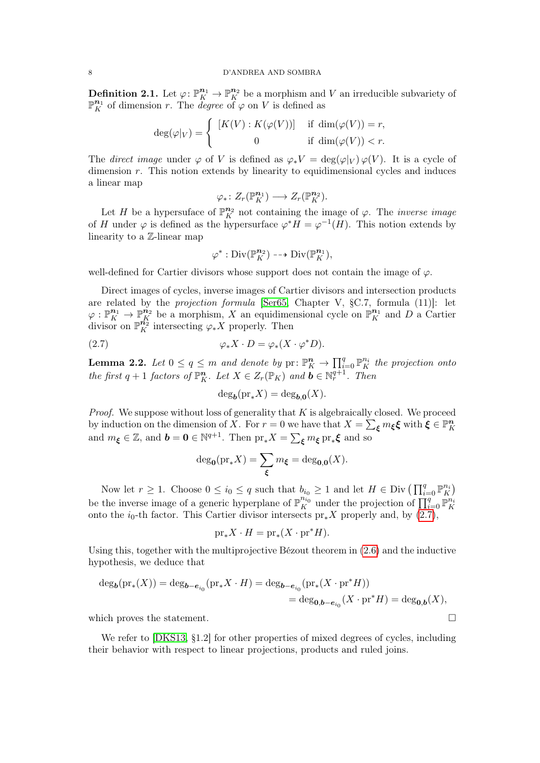**Definition 2.1.** Let $\varphi\colon \mathbb{P}_K^{\boldsymbol{n}_1} \to \mathbb{P}_K^{\boldsymbol{n}_2}$ be a morphism and $V$ an irreducible subvariety of $\mathbb{P}_K^{\boldsymbol{n}_1}$ of dimension $r$. The *degree* of $\varphi$ on $V$ is defined as

$$\deg(\varphi|_V) = \begin{cases} [K(V) : K(\varphi(V))] & \text{if } \dim(\varphi(V)) = r, \\ 0 & \text{if } \dim(\varphi(V)) < r. \end{cases}$$

The *direct image* under $\varphi$ of $V$ is defined as $\varphi_* V = \deg(\varphi|_V)\, \varphi(V)$. It is a cycle of dimension $r$. This notion extends by linearity to equidimensional cycles and induces a linear map

$$\varphi_*\colon Z_r(\mathbb{P}_K^{\boldsymbol{n}_1}) \longrightarrow Z_r(\mathbb{P}_K^{\boldsymbol{n}_2}).$$

Let $H$ be a hypersuface of $\mathbb{P}_K^{\boldsymbol{n}_2}$ not containing the image of $\varphi$. The *inverse image* of $H$ under $\varphi$ is defined as the hypersurface $\varphi^* H = \varphi^{-1}(H)$. This notion extends by linearity to a $\mathbb{Z}$-linear map

$$\varphi^* : \operatorname{Div}(\mathbb{P}_K^{\boldsymbol{n}_2}) \dashrightarrow \operatorname{Div}(\mathbb{P}_K^{\boldsymbol{n}_1}),$$

well-defined for Cartier divisors whose support does not contain the image of $\varphi$.

Direct images of cycles, inverse images of Cartier divisors and intersection products are related by the *projection formula* [Ser65, Chapter V, §C.7, formula (11)]: let $\varphi : \mathbb{P}_K^{\boldsymbol{n}_1} \to \mathbb{P}_K^{\boldsymbol{n}_2}$ be a morphism, $X$ an equidimensional cycle on $\mathbb{P}_K^{\boldsymbol{n}_1}$ and $D$ a Cartier divisor on $\mathbb{P}_K^{\boldsymbol{n}_2}$ intersecting $\varphi_* X$ properly. Then

$$\varphi_* X \cdot D = \varphi_*(X \cdot \varphi^* D). \tag{2.7}$$

**Lemma 2.2.** *Let $0 \le q \le m$ and denote by $\operatorname{pr}\colon \mathbb{P}_K^{\boldsymbol{n}} \to \prod_{i=0}^q \mathbb{P}_K^{n_i}$ the projection onto the first $q+1$ factors of $\mathbb{P}_K^{\boldsymbol{n}}$. Let $X \in Z_r(\mathbb{P}_K)$ and $\boldsymbol{b} \in \mathbb{N}_r^{q+1}$. Then*

$$\deg_{\boldsymbol{b}}(\operatorname{pr}_* X) = \deg_{\boldsymbol{b},\boldsymbol{0}}(X).$$

*Proof.* We suppose without loss of generality that $K$ is algebraically closed. We proceed by induction on the dimension of $X$. For $r = 0$ we have that $X = \sum_{\boldsymbol{\xi}} m_{\boldsymbol{\xi}} \boldsymbol{\xi}$ with $\boldsymbol{\xi} \in \mathbb{P}_K^{\boldsymbol{n}}$ and $m_{\boldsymbol{\xi}} \in \mathbb{Z}$, and $\boldsymbol{b} = \boldsymbol{0} \in \mathbb{N}^{q+1}$. Then $\operatorname{pr}_* X = \sum_{\boldsymbol{\xi}} m_{\boldsymbol{\xi}} \operatorname{pr}_* \boldsymbol{\xi}$ and so

$$\deg_{\boldsymbol{0}}(\operatorname{pr}_* X) = \sum_{\boldsymbol{\xi}} m_{\boldsymbol{\xi}} = \deg_{\boldsymbol{0},\boldsymbol{0}}(X).$$

Now let $r \ge 1$. Choose $0 \le i_0 \le q$ such that $b_{i_0} \ge 1$ and let $H \in \operatorname{Div}\left(\prod_{i=0}^q \mathbb{P}_K^{n_i}\right)$ be the inverse image of a generic hyperplane of $\mathbb{P}_K^{n_{i_0}}$ under the projection of $\prod_{i=0}^q \mathbb{P}_K^{n_i}$ onto the $i_0$-th factor. This Cartier divisor intersects $\operatorname{pr}_* X$ properly and, by (2.7),

$$\operatorname{pr}_* X \cdot H = \operatorname{pr}_*(X \cdot \operatorname{pr}^* H).$$

Using this, together with the multiprojective Bézout theorem in (2.6) and the inductive hypothesis, we deduce that

$$\begin{aligned}\deg_{\boldsymbol{b}}(\operatorname{pr}_*(X)) = \deg_{\boldsymbol{b}-\boldsymbol{e}_{i_0}}(\operatorname{pr}_* X \cdot H) &= \deg_{\boldsymbol{b}-\boldsymbol{e}_{i_0}}(\operatorname{pr}_*(X \cdot \operatorname{pr}^* H)) \\ &= \deg_{\boldsymbol{0},\boldsymbol{b}-\boldsymbol{e}_{i_0}}(X \cdot \operatorname{pr}^* H) = \deg_{\boldsymbol{0},\boldsymbol{b}}(X),\end{aligned}$$

which proves the statement. □

We refer to [DKS13, §1.2] for other properties of mixed degrees of cycles, including their behavior with respect to linear projections, products and ruled joins.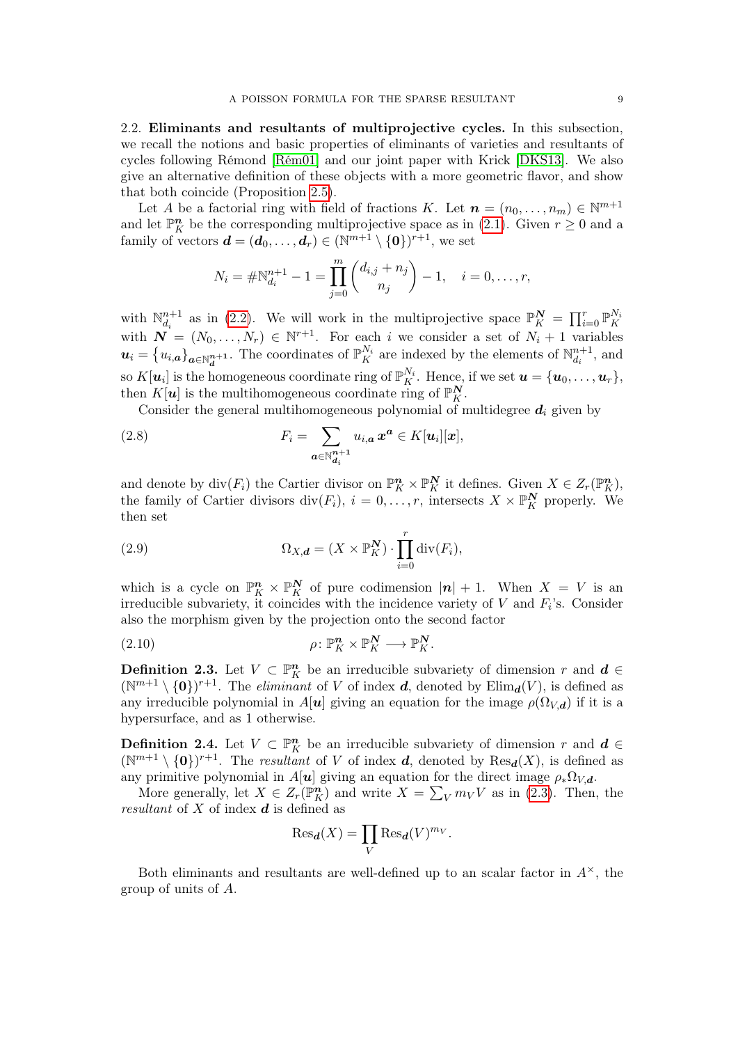2.2. **Eliminants and resultants of multiprojective cycles.** In this subsection, we recall the notions and basic properties of eliminants of varieties and resultants of cycles following Rémond [Rém01] and our joint paper with Krick [DKS13]. We also give an alternative definition of these objects with a more geometric flavor, and show that both coincide (Proposition 2.5).

Let $A$ be a factorial ring with field of fractions $K$. Let $\boldsymbol{n} = (n_0, \dots, n_m) \in \mathbb{N}^{m+1}$ and let $\mathbb{P}_K^{\boldsymbol{n}}$ be the corresponding multiprojective space as in (2.1). Given $r \geq 0$ and a family of vectors $\boldsymbol{d} = (\boldsymbol{d}_0, \dots, \boldsymbol{d}_r) \in (\mathbb{N}^{m+1} \setminus \{\boldsymbol{0}\})^{r+1}$, we set

$$N_i = \#\mathbb{N}_{d_i}^{n+1} - 1 = \prod_{j=0}^{m} \binom{d_{i,j} + n_j}{n_j} - 1, \quad i = 0, \dots, r,$$

with $\mathbb{N}_{d_i}^{n+1}$ as in (2.2). We will work in the multiprojective space $\mathbb{P}_K^{\boldsymbol{N}} = \prod_{i=0}^{r} \mathbb{P}_K^{N_i}$ with $\boldsymbol{N} = (N_0, \dots, N_r) \in \mathbb{N}^{r+1}$. For each $i$ we consider a set of $N_i + 1$ variables $\boldsymbol{u}_i = \{u_{i,\boldsymbol{a}}\}_{\boldsymbol{a} \in \mathbb{N}_{\boldsymbol{d}}^{\boldsymbol{n}+1}}$. The coordinates of $\mathbb{P}_K^{N_i}$ are indexed by the elements of $\mathbb{N}_{d_i}^{n+1}$, and so $K[\boldsymbol{u}_i]$ is the homogeneous coordinate ring of $\mathbb{P}_K^{N_i}$. Hence, if we set $\boldsymbol{u} = \{\boldsymbol{u}_0, \dots, \boldsymbol{u}_r\}$, then $K[\boldsymbol{u}]$ is the multihomogeneous coordinate ring of $\mathbb{P}_K^{\boldsymbol{N}}$.

Consider the general multihomogeneous polynomial of multidegree $\boldsymbol{d}_i$ given by

$$F_i = \sum_{\boldsymbol{a} \in \mathbb{N}_{\boldsymbol{d}_i}^{\boldsymbol{n}+1}} u_{i,\boldsymbol{a}} \, \boldsymbol{x}^{\boldsymbol{a}} \in K[\boldsymbol{u}_i][\boldsymbol{x}], \tag{2.8}$$

and denote by $\operatorname{div}(F_i)$ the Cartier divisor on $\mathbb{P}_K^{\boldsymbol{n}} \times \mathbb{P}_K^{\boldsymbol{N}}$ it defines. Given $X \in Z_r(\mathbb{P}_K^{\boldsymbol{n}})$, the family of Cartier divisors $\operatorname{div}(F_i)$, $i = 0, \dots, r$, intersects $X \times \mathbb{P}_K^{\boldsymbol{N}}$ properly. We then set

$$\Omega_{X,\boldsymbol{d}} = (X \times \mathbb{P}_K^{\boldsymbol{N}}) \cdot \prod_{i=0}^{r} \operatorname{div}(F_i), \tag{2.9}$$

which is a cycle on $\mathbb{P}_K^{\boldsymbol{n}} \times \mathbb{P}_K^{\boldsymbol{N}}$ of pure codimension $|\boldsymbol{n}| + 1$. When $X = V$ is an irreducible subvariety, it coincides with the incidence variety of $V$ and $F_i$'s. Consider also the morphism given by the projection onto the second factor

$$\rho \colon \mathbb{P}_K^{\boldsymbol{n}} \times \mathbb{P}_K^{\boldsymbol{N}} \longrightarrow \mathbb{P}_K^{\boldsymbol{N}}. \tag{2.10}$$

**Definition 2.3.** Let $V \subset \mathbb{P}_K^{\boldsymbol{n}}$ be an irreducible subvariety of dimension $r$ and $\boldsymbol{d} \in (\mathbb{N}^{m+1} \setminus \{\boldsymbol{0}\})^{r+1}$. The *eliminant* of $V$ of index $\boldsymbol{d}$, denoted by $\operatorname{Elim}_{\boldsymbol{d}}(V)$, is defined as any irreducible polynomial in $A[\boldsymbol{u}]$ giving an equation for the image $\rho(\Omega_{V,\boldsymbol{d}})$ if it is a hypersurface, and as 1 otherwise.

**Definition 2.4.** Let $V \subset \mathbb{P}_K^{\boldsymbol{n}}$ be an irreducible subvariety of dimension $r$ and $\boldsymbol{d} \in (\mathbb{N}^{m+1} \setminus \{\boldsymbol{0}\})^{r+1}$. The *resultant* of $V$ of index $\boldsymbol{d}$, denoted by $\operatorname{Res}_{\boldsymbol{d}}(X)$, is defined as any primitive polynomial in $A[\boldsymbol{u}]$ giving an equation for the direct image $\rho_* \Omega_{V,\boldsymbol{d}}$.

More generally, let $X \in Z_r(\mathbb{P}_K^{\boldsymbol{n}})$ and write $X = \sum_V m_V V$ as in (2.3). Then, the *resultant* of $X$ of index $\boldsymbol{d}$ is defined as

$$\operatorname{Res}_{\boldsymbol{d}}(X) = \prod_V \operatorname{Res}_{\boldsymbol{d}}(V)^{m_V}.$$

Both eliminants and resultants are well-defined up to an scalar factor in $A^\times$, the group of units of $A$.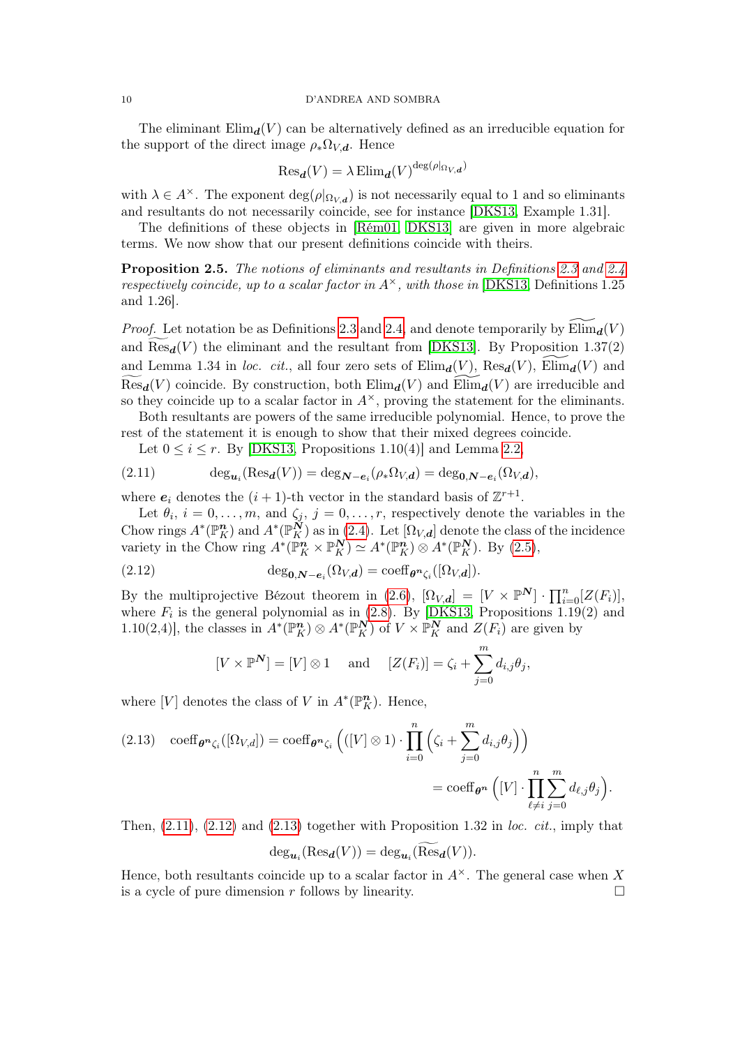The eliminant $\mathrm{Elim}_{\boldsymbol{d}}(V)$ can be alternatively defined as an irreducible equation for the support of the direct image $\rho_*\Omega_{V,\boldsymbol{d}}$. Hence

$$\mathrm{Res}_{\boldsymbol{d}}(V) = \lambda\, \mathrm{Elim}_{\boldsymbol{d}}(V)^{\deg(\rho|_{\Omega_{V,\boldsymbol{d}}})}$$

with $\lambda \in A^\times$. The exponent $\deg(\rho|_{\Omega_{V,\boldsymbol{d}}})$ is not necessarily equal to 1 and so eliminants and resultants do not necessarily coincide, see for instance [DKS13, Example 1.31].

The definitions of these objects in [Rém01, DKS13] are given in more algebraic terms. We now show that our present definitions coincide with theirs.

**Proposition 2.5.** *The notions of eliminants and resultants in Definitions 2.3 and 2.4 respectively coincide, up to a scalar factor in $A^\times$, with those in* [DKS13, Definitions 1.25 and 1.26].

*Proof.* Let notation be as Definitions 2.3 and 2.4, and denote temporarily by $\widetilde{\mathrm{Elim}}_{\boldsymbol{d}}(V)$ and $\widetilde{\mathrm{Res}}_{\boldsymbol{d}}(V)$ the eliminant and the resultant from [DKS13]. By Proposition 1.37(2) and Lemma 1.34 in *loc. cit.*, all four zero sets of $\mathrm{Elim}_{\boldsymbol{d}}(V)$, $\mathrm{Res}_{\boldsymbol{d}}(V)$, $\widetilde{\mathrm{Elim}}_{\boldsymbol{d}}(V)$ and $\widetilde{\mathrm{Res}}_{\boldsymbol{d}}(V)$ coincide. By construction, both $\mathrm{Elim}_{\boldsymbol{d}}(V)$ and $\widetilde{\mathrm{Elim}}_{\boldsymbol{d}}(V)$ are irreducible and so they coincide up to a scalar factor in $A^\times$, proving the statement for the eliminants.

Both resultants are powers of the same irreducible polynomial. Hence, to prove the rest of the statement it is enough to show that their mixed degrees coincide.

Let $0 \le i \le r$. By [DKS13, Propositions 1.10(4)] and Lemma 2.2,

$$\deg_{\boldsymbol{u}_i}(\mathrm{Res}_{\boldsymbol{d}}(V)) = \deg_{\boldsymbol{N}-\boldsymbol{e}_i}(\rho_*\Omega_{V,\boldsymbol{d}}) = \deg_{\boldsymbol{0},\boldsymbol{N}-\boldsymbol{e}_i}(\Omega_{V,\boldsymbol{d}}), \tag{2.11}$$

where $\boldsymbol{e}_i$ denotes the $(i+1)$-th vector in the standard basis of $\mathbb{Z}^{r+1}$.

Let $\theta_i$, $i = 0,\dots,m$, and $\zeta_j$, $j = 0,\dots,r$, respectively denote the variables in the Chow rings $A^*(\mathbb{P}^{\boldsymbol{n}}_K)$ and $A^*(\mathbb{P}^{\boldsymbol{N}}_K)$ as in (2.4). Let $[\Omega_{V,\boldsymbol{d}}]$ denote the class of the incidence variety in the Chow ring $A^*(\mathbb{P}^{\boldsymbol{n}}_K \times \mathbb{P}^{\boldsymbol{N}}_K) \simeq A^*(\mathbb{P}^{\boldsymbol{n}}_K) \otimes A^*(\mathbb{P}^{\boldsymbol{N}}_K)$. By (2.5),

$$\deg_{\boldsymbol{0},\boldsymbol{N}-\boldsymbol{e}_i}(\Omega_{V,\boldsymbol{d}}) = \mathrm{coeff}_{\boldsymbol{\theta}^{\boldsymbol{n}}\zeta_i}([\Omega_{V,\boldsymbol{d}}]). \tag{2.12}$$

By the multiprojective Bézout theorem in (2.6), $[\Omega_{V,\boldsymbol{d}}] = [V \times \mathbb{P}^{\boldsymbol{N}}] \cdot \prod_{i=0}^n [Z(F_i)]$, where $F_i$ is the general polynomial as in (2.8). By [DKS13, Propositions 1.19(2) and 1.10(2,4)], the classes in $A^*(\mathbb{P}^{\boldsymbol{n}}_K) \otimes A^*(\mathbb{P}^{\boldsymbol{N}}_K)$ of $V \times \mathbb{P}^{\boldsymbol{N}}_K$ and $Z(F_i)$ are given by

$$[V \times \mathbb{P}^{\boldsymbol{N}}] = [V] \otimes 1 \quad \text{ and } \quad [Z(F_i)] = \zeta_i + \sum_{j=0}^m d_{i,j}\theta_j,$$

where $[V]$ denotes the class of $V$ in $A^*(\mathbb{P}^{\boldsymbol{n}}_K)$. Hence,

$$\begin{aligned} \mathrm{coeff}_{\boldsymbol{\theta}^{\boldsymbol{n}}\zeta_i}([\Omega_{V,d}]) &= \mathrm{coeff}_{\boldsymbol{\theta}^{\boldsymbol{n}}\zeta_i}\Big(([V] \otimes 1) \cdot \prod_{i=0}^n \Big(\zeta_i + \sum_{j=0}^m d_{i,j}\theta_j\Big)\Big) \\ &= \mathrm{coeff}_{\boldsymbol{\theta}^{\boldsymbol{n}}}\Big([V] \cdot \prod_{\ell \ne i}^n \sum_{j=0}^m d_{\ell,j}\theta_j\Big). \end{aligned} \tag{2.13}$$

Then, (2.11), (2.12) and (2.13) together with Proposition 1.32 in *loc. cit.*, imply that

$$\deg_{\boldsymbol{u}_i}(\mathrm{Res}_{\boldsymbol{d}}(V)) = \deg_{\boldsymbol{u}_i}(\widetilde{\mathrm{Res}}_{\boldsymbol{d}}(V)).$$

Hence, both resultants coincide up to a scalar factor in $A^\times$. The general case when $X$ is a cycle of pure dimension $r$ follows by linearity. $\square$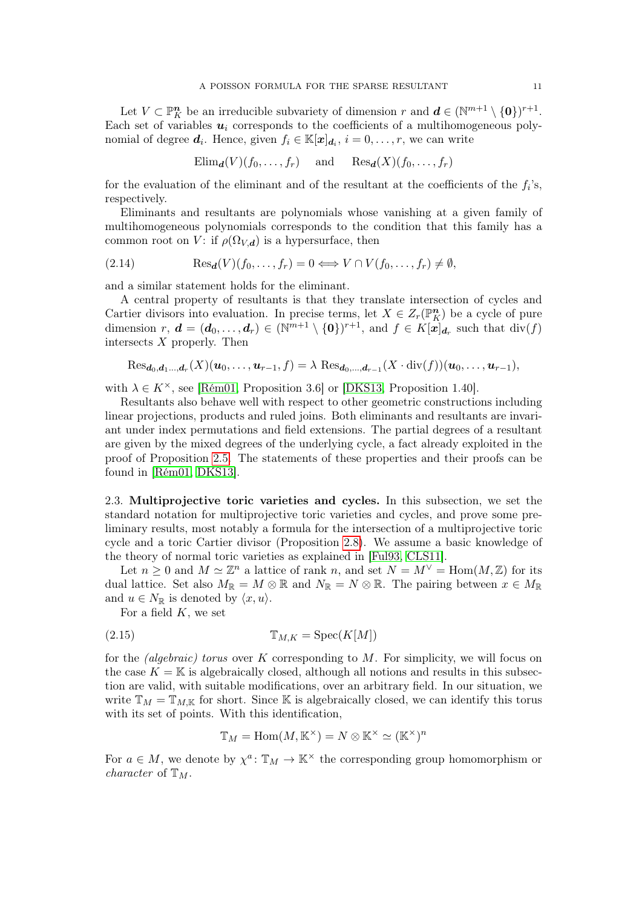Let $V \subset \mathbb{P}^{\boldsymbol{n}}_K$ be an irreducible subvariety of dimension $r$ and $\boldsymbol{d} \in (\mathbb{N}^{m+1} \setminus \{\boldsymbol{0}\})^{r+1}$. Each set of variables $\boldsymbol{u}_i$ corresponds to the coefficients of a multihomogeneous polynomial of degree $\boldsymbol{d}_i$. Hence, given $f_i \in \mathbb{K}[\boldsymbol{x}]_{\boldsymbol{d}_i}$, $i = 0, \dots, r$, we can write

$$\mathrm{Elim}_{\boldsymbol{d}}(V)(f_0, \dots, f_r) \quad \text{and} \quad \mathrm{Res}_{\boldsymbol{d}}(X)(f_0, \dots, f_r)$$

for the evaluation of the eliminant and of the resultant at the coefficients of the $f_i$'s, respectively.

Eliminants and resultants are polynomials whose vanishing at a given family of multihomogeneous polynomials corresponds to the condition that this family has a common root on $V$: if $\rho(\Omega_{V,\boldsymbol{d}})$ is a hypersurface, then

$$\mathrm{Res}_{\boldsymbol{d}}(V)(f_0, \dots, f_r) = 0 \Longleftrightarrow V \cap V(f_0, \dots, f_r) \neq \emptyset, \tag{2.14}$$

and a similar statement holds for the eliminant.

A central property of resultants is that they translate intersection of cycles and Cartier divisors into evaluation. In precise terms, let $X \in Z_r(\mathbb{P}^{\boldsymbol{n}}_K)$ be a cycle of pure dimension $r$, $\boldsymbol{d} = (\boldsymbol{d}_0, \dots, \boldsymbol{d}_r) \in (\mathbb{N}^{m+1} \setminus \{\boldsymbol{0}\})^{r+1}$, and $f \in K[\boldsymbol{x}]_{\boldsymbol{d}_r}$ such that $\mathrm{div}(f)$ intersects $X$ properly. Then

$$\mathrm{Res}_{\boldsymbol{d}_0, \boldsymbol{d}_1 \dots, \boldsymbol{d}_r}(X)(\boldsymbol{u}_0, \dots, \boldsymbol{u}_{r-1}, f) = \lambda \; \mathrm{Res}_{\boldsymbol{d}_0, \dots, \boldsymbol{d}_{r-1}}(X \cdot \mathrm{div}(f))(\boldsymbol{u}_0, \dots, \boldsymbol{u}_{r-1}),$$

with $\lambda \in K^\times$, see [Rém01, Proposition 3.6] or [DKS13, Proposition 1.40].

Resultants also behave well with respect to other geometric constructions including linear projections, products and ruled joins. Both eliminants and resultants are invariant under index permutations and field extensions. The partial degrees of a resultant are given by the mixed degrees of the underlying cycle, a fact already exploited in the proof of Proposition 2.5. The statements of these properties and their proofs can be found in [Rém01, DKS13].

2.3. **Multiprojective toric varieties and cycles.** In this subsection, we set the standard notation for multiprojective toric varieties and cycles, and prove some preliminary results, most notably a formula for the intersection of a multiprojective toric cycle and a toric Cartier divisor (Proposition 2.8). We assume a basic knowledge of the theory of normal toric varieties as explained in [Ful93, CLS11].

Let $n \geq 0$ and $M \simeq \mathbb{Z}^n$ a lattice of rank $n$, and set $N = M^\vee = \mathrm{Hom}(M, \mathbb{Z})$ for its dual lattice. Set also $M_\mathbb{R} = M \otimes \mathbb{R}$ and $N_\mathbb{R} = N \otimes \mathbb{R}$. The pairing between $x \in M_\mathbb{R}$ and $u \in N_\mathbb{R}$ is denoted by $\langle x, u \rangle$.

For a field $K$, we set

$$\mathbb{T}_{M,K} = \mathrm{Spec}(K[M]) \tag{2.15}$$

for the *(algebraic) torus* over $K$ corresponding to $M$. For simplicity, we will focus on the case $K = \mathbb{K}$ is algebraically closed, although all notions and results in this subsection are valid, with suitable modifications, over an arbitrary field. In our situation, we write $\mathbb{T}_M = \mathbb{T}_{M,\mathbb{K}}$ for short. Since $\mathbb{K}$ is algebraically closed, we can identify this torus with its set of points. With this identification,

$$\mathbb{T}_M = \mathrm{Hom}(M, \mathbb{K}^\times) = N \otimes \mathbb{K}^\times \simeq (\mathbb{K}^\times)^n$$

For $a \in M$, we denote by $\chi^a \colon \mathbb{T}_M \to \mathbb{K}^\times$ the corresponding group homomorphism or *character* of $\mathbb{T}_M$.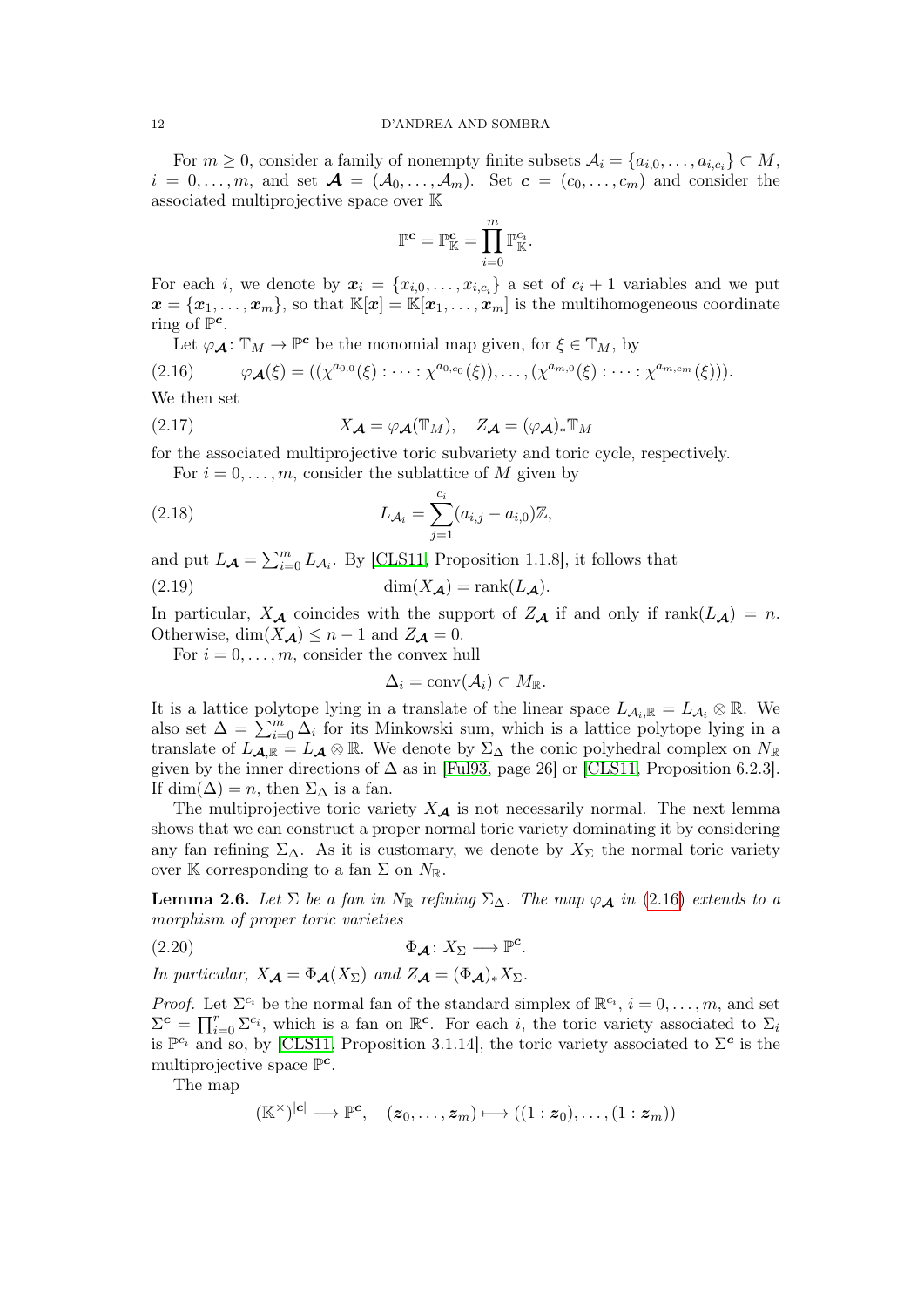For $m \geq 0$, consider a family of nonempty finite subsets $\mathcal{A}_i = \{a_{i,0}, \dots, a_{i,c_i}\} \subset M$, $i = 0, \dots, m$, and set $\boldsymbol{\mathcal{A}} = (\mathcal{A}_0, \dots, \mathcal{A}_m)$. Set $\boldsymbol{c} = (c_0, \dots, c_m)$ and consider the associated multiprojective space over $\mathbb{K}$

$$\mathbb{P}^{\boldsymbol{c}} = \mathbb{P}^{\boldsymbol{c}}_{\mathbb{K}} = \prod_{i=0}^{m} \mathbb{P}^{c_i}_{\mathbb{K}}.$$

For each $i$, we denote by $\boldsymbol{x}_i = \{x_{i,0}, \dots, x_{i,c_i}\}$ a set of $c_i + 1$ variables and we put $\boldsymbol{x} = \{\boldsymbol{x}_1, \dots, \boldsymbol{x}_m\}$, so that $\mathbb{K}[\boldsymbol{x}] = \mathbb{K}[\boldsymbol{x}_1, \dots, \boldsymbol{x}_m]$ is the multihomogeneous coordinate ring of $\mathbb{P}^{\boldsymbol{c}}$.

Let $\varphi_{\boldsymbol{\mathcal{A}}} \colon \mathbb{T}_M \to \mathbb{P}^{\boldsymbol{c}}$ be the monomial map given, for $\xi \in \mathbb{T}_M$, by

$$\varphi_{\boldsymbol{\mathcal{A}}}(\xi) = ((\chi^{a_{0,0}}(\xi) : \dots : \chi^{a_{0,c_0}}(\xi)), \dots, (\chi^{a_{m,0}}(\xi) : \dots : \chi^{a_{m,c_m}}(\xi))). \tag{2.16}$$

We then set

$$X_{\boldsymbol{\mathcal{A}}} = \overline{\varphi_{\boldsymbol{\mathcal{A}}}(\mathbb{T}_M)}, \quad Z_{\boldsymbol{\mathcal{A}}} = (\varphi_{\boldsymbol{\mathcal{A}}})_* \mathbb{T}_M \tag{2.17}$$

for the associated multiprojective toric subvariety and toric cycle, respectively.

For $i = 0, \dots, m$, consider the sublattice of $M$ given by

$$L_{\mathcal{A}_i} = \sum_{j=1}^{c_i} (a_{i,j} - a_{i,0})\mathbb{Z}, \tag{2.18}$$

and put $L_{\boldsymbol{\mathcal{A}}} = \sum_{i=0}^{m} L_{\mathcal{A}_i}$. By [CLS11, Proposition 1.1.8], it follows that

$$\dim(X_{\boldsymbol{\mathcal{A}}}) = \operatorname{rank}(L_{\boldsymbol{\mathcal{A}}}). \tag{2.19}$$

In particular, $X_{\boldsymbol{\mathcal{A}}}$ coincides with the support of $Z_{\boldsymbol{\mathcal{A}}}$ if and only if $\operatorname{rank}(L_{\boldsymbol{\mathcal{A}}}) = n$. Otherwise, $\dim(X_{\boldsymbol{\mathcal{A}}}) \leq n - 1$ and $Z_{\boldsymbol{\mathcal{A}}} = 0$.

For $i = 0, \dots, m$, consider the convex hull

$$\Delta_i = \operatorname{conv}(\mathcal{A}_i) \subset M_{\mathbb{R}}.$$

It is a lattice polytope lying in a translate of the linear space $L_{\mathcal{A}_i,\mathbb{R}} = L_{\mathcal{A}_i} \otimes \mathbb{R}$. We also set $\Delta = \sum_{i=0}^{m} \Delta_i$ for its Minkowski sum, which is a lattice polytope lying in a translate of $L_{\boldsymbol{\mathcal{A}},\mathbb{R}} = L_{\boldsymbol{\mathcal{A}}} \otimes \mathbb{R}$. We denote by $\Sigma_\Delta$ the conic polyhedral complex on $N_{\mathbb{R}}$ given by the inner directions of $\Delta$ as in [Ful93, page 26] or [CLS11, Proposition 6.2.3]. If $\dim(\Delta) = n$, then $\Sigma_\Delta$ is a fan.

The multiprojective toric variety $X_{\boldsymbol{\mathcal{A}}}$ is not necessarily normal. The next lemma shows that we can construct a proper normal toric variety dominating it by considering any fan refining $\Sigma_\Delta$. As it is customary, we denote by $X_\Sigma$ the normal toric variety over $\mathbb{K}$ corresponding to a fan $\Sigma$ on $N_{\mathbb{R}}$.

**Lemma 2.6.** *Let $\Sigma$ be a fan in $N_{\mathbb{R}}$ refining $\Sigma_\Delta$. The map $\varphi_{\boldsymbol{\mathcal{A}}}$ in (2.16) extends to a morphism of proper toric varieties*

$$\Phi_{\boldsymbol{\mathcal{A}}} \colon X_\Sigma \longrightarrow \mathbb{P}^{\boldsymbol{c}}. \tag{2.20}$$

*In particular, $X_{\boldsymbol{\mathcal{A}}} = \Phi_{\boldsymbol{\mathcal{A}}}(X_\Sigma)$ and $Z_{\boldsymbol{\mathcal{A}}} = (\Phi_{\boldsymbol{\mathcal{A}}})_* X_\Sigma$.*

*Proof.* Let $\Sigma^{c_i}$ be the normal fan of the standard simplex of $\mathbb{R}^{c_i}$, $i = 0, \dots, m$, and set $\Sigma^{\boldsymbol{c}} = \prod_{i=0}^{r} \Sigma^{c_i}$, which is a fan on $\mathbb{R}^{\boldsymbol{c}}$. For each $i$, the toric variety associated to $\Sigma_i$ is $\mathbb{P}^{c_i}$ and so, by [CLS11, Proposition 3.1.14], the toric variety associated to $\Sigma^{\boldsymbol{c}}$ is the multiprojective space $\mathbb{P}^{\boldsymbol{c}}$.

The map

$$(\mathbb{K}^\times)^{|\boldsymbol{c}|} \longrightarrow \mathbb{P}^{\boldsymbol{c}}, \quad (\boldsymbol{z}_0, \dots, \boldsymbol{z}_m) \longmapsto ((1 : \boldsymbol{z}_0), \dots, (1 : \boldsymbol{z}_m))$$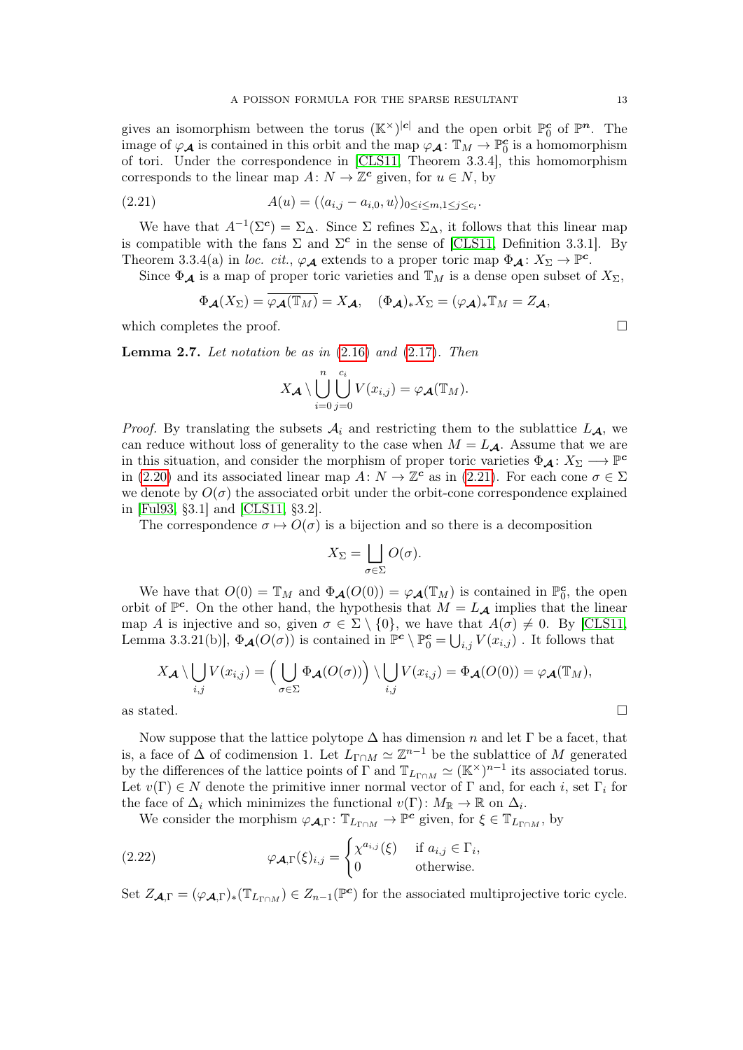gives an isomorphism between the torus $(\mathbb{K}^\times)^{|\boldsymbol{c}|}$ and the open orbit $\mathbb{P}_0^{\boldsymbol{c}}$ of $\mathbb{P}^{\boldsymbol{n}}$. The image of $\varphi_{\boldsymbol{\mathcal{A}}}$ is contained in this orbit and the map $\varphi_{\boldsymbol{\mathcal{A}}}\colon \mathbb{T}_M \to \mathbb{P}_0^{\boldsymbol{c}}$ is a homomorphism of tori. Under the correspondence in [CLS11, Theorem 3.3.4], this homomorphism corresponds to the linear map $A\colon N \to \mathbb{Z}^{\boldsymbol{c}}$ given, for $u \in N$, by

$$A(u) = (\langle a_{i,j} - a_{i,0}, u\rangle)_{0\le i\le m, 1\le j\le c_i}. \tag{2.21}$$

We have that $A^{-1}(\Sigma^{\boldsymbol{c}}) = \Sigma_\Delta$. Since $\Sigma$ refines $\Sigma_\Delta$, it follows that this linear map is compatible with the fans $\Sigma$ and $\Sigma^{\boldsymbol{c}}$ in the sense of [CLS11, Definition 3.3.1]. By Theorem 3.3.4(a) in *loc. cit.*, $\varphi_{\boldsymbol{\mathcal{A}}}$ extends to a proper toric map $\Phi_{\boldsymbol{\mathcal{A}}}\colon X_\Sigma \to \mathbb{P}^{\boldsymbol{c}}$.

Since $\Phi_{\boldsymbol{\mathcal{A}}}$ is a map of proper toric varieties and $\mathbb{T}_M$ is a dense open subset of $X_\Sigma$,

$$\Phi_{\boldsymbol{\mathcal{A}}}(X_\Sigma) = \overline{\varphi_{\boldsymbol{\mathcal{A}}}(\mathbb{T}_M)} = X_{\boldsymbol{\mathcal{A}}}, \quad (\Phi_{\boldsymbol{\mathcal{A}}})_* X_\Sigma = (\varphi_{\boldsymbol{\mathcal{A}}})_*\mathbb{T}_M = Z_{\boldsymbol{\mathcal{A}}},$$

which completes the proof. □

**Lemma 2.7.** *Let notation be as in (2.16) and (2.17). Then*

$$X_{\boldsymbol{\mathcal{A}}} \setminus \bigcup_{i=0}^{n}\bigcup_{j=0}^{c_i} V(x_{i,j}) = \varphi_{\boldsymbol{\mathcal{A}}}(\mathbb{T}_M).$$

*Proof.* By translating the subsets $\mathcal{A}_i$ and restricting them to the sublattice $L_{\boldsymbol{\mathcal{A}}}$, we can reduce without loss of generality to the case when $M = L_{\boldsymbol{\mathcal{A}}}$. Assume that we are in this situation, and consider the morphism of proper toric varieties $\Phi_{\boldsymbol{\mathcal{A}}}\colon X_\Sigma \longrightarrow \mathbb{P}^{\boldsymbol{c}}$ in (2.20) and its associated linear map $A\colon N \to \mathbb{Z}^{\boldsymbol{c}}$ as in (2.21). For each cone $\sigma \in \Sigma$ we denote by $O(\sigma)$ the associated orbit under the orbit-cone correspondence explained in [Ful93, §3.1] and [CLS11, §3.2].

The correspondence $\sigma \mapsto O(\sigma)$ is a bijection and so there is a decomposition

$$X_\Sigma = \bigsqcup_{\sigma\in\Sigma} O(\sigma).$$

We have that $O(0) = \mathbb{T}_M$ and $\Phi_{\boldsymbol{\mathcal{A}}}(O(0)) = \varphi_{\boldsymbol{\mathcal{A}}}(\mathbb{T}_M)$ is contained in $\mathbb{P}_0^{\boldsymbol{c}}$, the open orbit of $\mathbb{P}^{\boldsymbol{c}}$. On the other hand, the hypothesis that $M = L_{\boldsymbol{\mathcal{A}}}$ implies that the linear map $A$ is injective and so, given $\sigma \in \Sigma \setminus \{0\}$, we have that $A(\sigma) \neq 0$. By [CLS11, Lemma 3.3.21(b)], $\Phi_{\boldsymbol{\mathcal{A}}}(O(\sigma))$ is contained in $\mathbb{P}^{\boldsymbol{c}} \setminus \mathbb{P}_0^{\boldsymbol{c}} = \bigcup_{i,j} V(x_{i,j})$ . It follows that

$$X_{\boldsymbol{\mathcal{A}}} \setminus \bigcup_{i,j} V(x_{i,j}) = \Big(\bigcup_{\sigma\in\Sigma}\Phi_{\boldsymbol{\mathcal{A}}}(O(\sigma))\Big) \setminus \bigcup_{i,j} V(x_{i,j}) = \Phi_{\boldsymbol{\mathcal{A}}}(O(0)) = \varphi_{\boldsymbol{\mathcal{A}}}(\mathbb{T}_M),$$

as stated. □

Now suppose that the lattice polytope $\Delta$ has dimension $n$ and let $\Gamma$ be a facet, that is, a face of $\Delta$ of codimension 1. Let $L_{\Gamma\cap M} \simeq \mathbb{Z}^{n-1}$ be the sublattice of $M$ generated by the differences of the lattice points of $\Gamma$ and $\mathbb{T}_{L_{\Gamma\cap M}} \simeq (\mathbb{K}^\times)^{n-1}$ its associated torus. Let $v(\Gamma) \in N$ denote the primitive inner normal vector of $\Gamma$ and, for each $i$, set $\Gamma_i$ for the face of $\Delta_i$ which minimizes the functional $v(\Gamma)\colon M_\mathbb{R} \to \mathbb{R}$ on $\Delta_i$.

We consider the morphism $\varphi_{\boldsymbol{\mathcal{A}},\Gamma}\colon \mathbb{T}_{L_{\Gamma\cap M}} \to \mathbb{P}^{\boldsymbol{c}}$ given, for $\xi \in \mathbb{T}_{L_{\Gamma\cap M}}$, by

$$\varphi_{\boldsymbol{\mathcal{A}},\Gamma}(\xi)_{i,j} = \begin{cases} \chi^{a_{i,j}}(\xi) & \text{if } a_{i,j} \in \Gamma_i, \\ 0 & \text{otherwise.}\end{cases} \tag{2.22}$$

Set $Z_{\boldsymbol{\mathcal{A}},\Gamma} = (\varphi_{\boldsymbol{\mathcal{A}},\Gamma})_*(\mathbb{T}_{L_{\Gamma\cap M}}) \in Z_{n-1}(\mathbb{P}^{\boldsymbol{c}})$ for the associated multiprojective toric cycle.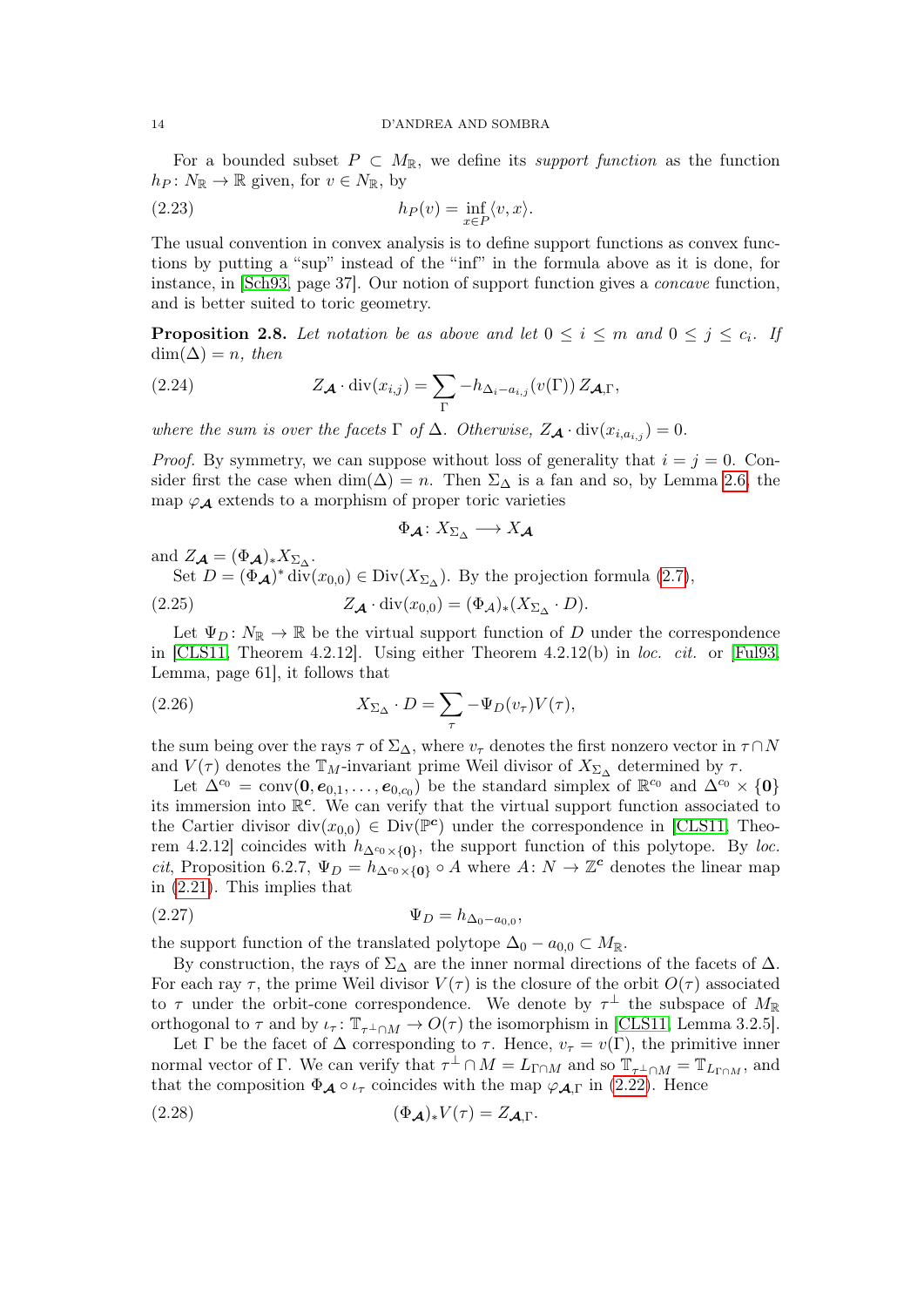For a bounded subset $P \subset M_{\mathbb{R}}$, we define its *support function* as the function $h_P\colon N_{\mathbb{R}} \to \mathbb{R}$ given, for $v \in N_{\mathbb{R}}$, by

$$h_P(v) = \inf_{x \in P} \langle v, x \rangle. \tag{2.23}$$

The usual convention in convex analysis is to define support functions as convex functions by putting a "sup" instead of the "inf" in the formula above as it is done, for instance, in [Sch93, page 37]. Our notion of support function gives a *concave* function, and is better suited to toric geometry.

**Proposition 2.8.** *Let notation be as above and let $0 \le i \le m$ and $0 \le j \le c_i$. If $\dim(\Delta) = n$, then*

$$Z_{\boldsymbol{\mathcal{A}}} \cdot \operatorname{div}(x_{i,j}) = \sum_{\Gamma} -h_{\Delta_i - a_{i,j}}(v(\Gamma))\, Z_{\boldsymbol{\mathcal{A}},\Gamma}, \tag{2.24}$$

*where the sum is over the facets $\Gamma$ of $\Delta$. Otherwise, $Z_{\boldsymbol{\mathcal{A}}} \cdot \operatorname{div}(x_{i,a_{i,j}}) = 0$.*

*Proof.* By symmetry, we can suppose without loss of generality that $i = j = 0$. Consider first the case when $\dim(\Delta) = n$. Then $\Sigma_\Delta$ is a fan and so, by Lemma 2.6, the map $\varphi_{\boldsymbol{\mathcal{A}}}$ extends to a morphism of proper toric varieties

$$\Phi_{\boldsymbol{\mathcal{A}}}\colon X_{\Sigma_\Delta} \longrightarrow X_{\boldsymbol{\mathcal{A}}}$$

and $Z_{\boldsymbol{\mathcal{A}}} = (\Phi_{\boldsymbol{\mathcal{A}}})_* X_{\Sigma_\Delta}$.

Set $D = (\Phi_{\boldsymbol{\mathcal{A}}})^* \operatorname{div}(x_{0,0}) \in \operatorname{Div}(X_{\Sigma_\Delta})$. By the projection formula (2.7),

$$Z_{\boldsymbol{\mathcal{A}}} \cdot \operatorname{div}(x_{0,0}) = (\Phi_{\mathcal{A}})_*(X_{\Sigma_\Delta} \cdot D). \tag{2.25}$$

Let $\Psi_D\colon N_{\mathbb{R}} \to \mathbb{R}$ be the virtual support function of $D$ under the correspondence in [CLS11, Theorem 4.2.12]. Using either Theorem 4.2.12(b) in *loc. cit.* or [Ful93, Lemma, page 61], it follows that

$$X_{\Sigma_\Delta} \cdot D = \sum_{\tau} -\Psi_D(v_\tau) V(\tau), \tag{2.26}$$

the sum being over the rays $\tau$ of $\Sigma_\Delta$, where $v_\tau$ denotes the first nonzero vector in $\tau \cap N$ and $V(\tau)$ denotes the $\mathbb{T}_M$-invariant prime Weil divisor of $X_{\Sigma_\Delta}$ determined by $\tau$.

Let $\Delta^{c_0} = \operatorname{conv}(\boldsymbol{0}, \boldsymbol{e}_{0,1}, \dots, \boldsymbol{e}_{0,c_0})$ be the standard simplex of $\mathbb{R}^{c_0}$ and $\Delta^{c_0} \times \{\boldsymbol{0}\}$ its immersion into $\mathbb{R}^{\boldsymbol{c}}$. We can verify that the virtual support function associated to the Cartier divisor $\operatorname{div}(x_{0,0}) \in \operatorname{Div}(\mathbb{P}^{\boldsymbol{c}})$ under the correspondence in [CLS11, Theorem 4.2.12] coincides with $h_{\Delta^{c_0} \times \{\boldsymbol{0}\}}$, the support function of this polytope. By *loc. cit*, Proposition 6.2.7, $\Psi_D = h_{\Delta^{c_0} \times \{\boldsymbol{0}\}} \circ A$ where $A\colon N \to \mathbb{Z}^{\boldsymbol{c}}$ denotes the linear map in (2.21). This implies that

$$\Psi_D = h_{\Delta_0 - a_{0,0}}, \tag{2.27}$$

the support function of the translated polytope $\Delta_0 - a_{0,0} \subset M_{\mathbb{R}}$.

By construction, the rays of $\Sigma_\Delta$ are the inner normal directions of the facets of $\Delta$. For each ray $\tau$, the prime Weil divisor $V(\tau)$ is the closure of the orbit $O(\tau)$ associated to $\tau$ under the orbit-cone correspondence. We denote by $\tau^\perp$ the subspace of $M_{\mathbb{R}}$ orthogonal to $\tau$ and by $\iota_\tau\colon \mathbb{T}_{\tau^\perp \cap M} \to O(\tau)$ the isomorphism in [CLS11, Lemma 3.2.5].

Let $\Gamma$ be the facet of $\Delta$ corresponding to $\tau$. Hence, $v_\tau = v(\Gamma)$, the primitive inner normal vector of $\Gamma$. We can verify that $\tau^\perp \cap M = L_{\Gamma \cap M}$ and so $\mathbb{T}_{\tau^\perp \cap M} = \mathbb{T}_{L_{\Gamma \cap M}}$, and that the composition $\Phi_{\boldsymbol{\mathcal{A}}} \circ \iota_\tau$ coincides with the map $\varphi_{\boldsymbol{\mathcal{A}},\Gamma}$ in (2.22). Hence

$$(\Phi_{\boldsymbol{\mathcal{A}}})_* V(\tau) = Z_{\boldsymbol{\mathcal{A}},\Gamma}. \tag{2.28}$$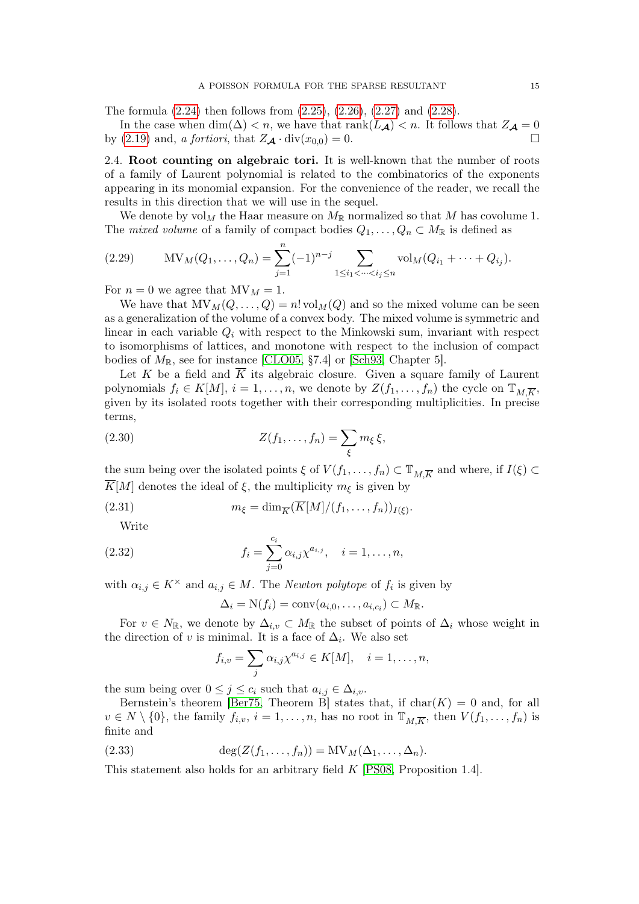The formula (2.24) then follows from (2.25), (2.26), (2.27) and (2.28).

In the case when $\dim(\Delta) < n$, we have that $\operatorname{rank}(L_{\boldsymbol{\mathcal{A}}}) < n$. It follows that $Z_{\boldsymbol{\mathcal{A}}} = 0$ by (2.19) and, *a fortiori*, that $Z_{\boldsymbol{\mathcal{A}}} \cdot \operatorname{div}(x_{0,0}) = 0$. □

## 2.4. Root counting on algebraic tori.

It is well-known that the number of roots of a family of Laurent polynomial is related to the combinatorics of the exponents appearing in its monomial expansion. For the convenience of the reader, we recall the results in this direction that we will use in the sequel.

We denote by $\operatorname{vol}_M$ the Haar measure on $M_{\mathbb{R}}$ normalized so that $M$ has covolume 1. The *mixed volume* of a family of compact bodies $Q_1, \dots, Q_n \subset M_{\mathbb{R}}$ is defined as

$$\operatorname{MV}_M(Q_1, \dots, Q_n) = \sum_{j=1}^{n} (-1)^{n-j} \sum_{1 \le i_1 < \cdots < i_j \le n} \operatorname{vol}_M(Q_{i_1} + \cdots + Q_{i_j}). \tag{2.29}$$

For $n = 0$ we agree that $\operatorname{MV}_M = 1$.

We have that $\operatorname{MV}_M(Q, \dots, Q) = n! \operatorname{vol}_M(Q)$ and so the mixed volume can be seen as a generalization of the volume of a convex body. The mixed volume is symmetric and linear in each variable $Q_i$ with respect to the Minkowski sum, invariant with respect to isomorphisms of lattices, and monotone with respect to the inclusion of compact bodies of $M_{\mathbb{R}}$, see for instance [CLO05, §7.4] or [Sch93, Chapter 5].

Let $K$ be a field and $\overline{K}$ its algebraic closure. Given a square family of Laurent polynomials $f_i \in K[M]$, $i = 1, \dots, n$, we denote by $Z(f_1, \dots, f_n)$ the cycle on $\mathbb{T}_{M,\overline{K}}$, given by its isolated roots together with their corresponding multiplicities. In precise terms,

$$Z(f_1, \dots, f_n) = \sum_{\xi} m_{\xi}\, \xi, \tag{2.30}$$

the sum being over the isolated points $\xi$ of $V(f_1, \dots, f_n) \subset \mathbb{T}_{M,\overline{K}}$ and where, if $I(\xi) \subset \overline{K}[M]$ denotes the ideal of $\xi$, the multiplicity $m_{\xi}$ is given by

$$m_{\xi} = \dim_{\overline{K}}(\overline{K}[M]/(f_1, \dots, f_n))_{I(\xi)}. \tag{2.31}$$

Write

$$f_i = \sum_{j=0}^{c_i} \alpha_{i,j} \chi^{a_{i,j}}, \quad i = 1, \dots, n, \tag{2.32}$$

with $\alpha_{i,j} \in K^{\times}$ and $a_{i,j} \in M$. The *Newton polytope* of $f_i$ is given by

$$\Delta_i = \operatorname{N}(f_i) = \operatorname{conv}(a_{i,0}, \dots, a_{i,c_i}) \subset M_{\mathbb{R}}.$$

For $v \in N_{\mathbb{R}}$, we denote by $\Delta_{i,v} \subset M_{\mathbb{R}}$ the subset of points of $\Delta_i$ whose weight in the direction of $v$ is minimal. It is a face of $\Delta_i$. We also set

$$f_{i,v} = \sum_{j} \alpha_{i,j} \chi^{a_{i,j}} \in K[M], \quad i = 1, \dots, n,$$

the sum being over $0 \le j \le c_i$ such that $a_{i,j} \in \Delta_{i,v}$.

Bernstein's theorem [Ber75, Theorem B] states that, if $\operatorname{char}(K) = 0$ and, for all $v \in N \setminus \{0\}$, the family $f_{i,v}$, $i = 1, \dots, n$, has no root in $\mathbb{T}_{M,\overline{K}}$, then $V(f_1, \dots, f_n)$ is finite and

$$\deg(Z(f_1, \dots, f_n)) = \operatorname{MV}_M(\Delta_1, \dots, \Delta_n). \tag{2.33}$$

This statement also holds for an arbitrary field $K$ [PS08, Proposition 1.4].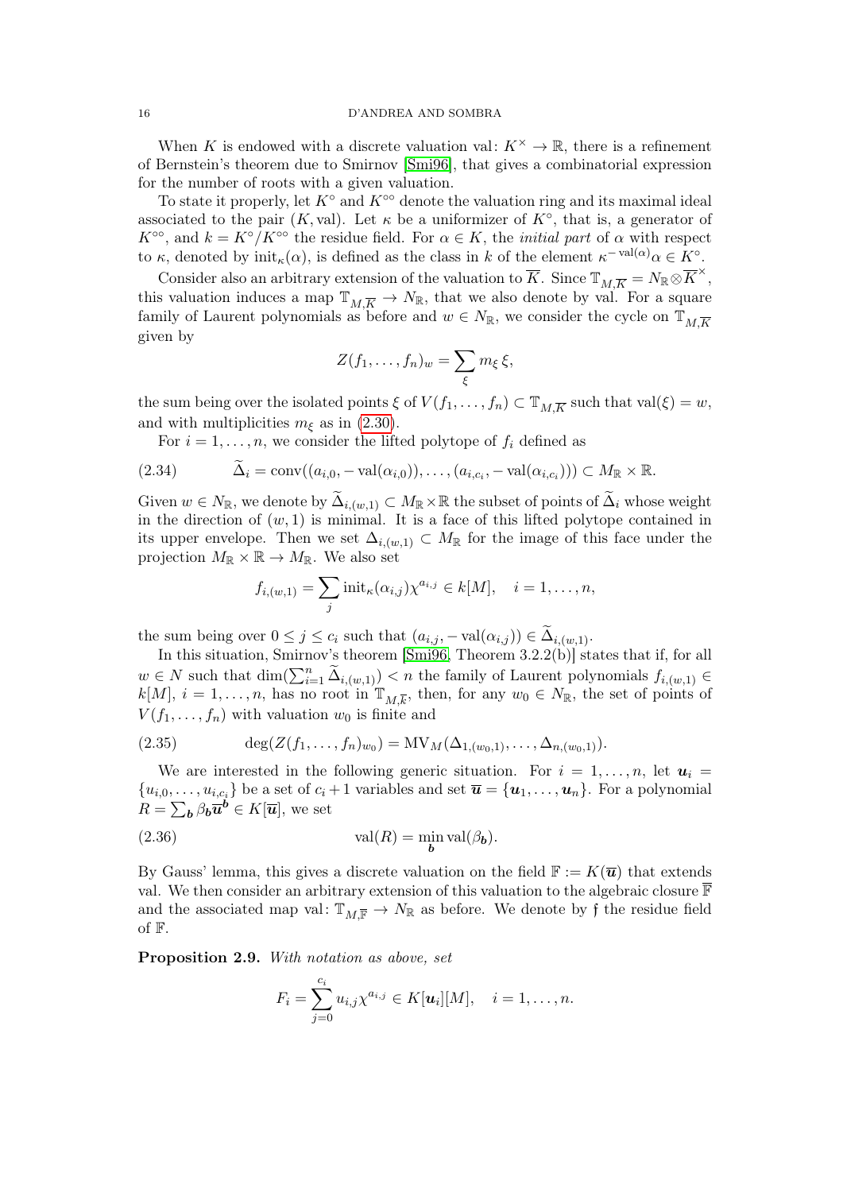When $K$ is endowed with a discrete valuation $\mathrm{val}\colon K^{\times} \to \mathbb{R}$, there is a refinement of Bernstein's theorem due to Smirnov [Smi96], that gives a combinatorial expression for the number of roots with a given valuation.

To state it properly, let $K^{\circ}$ and $K^{\circ\circ}$ denote the valuation ring and its maximal ideal associated to the pair $(K, \mathrm{val})$. Let $\kappa$ be a uniformizer of $K^{\circ}$, that is, a generator of $K^{\circ\circ}$, and $k = K^{\circ}/K^{\circ\circ}$ the residue field. For $\alpha \in K$, the *initial part* of $\alpha$ with respect to $\kappa$, denoted by $\mathrm{init}_{\kappa}(\alpha)$, is defined as the class in $k$ of the element $\kappa^{-\mathrm{val}(\alpha)}\alpha \in K^{\circ}$.

Consider also an arbitrary extension of the valuation to $\overline{K}$. Since $\mathbb{T}_{M,\overline{K}} = N_{\mathbb{R}} \otimes \overline{K}^{\times}$, this valuation induces a map $\mathbb{T}_{M,\overline{K}} \to N_{\mathbb{R}}$, that we also denote by val. For a square family of Laurent polynomials as before and $w \in N_{\mathbb{R}}$, we consider the cycle on $\mathbb{T}_{M,\overline{K}}$ given by

$$Z(f_1, \dots, f_n)_w = \sum_{\xi} m_{\xi}\, \xi,$$

the sum being over the isolated points $\xi$ of $V(f_1, \dots, f_n) \subset \mathbb{T}_{M,\overline{K}}$ such that $\mathrm{val}(\xi) = w$, and with multiplicities $m_{\xi}$ as in (2.30).

For $i = 1, \dots, n$, we consider the lifted polytope of $f_i$ defined as

$$\widetilde{\Delta}_i = \mathrm{conv}((a_{i,0}, -\mathrm{val}(\alpha_{i,0})), \dots, (a_{i,c_i}, -\mathrm{val}(\alpha_{i,c_i}))) \subset M_{\mathbb{R}} \times \mathbb{R}. \tag{2.34}$$

Given $w \in N_{\mathbb{R}}$, we denote by $\widetilde{\Delta}_{i,(w,1)} \subset M_{\mathbb{R}} \times \mathbb{R}$ the subset of points of $\widetilde{\Delta}_i$ whose weight in the direction of $(w, 1)$ is minimal. It is a face of this lifted polytope contained in its upper envelope. Then we set $\Delta_{i,(w,1)} \subset M_{\mathbb{R}}$ for the image of this face under the projection $M_{\mathbb{R}} \times \mathbb{R} \to M_{\mathbb{R}}$. We also set

$$f_{i,(w,1)} = \sum_{j} \mathrm{init}_{\kappa}(\alpha_{i,j})\chi^{a_{i,j}} \in k[M], \quad i = 1, \dots, n,$$

the sum being over $0 \le j \le c_i$ such that $(a_{i,j}, -\mathrm{val}(\alpha_{i,j})) \in \widetilde{\Delta}_{i,(w,1)}$.

In this situation, Smirnov's theorem [Smi96, Theorem 3.2.2(b)] states that if, for all $w \in N$ such that $\dim(\sum_{i=1}^{n} \widetilde{\Delta}_{i,(w,1)}) < n$ the family of Laurent polynomials $f_{i,(w,1)} \in k[M]$, $i = 1, \dots, n$, has no root in $\mathbb{T}_{M,\overline{k}}$, then, for any $w_0 \in N_{\mathbb{R}}$, the set of points of $V(f_1, \dots, f_n)$ with valuation $w_0$ is finite and

$$\deg(Z(f_1, \dots, f_n)_{w_0}) = \mathrm{MV}_M(\Delta_{1,(w_0,1)}, \dots, \Delta_{n,(w_0,1)}). \tag{2.35}$$

We are interested in the following generic situation. For $i = 1, \dots, n$, let $\boldsymbol{u}_i = \{u_{i,0}, \dots, u_{i,c_i}\}$ be a set of $c_i + 1$ variables and set $\overline{\boldsymbol{u}} = \{\boldsymbol{u}_1, \dots, \boldsymbol{u}_n\}$. For a polynomial $R = \sum_{\boldsymbol{b}} \beta_{\boldsymbol{b}} \overline{\boldsymbol{u}}^{\boldsymbol{b}} \in K[\overline{\boldsymbol{u}}]$, we set

$$\mathrm{val}(R) = \min_{\boldsymbol{b}} \mathrm{val}(\beta_{\boldsymbol{b}}). \tag{2.36}$$

By Gauss' lemma, this gives a discrete valuation on the field $\mathbb{F} := K(\overline{\boldsymbol{u}})$ that extends val. We then consider an arbitrary extension of this valuation to the algebraic closure $\overline{\mathbb{F}}$ and the associated map $\mathrm{val}\colon \mathbb{T}_{M,\overline{\mathbb{F}}} \to N_{\mathbb{R}}$ as before. We denote by $\mathfrak{f}$ the residue field of $\mathbb{F}$.

**Proposition 2.9.** *With notation as above, set*

$$F_i = \sum_{j=0}^{c_i} u_{i,j}\chi^{a_{i,j}} \in K[\boldsymbol{u}_i][M], \quad i = 1, \dots, n.$$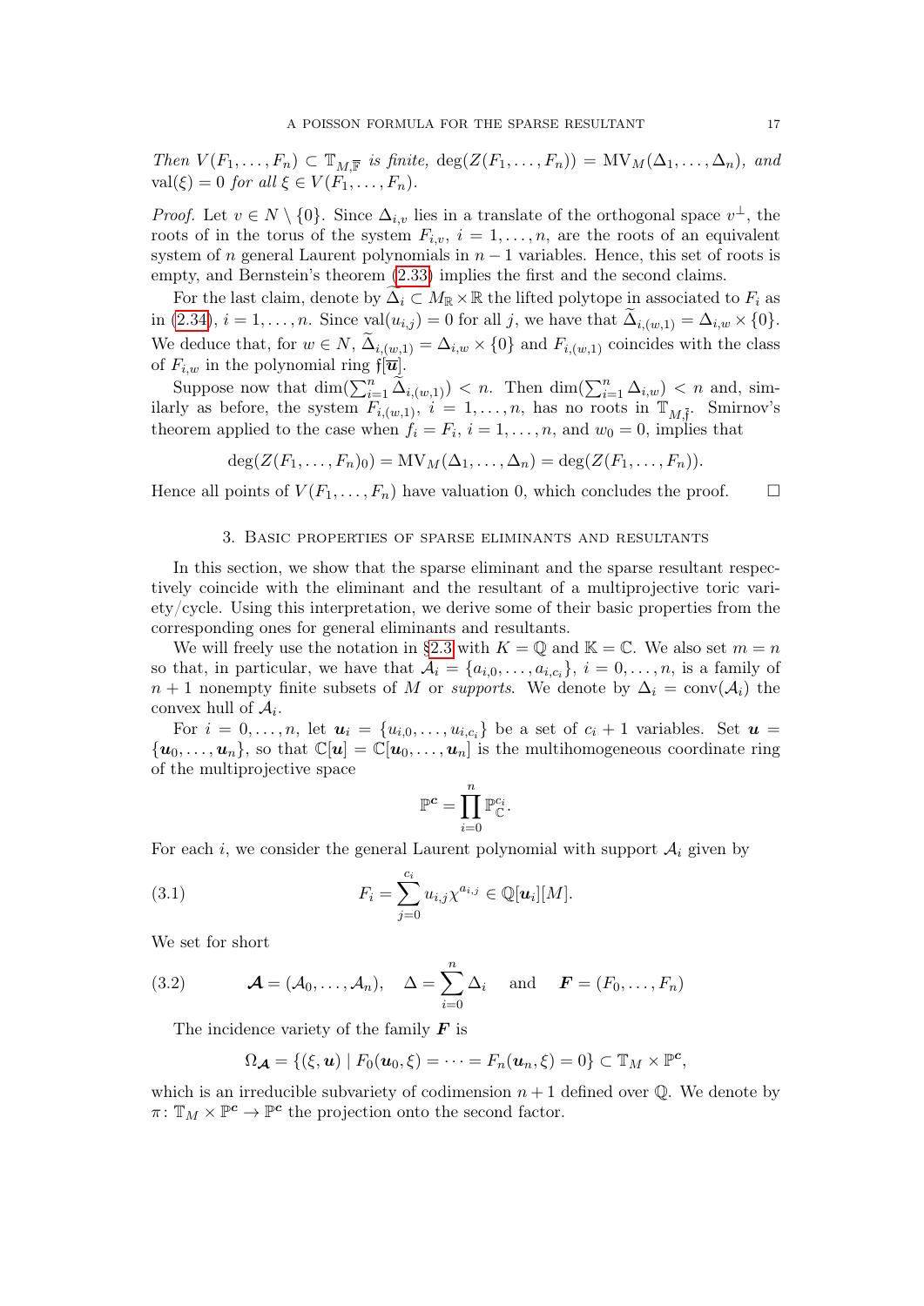*Then* $V(F_1,\dots,F_n)\subset \mathbb{T}_{M,\overline{\mathbb{F}}}$ *is finite,* $\deg(Z(F_1,\dots,F_n)) = \mathrm{MV}_M(\Delta_1,\dots,\Delta_n)$*, and* $\mathrm{val}(\xi)=0$ *for all* $\xi\in V(F_1,\dots,F_n)$.

*Proof.* Let $v\in N\setminus\{0\}$. Since $\Delta_{i,v}$ lies in a translate of the orthogonal space $v^\perp$, the roots of in the torus of the system $F_{i,v}$, $i=1,\dots,n$, are the roots of an equivalent system of $n$ general Laurent polynomials in $n-1$ variables. Hence, this set of roots is empty, and Bernstein's theorem (2.33) implies the first and the second claims.

For the last claim, denote by $\widetilde{\Delta}_i\subset M_{\mathbb{R}}\times\mathbb{R}$ the lifted polytope in associated to $F_i$ as in (2.34), $i=1,\dots,n$. Since $\mathrm{val}(u_{i,j})=0$ for all $j$, we have that $\widetilde{\Delta}_{i,(w,1)}=\Delta_{i,w}\times\{0\}$. We deduce that, for $w\in N$, $\widetilde{\Delta}_{i,(w,1)}=\Delta_{i,w}\times\{0\}$ and $F_{i,(w,1)}$ coincides with the class of $F_{i,w}$ in the polynomial ring $\mathfrak{f}[\overline{\boldsymbol{u}}]$.

Suppose now that $\dim(\sum_{i=1}^n\widetilde{\Delta}_{i,(w,1)})<n$. Then $\dim(\sum_{i=1}^n\Delta_{i,w})<n$ and, similarly as before, the system $F_{i,(w,1)}$, $i=1,\dots,n$, has no roots in $\mathbb{T}_{M,\overline{\mathfrak{f}}}$. Smirnov's theorem applied to the case when $f_i=F_i$, $i=1,\dots,n$, and $w_0=0$, implies that

$$\deg(Z(F_1,\dots,F_n)_0)=\mathrm{MV}_M(\Delta_1,\dots,\Delta_n)=\deg(Z(F_1,\dots,F_n)).$$

Hence all points of $V(F_1,\dots,F_n)$ have valuation 0, which concludes the proof. $\square$

## 3. Basic properties of sparse eliminants and resultants

In this section, we show that the sparse eliminant and the sparse resultant respectively coincide with the eliminant and the resultant of a multiprojective toric variety/cycle. Using this interpretation, we derive some of their basic properties from the corresponding ones for general eliminants and resultants.

We will freely use the notation in §2.3 with $K=\mathbb{Q}$ and $\mathbb{K}=\mathbb{C}$. We also set $m=n$ so that, in particular, we have that $\mathcal{A}_i=\{a_{i,0},\dots,a_{i,c_i}\}$, $i=0,\dots,n$, is a family of $n+1$ nonempty finite subsets of $M$ or *supports*. We denote by $\Delta_i=\mathrm{conv}(\mathcal{A}_i)$ the convex hull of $\mathcal{A}_i$.

For $i=0,\dots,n$, let $\boldsymbol{u}_i=\{u_{i,0},\dots,u_{i,c_i}\}$ be a set of $c_i+1$ variables. Set $\boldsymbol{u}=\{\boldsymbol{u}_0,\dots,\boldsymbol{u}_n\}$, so that $\mathbb{C}[\boldsymbol{u}]=\mathbb{C}[\boldsymbol{u}_0,\dots,\boldsymbol{u}_n]$ is the multihomogeneous coordinate ring of the multiprojective space

$$\mathbb{P}^{\boldsymbol{c}}=\prod_{i=0}^n\mathbb{P}^{c_i}_{\mathbb{C}}.$$

For each $i$, we consider the general Laurent polynomial with support $\mathcal{A}_i$ given by

$$F_i=\sum_{j=0}^{c_i}u_{i,j}\chi^{a_{i,j}}\in\mathbb{Q}[\boldsymbol{u}_i][M]. \tag{3.1}$$

We set for short

$$\boldsymbol{\mathcal{A}}=(\mathcal{A}_0,\dots,\mathcal{A}_n),\quad \Delta=\sum_{i=0}^n\Delta_i\quad\text{and}\quad \boldsymbol{F}=(F_0,\dots,F_n) \tag{3.2}$$

The incidence variety of the family $\boldsymbol{F}$ is

$$\Omega_{\boldsymbol{\mathcal{A}}}=\{(\xi,\boldsymbol{u})\mid F_0(\boldsymbol{u}_0,\xi)=\cdots=F_n(\boldsymbol{u}_n,\xi)=0\}\subset\mathbb{T}_M\times\mathbb{P}^{\boldsymbol{c}},$$

which is an irreducible subvariety of codimension $n+1$ defined over $\mathbb{Q}$. We denote by $\pi\colon\mathbb{T}_M\times\mathbb{P}^{\boldsymbol{c}}\to\mathbb{P}^{\boldsymbol{c}}$ the projection onto the second factor.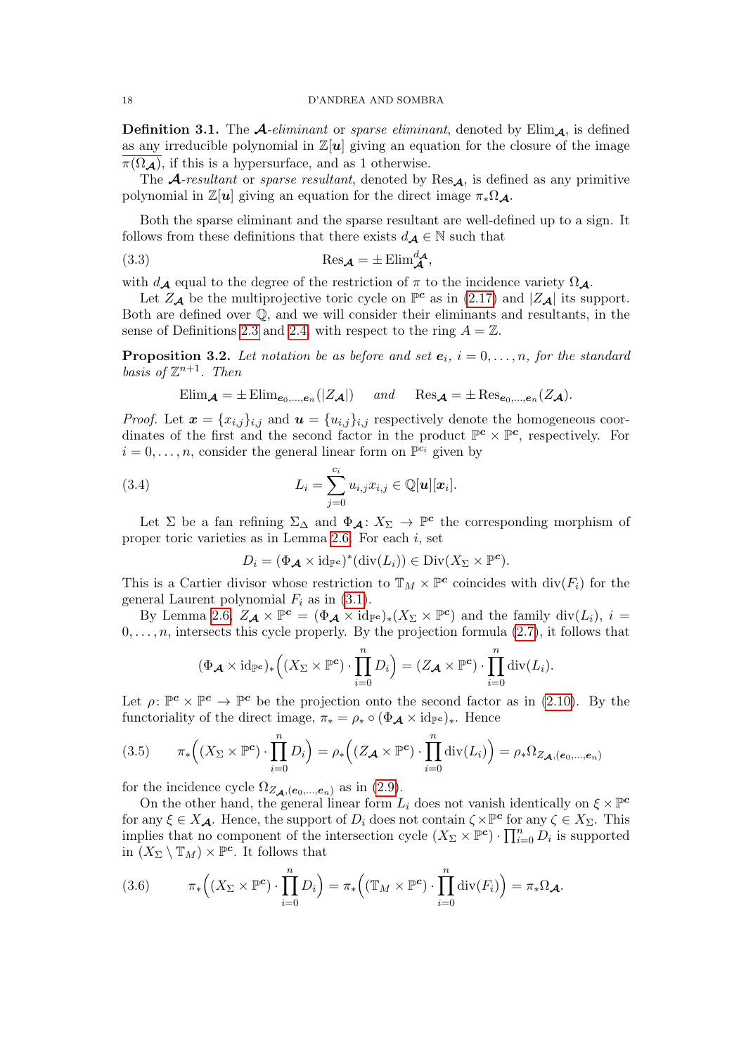**Definition 3.1.** The $\boldsymbol{\mathcal{A}}$*-eliminant* or *sparse eliminant*, denoted by $\mathrm{Elim}_{\boldsymbol{\mathcal{A}}}$, is defined as any irreducible polynomial in $\mathbb{Z}[\boldsymbol{u}]$ giving an equation for the closure of the image $\overline{\pi(\Omega_{\boldsymbol{\mathcal{A}}})}$, if this is a hypersurface, and as 1 otherwise.

The $\boldsymbol{\mathcal{A}}$*-resultant* or *sparse resultant*, denoted by $\mathrm{Res}_{\boldsymbol{\mathcal{A}}}$, is defined as any primitive polynomial in $\mathbb{Z}[\boldsymbol{u}]$ giving an equation for the direct image $\pi_*\Omega_{\boldsymbol{\mathcal{A}}}$.

Both the sparse eliminant and the sparse resultant are well-defined up to a sign. It follows from these definitions that there exists $d_{\boldsymbol{\mathcal{A}}} \in \mathbb{N}$ such that

$$\mathrm{Res}_{\boldsymbol{\mathcal{A}}} = \pm \,\mathrm{Elim}_{\boldsymbol{\mathcal{A}}}^{d_{\boldsymbol{\mathcal{A}}}}, \tag{3.3}$$

with $d_{\boldsymbol{\mathcal{A}}}$ equal to the degree of the restriction of $\pi$ to the incidence variety $\Omega_{\boldsymbol{\mathcal{A}}}$.

Let $Z_{\boldsymbol{\mathcal{A}}}$ be the multiprojective toric cycle on $\mathbb{P}^{\boldsymbol{c}}$ as in (2.17) and $|Z_{\boldsymbol{\mathcal{A}}}|$ its support. Both are defined over $\mathbb{Q}$, and we will consider their eliminants and resultants, in the sense of Definitions 2.3 and 2.4, with respect to the ring $A = \mathbb{Z}$.

**Proposition 3.2.** *Let notation be as before and set $\boldsymbol{e}_i$, $i = 0, \dots, n$, for the standard basis of $\mathbb{Z}^{n+1}$. Then*

$$\mathrm{Elim}_{\boldsymbol{\mathcal{A}}} = \pm \,\mathrm{Elim}_{\boldsymbol{e}_0,\dots,\boldsymbol{e}_n}(|Z_{\boldsymbol{\mathcal{A}}}|) \quad \textit{and} \quad \mathrm{Res}_{\boldsymbol{\mathcal{A}}} = \pm \,\mathrm{Res}_{\boldsymbol{e}_0,\dots,\boldsymbol{e}_n}(Z_{\boldsymbol{\mathcal{A}}}).$$

*Proof.* Let $\boldsymbol{x} = \{x_{i,j}\}_{i,j}$ and $\boldsymbol{u} = \{u_{i,j}\}_{i,j}$ respectively denote the homogeneous coordinates of the first and the second factor in the product $\mathbb{P}^{\boldsymbol{c}} \times \mathbb{P}^{\boldsymbol{c}}$, respectively. For $i = 0, \dots, n$, consider the general linear form on $\mathbb{P}^{c_i}$ given by

$$L_i = \sum_{j=0}^{c_i} u_{i,j} x_{i,j} \in \mathbb{Q}[\boldsymbol{u}][\boldsymbol{x}_i]. \tag{3.4}$$

Let $\Sigma$ be a fan refining $\Sigma_\Delta$ and $\Phi_{\boldsymbol{\mathcal{A}}} \colon X_\Sigma \to \mathbb{P}^{\boldsymbol{c}}$ the corresponding morphism of proper toric varieties as in Lemma 2.6. For each $i$, set

$$D_i = (\Phi_{\boldsymbol{\mathcal{A}}} \times \mathrm{id}_{\mathbb{P}^{\boldsymbol{c}}})^*(\mathrm{div}(L_i)) \in \mathrm{Div}(X_\Sigma \times \mathbb{P}^{\boldsymbol{c}}).$$

This is a Cartier divisor whose restriction to $\mathbb{T}_M \times \mathbb{P}^{\boldsymbol{c}}$ coincides with $\mathrm{div}(F_i)$ for the general Laurent polynomial $F_i$ as in (3.1).

By Lemma 2.6, $Z_{\boldsymbol{\mathcal{A}}} \times \mathbb{P}^{\boldsymbol{c}} = (\Phi_{\boldsymbol{\mathcal{A}}} \times \mathrm{id}_{\mathbb{P}^{\boldsymbol{c}}})_*(X_\Sigma \times \mathbb{P}^{\boldsymbol{c}})$ and the family $\mathrm{div}(L_i)$, $i = 0, \dots, n$, intersects this cycle properly. By the projection formula (2.7), it follows that

$$(\Phi_{\boldsymbol{\mathcal{A}}} \times \mathrm{id}_{\mathbb{P}^{\boldsymbol{c}}})_*\Big((X_\Sigma \times \mathbb{P}^{\boldsymbol{c}}) \cdot \prod_{i=0}^{n} D_i\Big) = (Z_{\boldsymbol{\mathcal{A}}} \times \mathbb{P}^{\boldsymbol{c}}) \cdot \prod_{i=0}^{n} \mathrm{div}(L_i).$$

Let $\rho \colon \mathbb{P}^{\boldsymbol{c}} \times \mathbb{P}^{\boldsymbol{c}} \to \mathbb{P}^{\boldsymbol{c}}$ be the projection onto the second factor as in (2.10). By the functoriality of the direct image, $\pi_* = \rho_* \circ (\Phi_{\boldsymbol{\mathcal{A}}} \times \mathrm{id}_{\mathbb{P}^{\boldsymbol{c}}})_*$. Hence

$$\pi_*\Big((X_\Sigma \times \mathbb{P}^{\boldsymbol{c}}) \cdot \prod_{i=0}^{n} D_i\Big) = \rho_*\Big((Z_{\boldsymbol{\mathcal{A}}} \times \mathbb{P}^{\boldsymbol{c}}) \cdot \prod_{i=0}^{n} \mathrm{div}(L_i)\Big) = \rho_*\Omega_{Z_{\boldsymbol{\mathcal{A}}},(\boldsymbol{e}_0,\dots,\boldsymbol{e}_n)} \tag{3.5}$$

for the incidence cycle $\Omega_{Z_{\boldsymbol{\mathcal{A}}},(\boldsymbol{e}_0,\dots,\boldsymbol{e}_n)}$ as in (2.9).

On the other hand, the general linear form $L_i$ does not vanish identically on $\xi \times \mathbb{P}^{\boldsymbol{c}}$ for any $\xi \in X_{\boldsymbol{\mathcal{A}}}$. Hence, the support of $D_i$ does not contain $\zeta \times \mathbb{P}^{\boldsymbol{c}}$ for any $\zeta \in X_\Sigma$. This implies that no component of the intersection cycle $(X_\Sigma \times \mathbb{P}^{\boldsymbol{c}}) \cdot \prod_{i=0}^{n} D_i$ is supported in $(X_\Sigma \setminus \mathbb{T}_M) \times \mathbb{P}^{\boldsymbol{c}}$. It follows that

$$\pi_*\Big((X_\Sigma \times \mathbb{P}^{\boldsymbol{c}}) \cdot \prod_{i=0}^{n} D_i\Big) = \pi_*\Big((\mathbb{T}_M \times \mathbb{P}^{\boldsymbol{c}}) \cdot \prod_{i=0}^{n} \mathrm{div}(F_i)\Big) = \pi_*\Omega_{\boldsymbol{\mathcal{A}}}. \tag{3.6}$$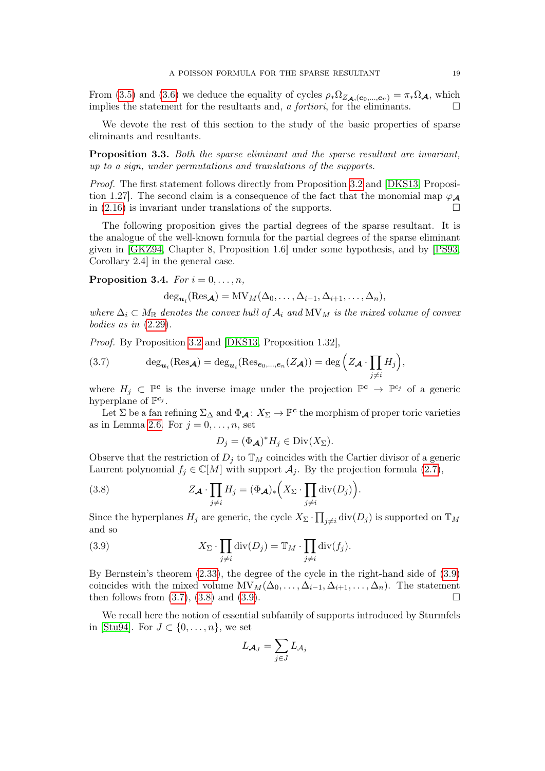From (3.5) and (3.6) we deduce the equality of cycles $\rho_*\Omega_{Z_{\boldsymbol{\mathcal{A}}},(\boldsymbol{e}_0,\dots,\boldsymbol{e}_n)} = \pi_*\Omega_{\boldsymbol{\mathcal{A}}}$, which implies the statement for the resultants and, *a fortiori*, for the eliminants. □

We devote the rest of this section to the study of the basic properties of sparse eliminants and resultants.

**Proposition 3.3.** *Both the sparse eliminant and the sparse resultant are invariant, up to a sign, under permutations and translations of the supports.*

*Proof.* The first statement follows directly from Proposition 3.2 and [DKS13, Proposition 1.27]. The second claim is a consequence of the fact that the monomial map $\varphi_{\boldsymbol{\mathcal{A}}}$ in (2.16) is invariant under translations of the supports. □

The following proposition gives the partial degrees of the sparse resultant. It is the analogue of the well-known formula for the partial degrees of the sparse eliminant given in [GKZ94, Chapter 8, Proposition 1.6] under some hypothesis, and by [PS93, Corollary 2.4] in the general case.

**Proposition 3.4.** *For $i = 0, \dots, n$,*

$$\deg_{\boldsymbol{u}_i}(\mathrm{Res}_{\boldsymbol{\mathcal{A}}}) = \mathrm{MV}_M(\Delta_0, \dots, \Delta_{i-1}, \Delta_{i+1}, \dots, \Delta_n),$$

*where $\Delta_i \subset M_{\mathbb{R}}$ denotes the convex hull of $\mathcal{A}_i$ and $\mathrm{MV}_M$ is the mixed volume of convex bodies as in (2.29).*

*Proof.* By Proposition 3.2 and [DKS13, Proposition 1.32],

$$\deg_{\boldsymbol{u}_i}(\mathrm{Res}_{\boldsymbol{\mathcal{A}}}) = \deg_{\boldsymbol{u}_i}(\mathrm{Res}_{\boldsymbol{e}_0,\dots,\boldsymbol{e}_n}(Z_{\boldsymbol{\mathcal{A}}})) = \deg\Big(Z_{\boldsymbol{\mathcal{A}}} \cdot \prod_{j \neq i} H_j\Big), \tag{3.7}$$

where $H_j \subset \mathbb{P}^{\boldsymbol{c}}$ is the inverse image under the projection $\mathbb{P}^{\boldsymbol{c}} \to \mathbb{P}^{c_j}$ of a generic hyperplane of $\mathbb{P}^{c_j}$.

Let $\Sigma$ be a fan refining $\Sigma_\Delta$ and $\Phi_{\boldsymbol{\mathcal{A}}} \colon X_\Sigma \to \mathbb{P}^{\boldsymbol{c}}$ the morphism of proper toric varieties as in Lemma 2.6. For $j = 0, \dots, n$, set

$$D_j = (\Phi_{\boldsymbol{\mathcal{A}}})^* H_j \in \mathrm{Div}(X_\Sigma).$$

Observe that the restriction of $D_j$ to $\mathbb{T}_M$ coincides with the Cartier divisor of a generic Laurent polynomial $f_j \in \mathbb{C}[M]$ with support $\mathcal{A}_j$. By the projection formula (2.7),

$$Z_{\boldsymbol{\mathcal{A}}} \cdot \prod_{j \neq i} H_j = (\Phi_{\boldsymbol{\mathcal{A}}})_*\Big(X_\Sigma \cdot \prod_{j \neq i} \mathrm{div}(D_j)\Big). \tag{3.8}$$

Since the hyperplanes $H_j$ are generic, the cycle $X_\Sigma \cdot \prod_{j \neq i} \mathrm{div}(D_j)$ is supported on $\mathbb{T}_M$ and so

$$X_\Sigma \cdot \prod_{j \neq i} \mathrm{div}(D_j) = \mathbb{T}_M \cdot \prod_{j \neq i} \mathrm{div}(f_j). \tag{3.9}$$

By Bernstein's theorem (2.33), the degree of the cycle in the right-hand side of (3.9) coincides with the mixed volume $\mathrm{MV}_M(\Delta_0, \dots, \Delta_{i-1}, \Delta_{i+1}, \dots, \Delta_n)$. The statement then follows from (3.7), (3.8) and (3.9). □

We recall here the notion of essential subfamily of supports introduced by Sturmfels in [Stu94]. For $J \subset \{0, \dots, n\}$, we set

$$L_{\boldsymbol{\mathcal{A}}_J} = \sum_{j \in J} L_{\mathcal{A}_j}$$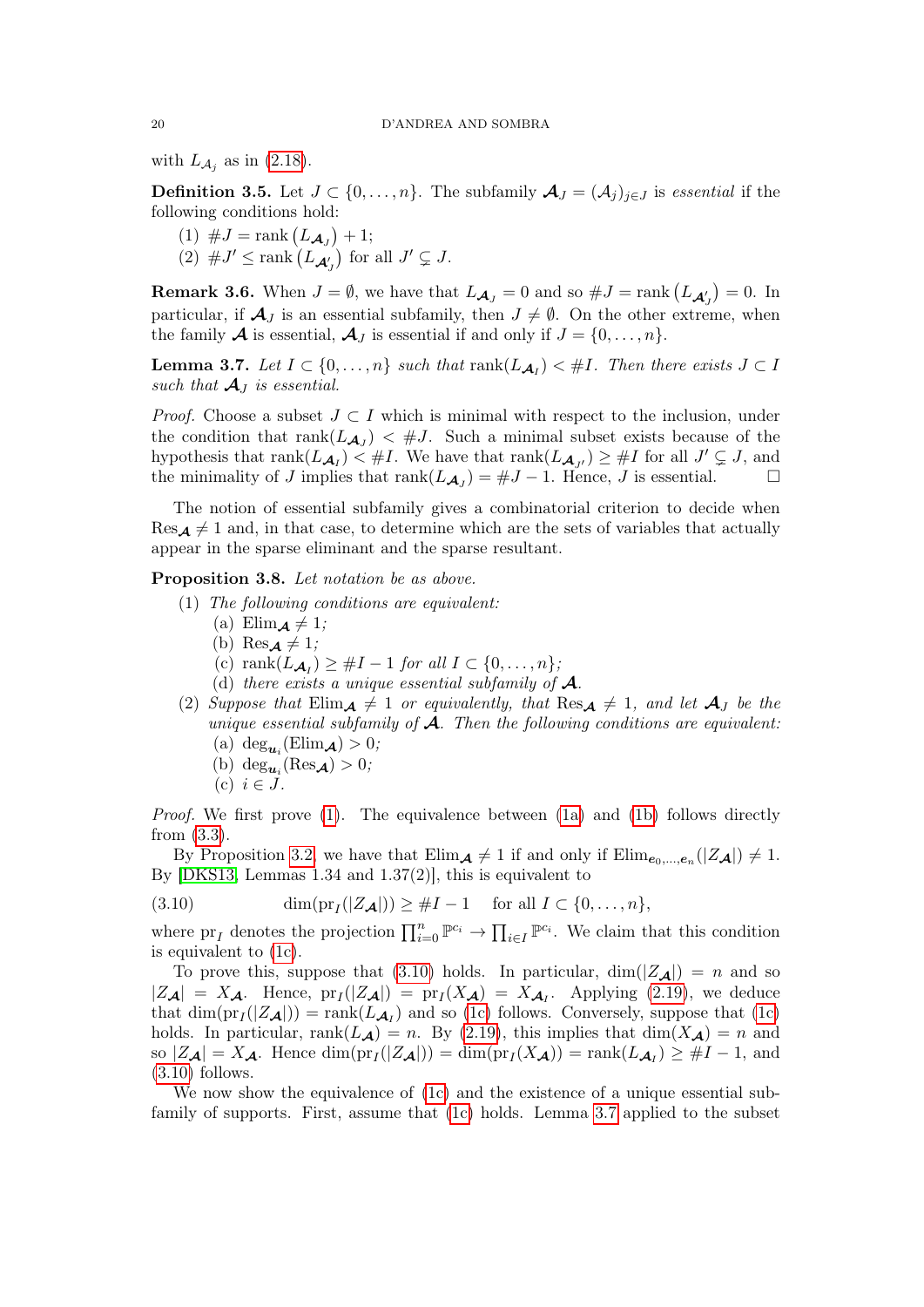with $L_{\mathcal{A}_j}$ as in (2.18).

**Definition 3.5.** Let $J \subset \{0, \ldots, n\}$. The subfamily $\boldsymbol{\mathcal{A}}_J = (\mathcal{A}_j)_{j\in J}$ is *essential* if the following conditions hold:

1. $\#J = \operatorname{rank}\left(L_{\boldsymbol{\mathcal{A}}_J}\right) + 1$;
2. $\#J' \leq \operatorname{rank}\left(L_{\boldsymbol{\mathcal{A}}'_J}\right)$ for all $J' \subsetneq J$.

**Remark 3.6.** When $J = \emptyset$, we have that $L_{\boldsymbol{\mathcal{A}}_J} = 0$ and so $\#J = \operatorname{rank}\left(L_{\boldsymbol{\mathcal{A}}'_J}\right) = 0$. In particular, if $\boldsymbol{\mathcal{A}}_J$ is an essential subfamily, then $J \neq \emptyset$. On the other extreme, when the family $\boldsymbol{\mathcal{A}}$ is essential, $\boldsymbol{\mathcal{A}}_J$ is essential if and only if $J = \{0, \ldots, n\}$.

**Lemma 3.7.** *Let $I \subset \{0, \ldots, n\}$ such that $\operatorname{rank}(L_{\boldsymbol{\mathcal{A}}_I}) < \#I$. Then there exists $J \subset I$ such that $\boldsymbol{\mathcal{A}}_J$ is essential.*

*Proof.* Choose a subset $J \subset I$ which is minimal with respect to the inclusion, under the condition that $\operatorname{rank}(L_{\boldsymbol{\mathcal{A}}_J}) < \#J$. Such a minimal subset exists because of the hypothesis that $\operatorname{rank}(L_{\boldsymbol{\mathcal{A}}_I}) < \#I$. We have that $\operatorname{rank}(L_{\boldsymbol{\mathcal{A}}_{J'}}) \geq \#I$ for all $J' \subsetneq J$, and the minimality of $J$ implies that $\operatorname{rank}(L_{\boldsymbol{\mathcal{A}}_J}) = \#J - 1$. Hence, $J$ is essential. □

The notion of essential subfamily gives a combinatorial criterion to decide when $\operatorname{Res}_{\boldsymbol{\mathcal{A}}} \neq 1$ and, in that case, to determine which are the sets of variables that actually appear in the sparse eliminant and the sparse resultant.

**Proposition 3.8.** *Let notation be as above.*

1. *The following conditions are equivalent:*
   - (a) $\operatorname{Elim}_{\boldsymbol{\mathcal{A}}} \neq 1$;
   - (b) $\operatorname{Res}_{\boldsymbol{\mathcal{A}}} \neq 1$;
   - (c) $\operatorname{rank}(L_{\boldsymbol{\mathcal{A}}_I}) \geq \#I - 1$ *for all* $I \subset \{0, \ldots, n\}$;
   - (d) *there exists a unique essential subfamily of* $\boldsymbol{\mathcal{A}}$.
2. *Suppose that* $\operatorname{Elim}_{\boldsymbol{\mathcal{A}}} \neq 1$ *or equivalently, that* $\operatorname{Res}_{\boldsymbol{\mathcal{A}}} \neq 1$*, and let* $\boldsymbol{\mathcal{A}}_J$ *be the unique essential subfamily of* $\boldsymbol{\mathcal{A}}$*. Then the following conditions are equivalent:*
   - (a) $\deg_{\boldsymbol{u}_i}(\operatorname{Elim}_{\boldsymbol{\mathcal{A}}}) > 0$;
   - (b) $\deg_{\boldsymbol{u}_i}(\operatorname{Res}_{\boldsymbol{\mathcal{A}}}) > 0$;
   - (c) $i \in J$.

*Proof.* We first prove (1). The equivalence between (1a) and (1b) follows directly from (3.3).

By Proposition 3.2, we have that $\operatorname{Elim}_{\boldsymbol{\mathcal{A}}} \neq 1$ if and only if $\operatorname{Elim}_{\boldsymbol{e}_0,\ldots,\boldsymbol{e}_n}(|Z_{\boldsymbol{\mathcal{A}}}|) \neq 1$. By [DKS13, Lemmas 1.34 and 1.37(2)], this is equivalent to

$$\dim(\operatorname{pr}_I(|Z_{\boldsymbol{\mathcal{A}}}|)) \geq \#I - 1 \quad \text{for all } I \subset \{0, \ldots, n\}, \tag{3.10}$$

where $\operatorname{pr}_I$ denotes the projection $\prod_{i=0}^n \mathbb{P}^{c_i} \to \prod_{i\in I} \mathbb{P}^{c_i}$. We claim that this condition is equivalent to (1c).

To prove this, suppose that (3.10) holds. In particular, $\dim(|Z_{\boldsymbol{\mathcal{A}}}|) = n$ and so $|Z_{\boldsymbol{\mathcal{A}}}| = X_{\boldsymbol{\mathcal{A}}}$. Hence, $\operatorname{pr}_I(|Z_{\boldsymbol{\mathcal{A}}}|) = \operatorname{pr}_I(X_{\boldsymbol{\mathcal{A}}}) = X_{\boldsymbol{\mathcal{A}}_I}$. Applying (2.19), we deduce that $\dim(\operatorname{pr}_I(|Z_{\boldsymbol{\mathcal{A}}}|)) = \operatorname{rank}(L_{\boldsymbol{\mathcal{A}}_I})$ and so (1c) follows. Conversely, suppose that (1c) holds. In particular, $\operatorname{rank}(L_{\boldsymbol{\mathcal{A}}}) = n$. By (2.19), this implies that $\dim(X_{\boldsymbol{\mathcal{A}}}) = n$ and so $|Z_{\boldsymbol{\mathcal{A}}}| = X_{\boldsymbol{\mathcal{A}}}$. Hence $\dim(\operatorname{pr}_I(|Z_{\boldsymbol{\mathcal{A}}}|)) = \dim(\operatorname{pr}_I(X_{\boldsymbol{\mathcal{A}}})) = \operatorname{rank}(L_{\boldsymbol{\mathcal{A}}_I}) \geq \#I - 1$, and (3.10) follows.

We now show the equivalence of (1c) and the existence of a unique essential subfamily of supports. First, assume that (1c) holds. Lemma 3.7 applied to the subset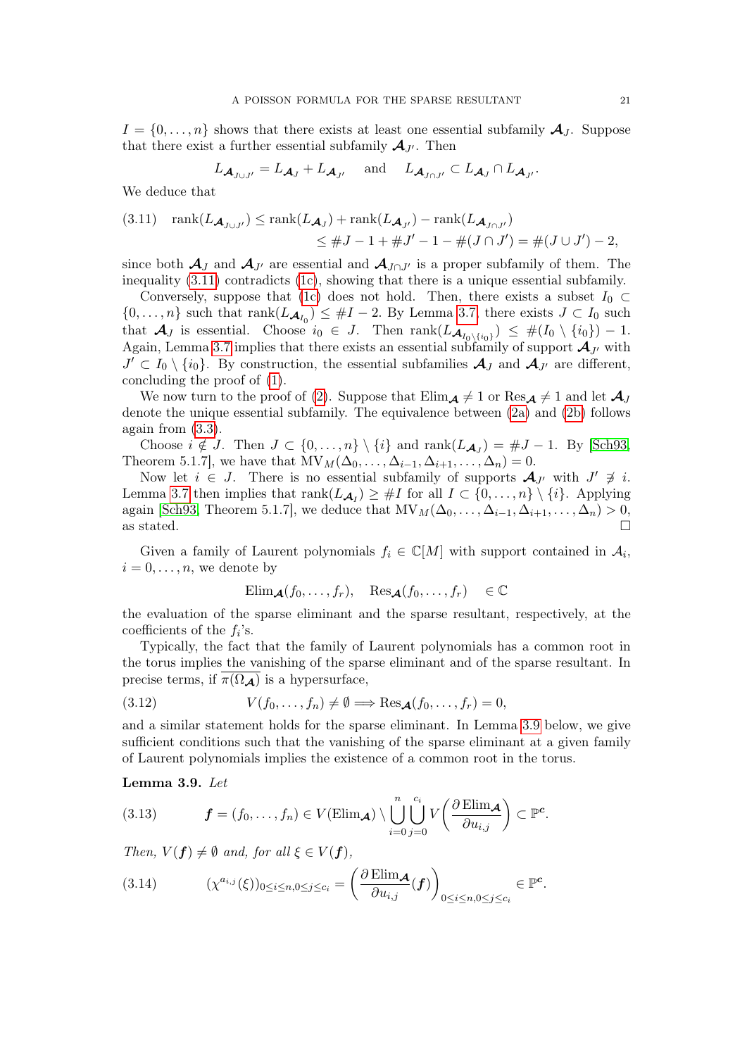$I = \{0, \dots, n\}$ shows that there exists at least one essential subfamily $\boldsymbol{\mathcal{A}}_J$. Suppose that there exist a further essential subfamily $\boldsymbol{\mathcal{A}}_{J'}$. Then

$$L_{\boldsymbol{\mathcal{A}}_{J\cup J'}} = L_{\boldsymbol{\mathcal{A}}_J} + L_{\boldsymbol{\mathcal{A}}_{J'}} \quad \text{and} \quad L_{\boldsymbol{\mathcal{A}}_{J\cap J'}} \subset L_{\boldsymbol{\mathcal{A}}_J} \cap L_{\boldsymbol{\mathcal{A}}_{J'}}.$$

We deduce that

$$\begin{aligned}(3.11)\quad \operatorname{rank}(L_{\boldsymbol{\mathcal{A}}_{J\cup J'}}) &\leq \operatorname{rank}(L_{\boldsymbol{\mathcal{A}}_J}) + \operatorname{rank}(L_{\boldsymbol{\mathcal{A}}_{J'}}) - \operatorname{rank}(L_{\boldsymbol{\mathcal{A}}_{J\cap J'}}) \\ &\leq \#J - 1 + \#J' - 1 - \#(J\cap J') = \#(J\cup J') - 2,\end{aligned}$$

since both $\boldsymbol{\mathcal{A}}_J$ and $\boldsymbol{\mathcal{A}}_{J'}$ are essential and $\boldsymbol{\mathcal{A}}_{J\cap J'}$ is a proper subfamily of them. The inequality (3.11) contradicts (1c), showing that there is a unique essential subfamily.

Conversely, suppose that (1c) does not hold. Then, there exists a subset $I_0 \subset \{0, \dots, n\}$ such that $\operatorname{rank}(L_{\boldsymbol{\mathcal{A}}_{I_0}}) \leq \#I - 2$. By Lemma 3.7, there exists $J \subset I_0$ such that $\boldsymbol{\mathcal{A}}_J$ is essential. Choose $i_0 \in J$. Then $\operatorname{rank}(L_{\boldsymbol{\mathcal{A}}_{I_0\setminus\{i_0\}}}) \leq \#(I_0 \setminus \{i_0\}) - 1$. Again, Lemma 3.7 implies that there exists an essential subfamily of support $\boldsymbol{\mathcal{A}}_{J'}$ with $J' \subset I_0 \setminus \{i_0\}$. By construction, the essential subfamilies $\boldsymbol{\mathcal{A}}_J$ and $\boldsymbol{\mathcal{A}}_{J'}$ are different, concluding the proof of (1).

We now turn to the proof of (2). Suppose that $\operatorname{Elim}_{\boldsymbol{\mathcal{A}}} \neq 1$ or $\operatorname{Res}_{\boldsymbol{\mathcal{A}}} \neq 1$ and let $\boldsymbol{\mathcal{A}}_J$ denote the unique essential subfamily. The equivalence between (2a) and (2b) follows again from (3.3).

Choose $i \notin J$. Then $J \subset \{0, \dots, n\} \setminus \{i\}$ and $\operatorname{rank}(L_{\boldsymbol{\mathcal{A}}_J}) = \#J - 1$. By [Sch93, Theorem 5.1.7], we have that $\operatorname{MV}_M(\Delta_0, \dots, \Delta_{i-1}, \Delta_{i+1}, \dots, \Delta_n) = 0$.

Now let $i \in J$. There is no essential subfamily of supports $\boldsymbol{\mathcal{A}}_{J'}$ with $J' \not\ni i$. Lemma 3.7 then implies that $\operatorname{rank}(L_{\boldsymbol{\mathcal{A}}_I}) \geq \#I$ for all $I \subset \{0, \dots, n\} \setminus \{i\}$. Applying again [Sch93, Theorem 5.1.7], we deduce that $\operatorname{MV}_M(\Delta_0, \dots, \Delta_{i-1}, \Delta_{i+1}, \dots, \Delta_n) > 0$, as stated. □

Given a family of Laurent polynomials $f_i \in \mathbb{C}[M]$ with support contained in $\mathcal{A}_i$, $i = 0, \dots, n$, we denote by

$$\operatorname{Elim}_{\boldsymbol{\mathcal{A}}}(f_0, \dots, f_r), \quad \operatorname{Res}_{\boldsymbol{\mathcal{A}}}(f_0, \dots, f_r) \quad \in \mathbb{C}$$

the evaluation of the sparse eliminant and the sparse resultant, respectively, at the coefficients of the $f_i$'s.

Typically, the fact that the family of Laurent polynomials has a common root in the torus implies the vanishing of the sparse eliminant and of the sparse resultant. In precise terms, if $\overline{\pi(\Omega_{\boldsymbol{\mathcal{A}}})}$ is a hypersurface,

$$(3.12)\qquad V(f_0, \dots, f_n) \neq \emptyset \Longrightarrow \operatorname{Res}_{\boldsymbol{\mathcal{A}}}(f_0, \dots, f_r) = 0,$$

and a similar statement holds for the sparse eliminant. In Lemma 3.9 below, we give sufficient conditions such that the vanishing of the sparse eliminant at a given family of Laurent polynomials implies the existence of a common root in the torus.

**Lemma 3.9.** *Let*

$$(3.13)\qquad \boldsymbol{f} = (f_0, \dots, f_n) \in V(\operatorname{Elim}_{\boldsymbol{\mathcal{A}}}) \setminus \bigcup_{i=0}^{n} \bigcup_{j=0}^{c_i} V\Big(\frac{\partial \operatorname{Elim}_{\boldsymbol{\mathcal{A}}}}{\partial u_{i,j}}\Big) \subset \mathbb{P}^{\boldsymbol{c}}.$$

*Then, $V(\boldsymbol{f}) \neq \emptyset$ and, for all $\xi \in V(\boldsymbol{f})$,*

$$(3.14)\qquad (\chi^{a_{i,j}}(\xi))_{0\leq i\leq n, 0\leq j\leq c_i} = \Big(\frac{\partial \operatorname{Elim}_{\boldsymbol{\mathcal{A}}}}{\partial u_{i,j}}(\boldsymbol{f})\Big)_{0\leq i\leq n, 0\leq j\leq c_i} \in \mathbb{P}^{\boldsymbol{c}}.$$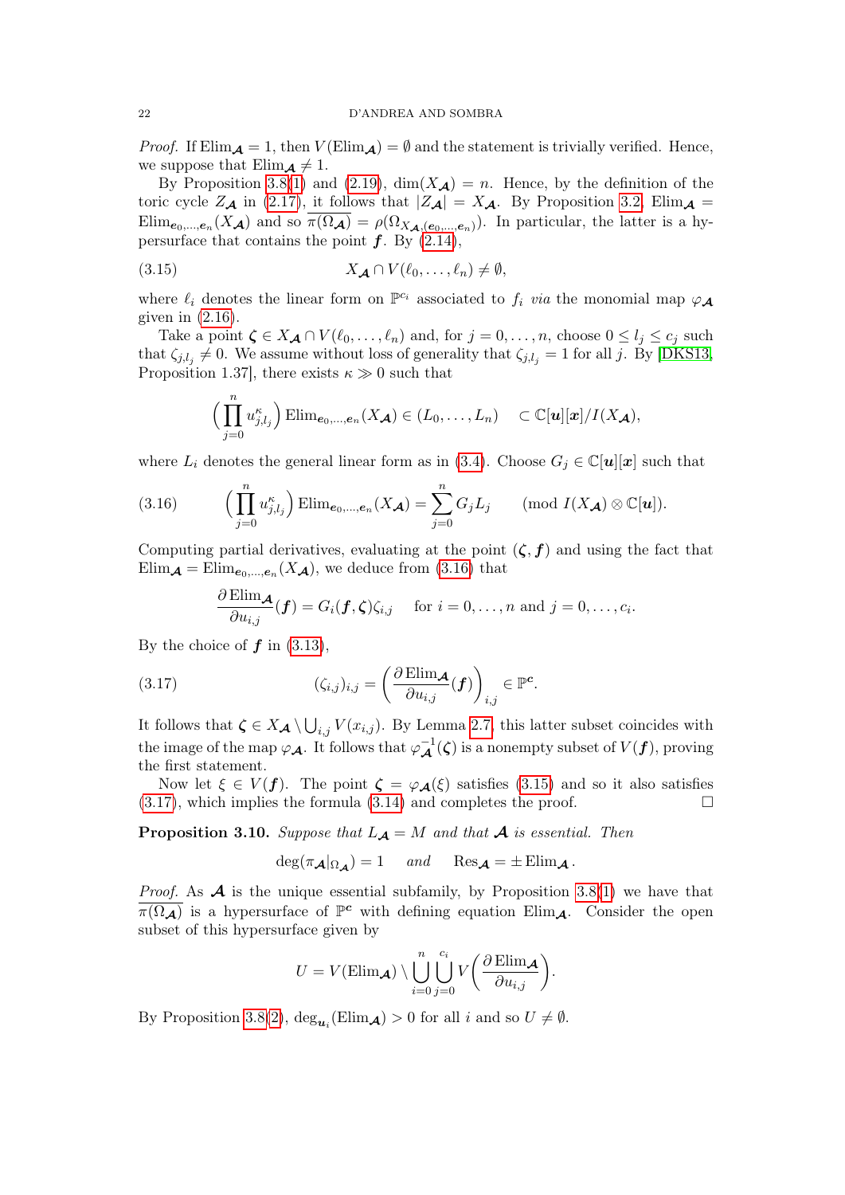*Proof.* If $\mathrm{Elim}_{\boldsymbol{\mathcal{A}}} = 1$, then $V(\mathrm{Elim}_{\boldsymbol{\mathcal{A}}}) = \emptyset$ and the statement is trivially verified. Hence, we suppose that $\mathrm{Elim}_{\boldsymbol{\mathcal{A}}} \neq 1$.

By Proposition 3.8(1) and (2.19), $\dim(X_{\boldsymbol{\mathcal{A}}}) = n$. Hence, by the definition of the toric cycle $Z_{\boldsymbol{\mathcal{A}}}$ in (2.17), it follows that $|Z_{\boldsymbol{\mathcal{A}}}| = X_{\boldsymbol{\mathcal{A}}}$. By Proposition 3.2, $\mathrm{Elim}_{\boldsymbol{\mathcal{A}}} = \mathrm{Elim}_{\boldsymbol{e}_0,\dots,\boldsymbol{e}_n}(X_{\boldsymbol{\mathcal{A}}})$ and so $\overline{\pi(\Omega_{\boldsymbol{\mathcal{A}}})} = \rho(\Omega_{X_{\boldsymbol{\mathcal{A}}},(\boldsymbol{e}_0,\dots,\boldsymbol{e}_n)})$. In particular, the latter is a hypersurface that contains the point $\boldsymbol{f}$. By (2.14),

$$X_{\boldsymbol{\mathcal{A}}} \cap V(\ell_0,\dots,\ell_n) \neq \emptyset, \tag{3.15}$$

where $\ell_i$ denotes the linear form on $\mathbb{P}^{c_i}$ associated to $f_i$ *via* the monomial map $\varphi_{\boldsymbol{\mathcal{A}}}$ given in (2.16).

Take a point $\boldsymbol{\zeta} \in X_{\boldsymbol{\mathcal{A}}} \cap V(\ell_0,\dots,\ell_n)$ and, for $j = 0,\dots,n$, choose $0 \le l_j \le c_j$ such that $\zeta_{j,l_j} \neq 0$. We assume without loss of generality that $\zeta_{j,l_j} = 1$ for all $j$. By [DKS13, Proposition 1.37], there exists $\kappa \gg 0$ such that

$$\Big(\prod_{j=0}^{n} u_{j,l_j}^{\kappa}\Big)\, \mathrm{Elim}_{\boldsymbol{e}_0,\dots,\boldsymbol{e}_n}(X_{\boldsymbol{\mathcal{A}}}) \in (L_0,\dots,L_n) \quad \subset \mathbb{C}[\boldsymbol{u}][\boldsymbol{x}]/I(X_{\boldsymbol{\mathcal{A}}}),$$

where $L_i$ denotes the general linear form as in (3.4). Choose $G_j \in \mathbb{C}[\boldsymbol{u}][\boldsymbol{x}]$ such that

$$\Big(\prod_{j=0}^{n} u_{j,l_j}^{\kappa}\Big)\, \mathrm{Elim}_{\boldsymbol{e}_0,\dots,\boldsymbol{e}_n}(X_{\boldsymbol{\mathcal{A}}}) = \sum_{j=0}^{n} G_j L_j \qquad (\mathrm{mod}\ I(X_{\boldsymbol{\mathcal{A}}}) \otimes \mathbb{C}[\boldsymbol{u}]). \tag{3.16}$$

Computing partial derivatives, evaluating at the point $(\boldsymbol{\zeta}, \boldsymbol{f})$ and using the fact that $\mathrm{Elim}_{\boldsymbol{\mathcal{A}}} = \mathrm{Elim}_{\boldsymbol{e}_0,\dots,\boldsymbol{e}_n}(X_{\boldsymbol{\mathcal{A}}})$, we deduce from (3.16) that

$$\frac{\partial\, \mathrm{Elim}_{\boldsymbol{\mathcal{A}}}}{\partial u_{i,j}}(\boldsymbol{f}) = G_i(\boldsymbol{f},\boldsymbol{\zeta})\zeta_{i,j} \quad \text{ for } i = 0,\dots,n \text{ and } j = 0,\dots,c_i.$$

By the choice of $\boldsymbol{f}$ in (3.13),

$$(\zeta_{i,j})_{i,j} = \left(\frac{\partial\, \mathrm{Elim}_{\boldsymbol{\mathcal{A}}}}{\partial u_{i,j}}(\boldsymbol{f})\right)_{i,j} \in \mathbb{P}^{\boldsymbol{c}}. \tag{3.17}$$

It follows that $\boldsymbol{\zeta} \in X_{\boldsymbol{\mathcal{A}}} \setminus \bigcup_{i,j} V(x_{i,j})$. By Lemma 2.7, this latter subset coincides with the image of the map $\varphi_{\boldsymbol{\mathcal{A}}}$. It follows that $\varphi_{\boldsymbol{\mathcal{A}}}^{-1}(\boldsymbol{\zeta})$ is a nonempty subset of $V(\boldsymbol{f})$, proving the first statement.

Now let $\xi \in V(\boldsymbol{f})$. The point $\boldsymbol{\zeta} = \varphi_{\boldsymbol{\mathcal{A}}}(\xi)$ satisfies (3.15) and so it also satisfies (3.17), which implies the formula (3.14) and completes the proof. $\square$

**Proposition 3.10.** *Suppose that $L_{\boldsymbol{\mathcal{A}}} = M$ and that $\boldsymbol{\mathcal{A}}$ is essential. Then*

$$\deg(\pi_{\boldsymbol{\mathcal{A}}}|_{\Omega_{\boldsymbol{\mathcal{A}}}}) = 1 \quad \textit{and} \quad \mathrm{Res}_{\boldsymbol{\mathcal{A}}} = \pm\, \mathrm{Elim}_{\boldsymbol{\mathcal{A}}}.$$

*Proof.* As $\boldsymbol{\mathcal{A}}$ is the unique essential subfamily, by Proposition 3.8(1) we have that $\overline{\pi(\Omega_{\boldsymbol{\mathcal{A}}})}$ is a hypersurface of $\mathbb{P}^{\boldsymbol{c}}$ with defining equation $\mathrm{Elim}_{\boldsymbol{\mathcal{A}}}$. Consider the open subset of this hypersurface given by

$$U = V(\mathrm{Elim}_{\boldsymbol{\mathcal{A}}}) \setminus \bigcup_{i=0}^{n}\bigcup_{j=0}^{c_i} V\Big(\frac{\partial\, \mathrm{Elim}_{\boldsymbol{\mathcal{A}}}}{\partial u_{i,j}}\Big).$$

By Proposition 3.8(2), $\deg_{\boldsymbol{u}_i}(\mathrm{Elim}_{\boldsymbol{\mathcal{A}}}) > 0$ for all $i$ and so $U \neq \emptyset$.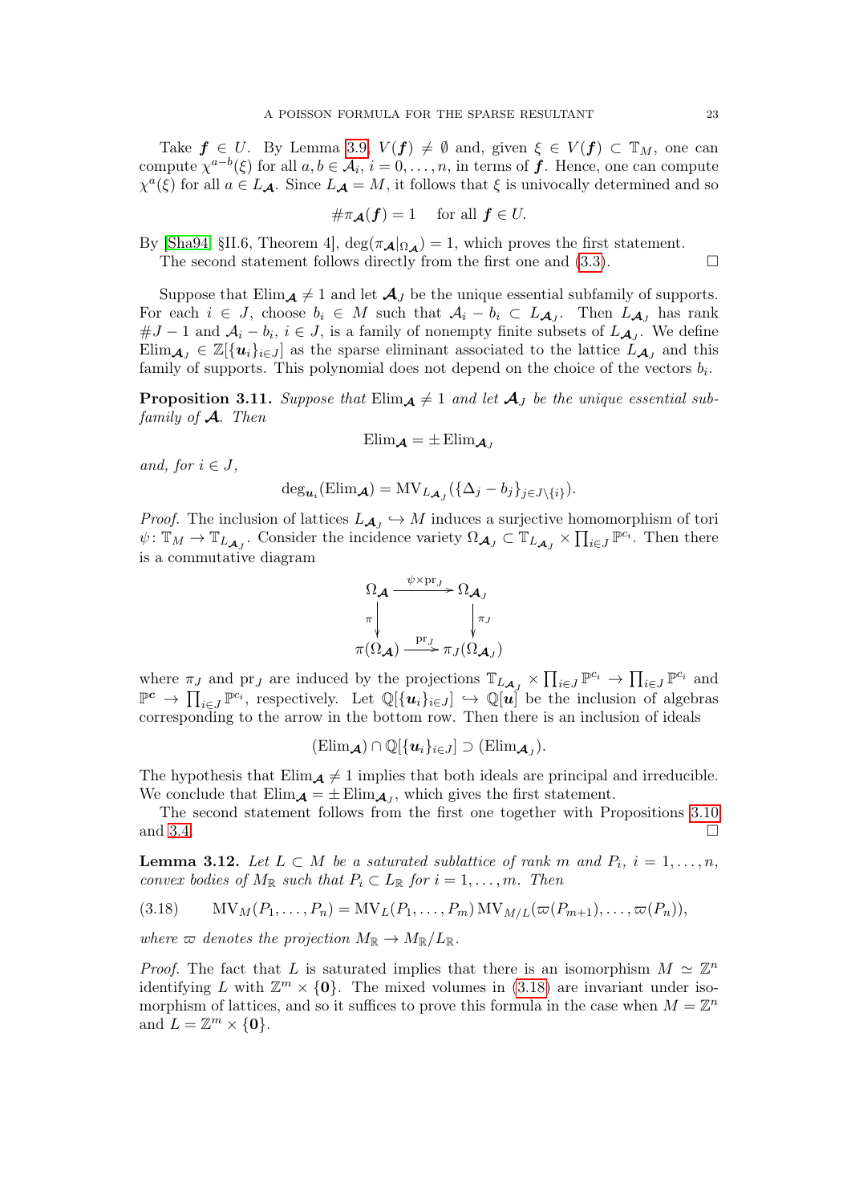Take $\boldsymbol{f} \in U$. By Lemma 3.9, $V(\boldsymbol{f}) \neq \emptyset$ and, given $\xi \in V(\boldsymbol{f}) \subset \mathbb{T}_M$, one can compute $\chi^{a-b}(\xi)$ for all $a, b \in \mathcal{A}_i$, $i = 0, \dots, n$, in terms of $\boldsymbol{f}$. Hence, one can compute $\chi^a(\xi)$ for all $a \in L_{\boldsymbol{\mathcal{A}}}$. Since $L_{\boldsymbol{\mathcal{A}}} = M$, it follows that $\xi$ is univocally determined and so

$$\#\pi_{\boldsymbol{\mathcal{A}}}(\boldsymbol{f}) = 1 \quad \text{for all } \boldsymbol{f} \in U.$$

By [Sha94, §II.6, Theorem 4], $\deg(\pi_{\boldsymbol{\mathcal{A}}}|_{\Omega_{\boldsymbol{\mathcal{A}}}}) = 1$, which proves the first statement.

The second statement follows directly from the first one and (3.3). □

Suppose that $\mathrm{Elim}_{\boldsymbol{\mathcal{A}}} \neq 1$ and let $\boldsymbol{\mathcal{A}}_J$ be the unique essential subfamily of supports. For each $i \in J$, choose $b_i \in M$ such that $\mathcal{A}_i - b_i \subset L_{\boldsymbol{\mathcal{A}}_J}$. Then $L_{\boldsymbol{\mathcal{A}}_J}$ has rank $\#J - 1$ and $\mathcal{A}_i - b_i$, $i \in J$, is a family of nonempty finite subsets of $L_{\boldsymbol{\mathcal{A}}_J}$. We define $\mathrm{Elim}_{\boldsymbol{\mathcal{A}}_J} \in \mathbb{Z}[\{\boldsymbol{u}_i\}_{i \in J}]$ as the sparse eliminant associated to the lattice $L_{\boldsymbol{\mathcal{A}}_J}$ and this family of supports. This polynomial does not depend on the choice of the vectors $b_i$.

**Proposition 3.11.** *Suppose that* $\mathrm{Elim}_{\boldsymbol{\mathcal{A}}} \neq 1$ *and let* $\boldsymbol{\mathcal{A}}_J$ *be the unique essential subfamily of* $\boldsymbol{\mathcal{A}}$*. Then*

$$\mathrm{Elim}_{\boldsymbol{\mathcal{A}}} = \pm \mathrm{Elim}_{\boldsymbol{\mathcal{A}}_J}$$

*and, for* $i \in J$,

$$\deg_{\boldsymbol{u}_i}(\mathrm{Elim}_{\boldsymbol{\mathcal{A}}}) = \mathrm{MV}_{L_{\boldsymbol{\mathcal{A}}_J}}(\{\Delta_j - b_j\}_{j \in J \setminus \{i\}}).$$

*Proof.* The inclusion of lattices $L_{\boldsymbol{\mathcal{A}}_J} \hookrightarrow M$ induces a surjective homomorphism of tori $\psi \colon \mathbb{T}_M \to \mathbb{T}_{L_{\boldsymbol{\mathcal{A}}_J}}$. Consider the incidence variety $\Omega_{\boldsymbol{\mathcal{A}}_J} \subset \mathbb{T}_{L_{\boldsymbol{\mathcal{A}}_J}} \times \prod_{i \in J} \mathbb{P}^{c_i}$. Then there is a commutative diagram

$$\begin{array}{ccc}
\Omega_{\boldsymbol{\mathcal{A}}} & \xrightarrow{\psi \times \mathrm{pr}_J} & \Omega_{\boldsymbol{\mathcal{A}}_J} \\
\Big\downarrow{\scriptstyle \pi} & & \Big\downarrow{\scriptstyle \pi_J} \\
\pi(\Omega_{\boldsymbol{\mathcal{A}}}) & \xrightarrow{\mathrm{pr}_J} & \pi_J(\Omega_{\boldsymbol{\mathcal{A}}_J})
\end{array}$$

where $\pi_J$ and $\mathrm{pr}_J$ are induced by the projections $\mathbb{T}_{L_{\boldsymbol{\mathcal{A}}_J}} \times \prod_{i \in J} \mathbb{P}^{c_i} \to \prod_{i \in J} \mathbb{P}^{c_i}$ and $\mathbb{P}^{\boldsymbol{c}} \to \prod_{i \in J} \mathbb{P}^{c_i}$, respectively. Let $\mathbb{Q}[\{\boldsymbol{u}_i\}_{i \in J}] \hookrightarrow \mathbb{Q}[\boldsymbol{u}]$ be the inclusion of algebras corresponding to the arrow in the bottom row. Then there is an inclusion of ideals

$$(\mathrm{Elim}_{\boldsymbol{\mathcal{A}}}) \cap \mathbb{Q}[\{\boldsymbol{u}_i\}_{i \in J}] \supset (\mathrm{Elim}_{\boldsymbol{\mathcal{A}}_J}).$$

The hypothesis that $\mathrm{Elim}_{\boldsymbol{\mathcal{A}}} \neq 1$ implies that both ideals are principal and irreducible. We conclude that $\mathrm{Elim}_{\boldsymbol{\mathcal{A}}} = \pm \mathrm{Elim}_{\boldsymbol{\mathcal{A}}_J}$, which gives the first statement.

The second statement follows from the first one together with Propositions 3.10 and 3.4. □

**Lemma 3.12.** *Let* $L \subset M$ *be a saturated sublattice of rank* $m$ *and* $P_i$, $i = 1, \dots, n$, *convex bodies of* $M_{\mathbb{R}}$ *such that* $P_i \subset L_{\mathbb{R}}$ *for* $i = 1, \dots, m$*. Then*

$$\mathrm{MV}_M(P_1, \dots, P_n) = \mathrm{MV}_L(P_1, \dots, P_m)\, \mathrm{MV}_{M/L}(\varpi(P_{m+1}), \dots, \varpi(P_n)), \tag{3.18}$$

*where* $\varpi$ *denotes the projection* $M_{\mathbb{R}} \to M_{\mathbb{R}}/L_{\mathbb{R}}$.

*Proof.* The fact that $L$ is saturated implies that there is an isomorphism $M \simeq \mathbb{Z}^n$ identifying $L$ with $\mathbb{Z}^m \times \{\boldsymbol{0}\}$. The mixed volumes in (3.18) are invariant under isomorphism of lattices, and so it suffices to prove this formula in the case when $M = \mathbb{Z}^n$ and $L = \mathbb{Z}^m \times \{\boldsymbol{0}\}$.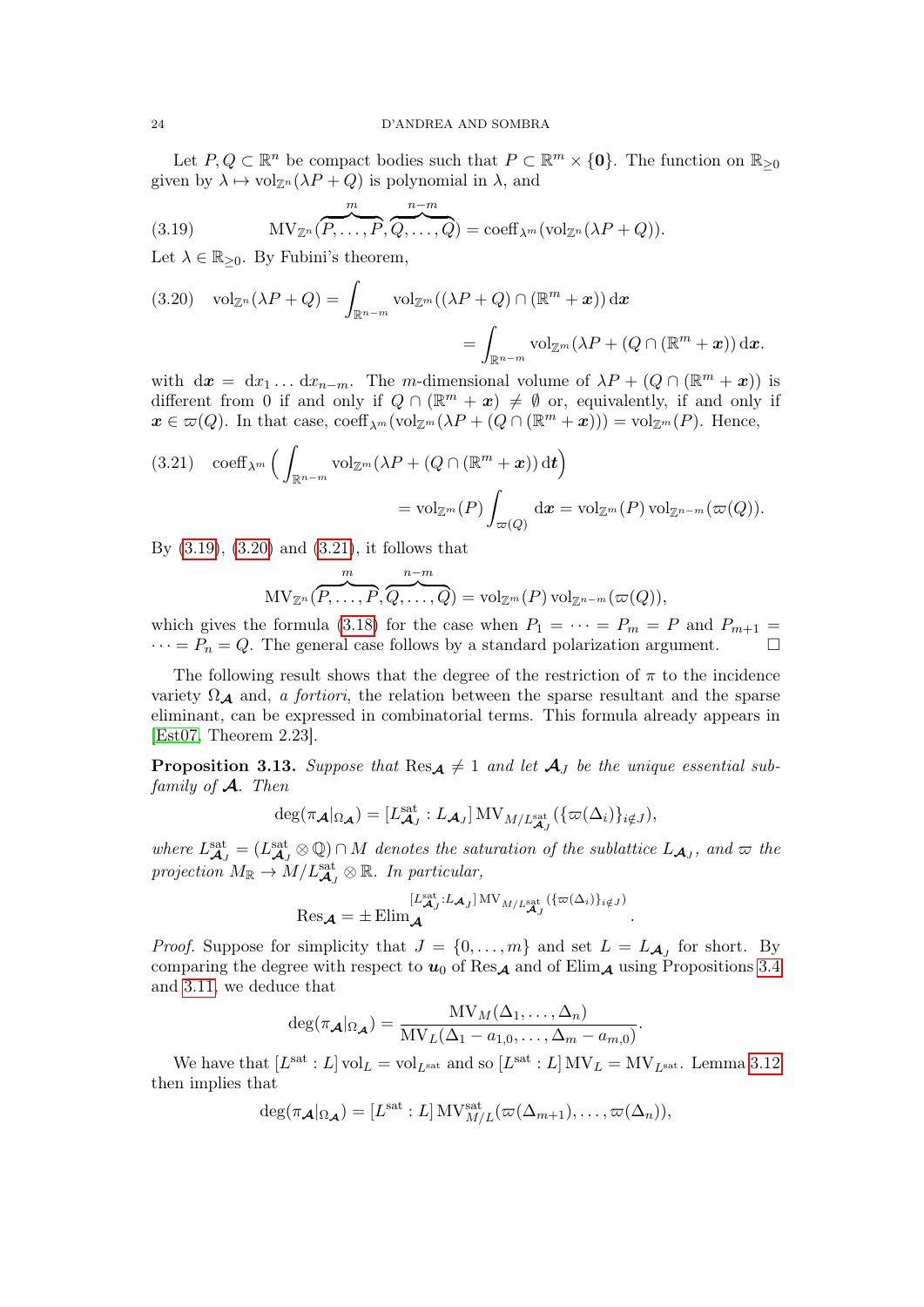Let $P, Q \subset \mathbb{R}^n$ be compact bodies such that $P \subset \mathbb{R}^m \times \{\mathbf{0}\}$. The function on $\mathbb{R}_{\geq 0}$ given by $\lambda \mapsto \mathrm{vol}_{\mathbb{Z}^n}(\lambda P + Q)$ is polynomial in $\lambda$, and

$$\mathrm{MV}_{\mathbb{Z}^n}(\overbrace{P, \dots, P}^{m}, \overbrace{Q, \dots, Q}^{n-m}) = \mathrm{coeff}_{\lambda^m}(\mathrm{vol}_{\mathbb{Z}^n}(\lambda P + Q)). \tag{3.19}$$

Let $\lambda \in \mathbb{R}_{\geq 0}$. By Fubini's theorem,

$$\begin{aligned}\mathrm{vol}_{\mathbb{Z}^n}(\lambda P + Q) &= \int_{\mathbb{R}^{n-m}} \mathrm{vol}_{\mathbb{Z}^m}((\lambda P + Q) \cap (\mathbb{R}^m + \boldsymbol{x}))\, \mathrm{d}\boldsymbol{x} \\ &= \int_{\mathbb{R}^{n-m}} \mathrm{vol}_{\mathbb{Z}^m}(\lambda P + (Q \cap (\mathbb{R}^m + \boldsymbol{x}))\, \mathrm{d}\boldsymbol{x}.\end{aligned} \tag{3.20}$$

with $\mathrm{d}\boldsymbol{x} = \mathrm{d}x_1 \dots \mathrm{d}x_{n-m}$. The $m$-dimensional volume of $\lambda P + (Q \cap (\mathbb{R}^m + \boldsymbol{x}))$ is different from 0 if and only if $Q \cap (\mathbb{R}^m + \boldsymbol{x}) \neq \emptyset$ or, equivalently, if and only if $\boldsymbol{x} \in \varpi(Q)$. In that case, $\mathrm{coeff}_{\lambda^m}(\mathrm{vol}_{\mathbb{Z}^m}(\lambda P + (Q \cap (\mathbb{R}^m + \boldsymbol{x})))) = \mathrm{vol}_{\mathbb{Z}^m}(P)$. Hence,

$$\begin{aligned}\mathrm{coeff}_{\lambda^m}\Big(\int_{\mathbb{R}^{n-m}} \mathrm{vol}_{\mathbb{Z}^m}(\lambda P + (Q \cap (\mathbb{R}^m + \boldsymbol{x}))\, \mathrm{d}\boldsymbol{t}\Big) \\ = \mathrm{vol}_{\mathbb{Z}^m}(P) \int_{\varpi(Q)} \mathrm{d}\boldsymbol{x} = \mathrm{vol}_{\mathbb{Z}^m}(P)\, \mathrm{vol}_{\mathbb{Z}^{n-m}}(\varpi(Q)).\end{aligned} \tag{3.21}$$

By (3.19), (3.20) and (3.21), it follows that

$$\mathrm{MV}_{\mathbb{Z}^n}(\overbrace{P, \dots, P}^{m}, \overbrace{Q, \dots, Q}^{n-m}) = \mathrm{vol}_{\mathbb{Z}^m}(P)\, \mathrm{vol}_{\mathbb{Z}^{n-m}}(\varpi(Q)),$$

which gives the formula (3.18) for the case when $P_1 = \dots = P_m = P$ and $P_{m+1} = \dots = P_n = Q$. The general case follows by a standard polarization argument. $\square$

The following result shows that the degree of the restriction of $\pi$ to the incidence variety $\Omega_{\boldsymbol{\mathcal{A}}}$ and, *a fortiori*, the relation between the sparse resultant and the sparse eliminant, can be expressed in combinatorial terms. This formula already appears in [Est07, Theorem 2.23].

**Proposition 3.13.** *Suppose that* $\mathrm{Res}_{\boldsymbol{\mathcal{A}}} \neq 1$ *and let* $\boldsymbol{\mathcal{A}}_J$ *be the unique essential subfamily of* $\boldsymbol{\mathcal{A}}$. *Then*

$$\deg(\pi_{\boldsymbol{\mathcal{A}}}|_{\Omega_{\boldsymbol{\mathcal{A}}}}) = [L^{\mathrm{sat}}_{\boldsymbol{\mathcal{A}}_J} : L_{\boldsymbol{\mathcal{A}}_J}]\, \mathrm{MV}_{M/L^{\mathrm{sat}}_{\boldsymbol{\mathcal{A}}_J}}(\{\varpi(\Delta_i)\}_{i \notin J}),$$

*where* $L^{\mathrm{sat}}_{\boldsymbol{\mathcal{A}}_J} = (L^{\mathrm{sat}}_{\boldsymbol{\mathcal{A}}_J} \otimes \mathbb{Q}) \cap M$ *denotes the saturation of the sublattice* $L_{\boldsymbol{\mathcal{A}}_J}$, *and* $\varpi$ *the projection* $M_{\mathbb{R}} \to M/L^{\mathrm{sat}}_{\boldsymbol{\mathcal{A}}_J} \otimes \mathbb{R}$. *In particular,*

$$\mathrm{Res}_{\boldsymbol{\mathcal{A}}} = \pm\, \mathrm{Elim}_{\boldsymbol{\mathcal{A}}}^{[L^{\mathrm{sat}}_{\boldsymbol{\mathcal{A}}_J} : L_{\boldsymbol{\mathcal{A}}_J}]\, \mathrm{MV}_{M/L^{\mathrm{sat}}_{\boldsymbol{\mathcal{A}}_J}}(\{\varpi(\Delta_i)\}_{i \notin J})}.$$

*Proof.* Suppose for simplicity that $J = \{0, \dots, m\}$ and set $L = L_{\boldsymbol{\mathcal{A}}_J}$ for short. By comparing the degree with respect to $\boldsymbol{u}_0$ of $\mathrm{Res}_{\boldsymbol{\mathcal{A}}}$ and of $\mathrm{Elim}_{\boldsymbol{\mathcal{A}}}$ using Propositions 3.4 and 3.11, we deduce that

$$\deg(\pi_{\boldsymbol{\mathcal{A}}}|_{\Omega_{\boldsymbol{\mathcal{A}}}}) = \frac{\mathrm{MV}_M(\Delta_1, \dots, \Delta_n)}{\mathrm{MV}_L(\Delta_1 - a_{1,0}, \dots, \Delta_m - a_{m,0})}.$$

We have that $[L^{\mathrm{sat}} : L]\, \mathrm{vol}_L = \mathrm{vol}_{L^{\mathrm{sat}}}$ and so $[L^{\mathrm{sat}} : L]\, \mathrm{MV}_L = \mathrm{MV}_{L^{\mathrm{sat}}}$. Lemma 3.12 then implies that

$$\deg(\pi_{\boldsymbol{\mathcal{A}}}|_{\Omega_{\boldsymbol{\mathcal{A}}}}) = [L^{\mathrm{sat}} : L]\, \mathrm{MV}^{\mathrm{sat}}_{M/L}(\varpi(\Delta_{m+1}), \dots, \varpi(\Delta_n)),$$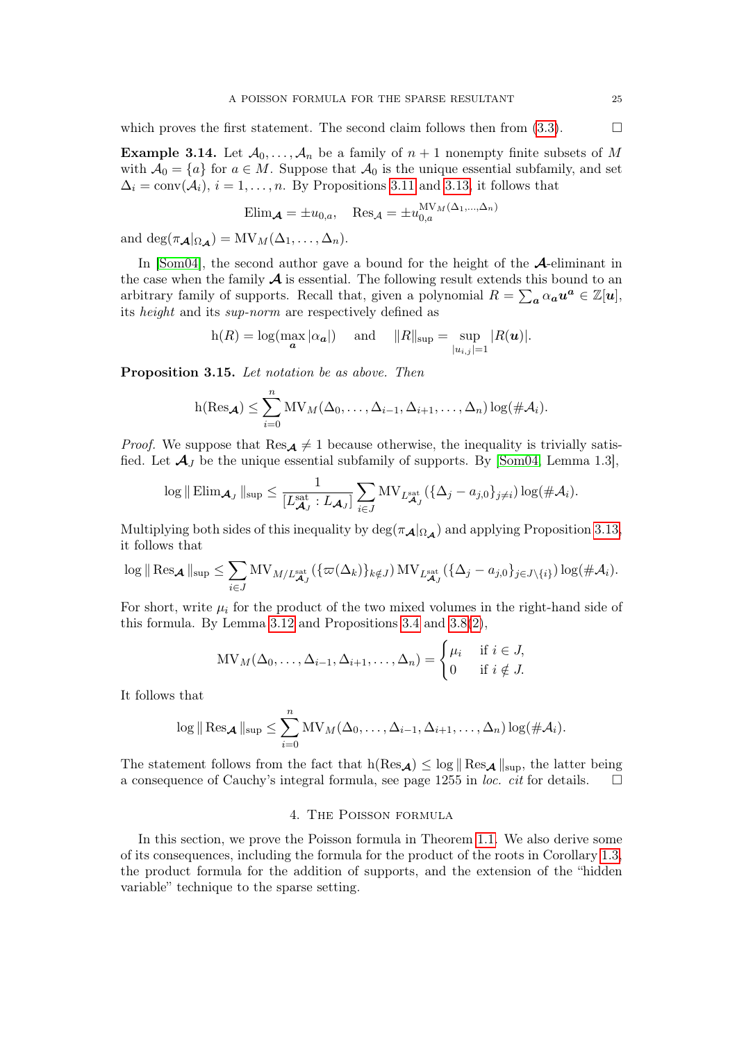which proves the first statement. The second claim follows then from (3.3). $\square$

**Example 3.14.** Let $\mathcal{A}_0, \dots, \mathcal{A}_n$ be a family of $n+1$ nonempty finite subsets of $M$ with $\mathcal{A}_0 = \{a\}$ for $a \in M$. Suppose that $\mathcal{A}_0$ is the unique essential subfamily, and set $\Delta_i = \operatorname{conv}(\mathcal{A}_i)$, $i = 1, \dots, n$. By Propositions 3.11 and 3.13, it follows that

$$\operatorname{Elim}_{\boldsymbol{\mathcal{A}}} = \pm u_{0,a}, \quad \operatorname{Res}_{\mathcal{A}} = \pm u_{0,a}^{\operatorname{MV}_M(\Delta_1,\dots,\Delta_n)}$$

and $\deg(\pi_{\boldsymbol{\mathcal{A}}}|_{\Omega_{\boldsymbol{\mathcal{A}}}}) = \operatorname{MV}_M(\Delta_1, \dots, \Delta_n)$.

In [Som04], the second author gave a bound for the height of the $\boldsymbol{\mathcal{A}}$-eliminant in the case when the family $\boldsymbol{\mathcal{A}}$ is essential. The following result extends this bound to an arbitrary family of supports. Recall that, given a polynomial $R = \sum_{\boldsymbol{a}} \alpha_{\boldsymbol{a}} \boldsymbol{u}^{\boldsymbol{a}} \in \mathbb{Z}[\boldsymbol{u}]$, its *height* and its *sup-norm* are respectively defined as

$$\operatorname{h}(R) = \log(\max_{\boldsymbol{a}} |\alpha_{\boldsymbol{a}}|) \quad \text{and} \quad \|R\|_{\sup} = \sup_{|u_{i,j}|=1} |R(\boldsymbol{u})|.$$

**Proposition 3.15.** *Let notation be as above. Then*

$$\operatorname{h}(\operatorname{Res}_{\boldsymbol{\mathcal{A}}}) \leq \sum_{i=0}^{n} \operatorname{MV}_M(\Delta_0, \dots, \Delta_{i-1}, \Delta_{i+1}, \dots, \Delta_n) \log(\#\mathcal{A}_i).$$

*Proof.* We suppose that $\operatorname{Res}_{\boldsymbol{\mathcal{A}}} \neq 1$ because otherwise, the inequality is trivially satisfied. Let $\boldsymbol{\mathcal{A}}_J$ be the unique essential subfamily of supports. By [Som04, Lemma 1.3],

$$\log \| \operatorname{Elim}_{\boldsymbol{\mathcal{A}}_J} \|_{\sup} \leq \frac{1}{[L_{\boldsymbol{\mathcal{A}}_J}^{\mathrm{sat}} : L_{\boldsymbol{\mathcal{A}}_J}]} \sum_{i \in J} \operatorname{MV}_{L_{\boldsymbol{\mathcal{A}}_J}^{\mathrm{sat}}}(\{\Delta_j - a_{j,0}\}_{j \neq i}) \log(\#\mathcal{A}_i).$$

Multiplying both sides of this inequality by $\deg(\pi_{\boldsymbol{\mathcal{A}}}|_{\Omega_{\boldsymbol{\mathcal{A}}}})$ and applying Proposition 3.13, it follows that

$$\log \| \operatorname{Res}_{\boldsymbol{\mathcal{A}}} \|_{\sup} \leq \sum_{i \in J} \operatorname{MV}_{M/L_{\boldsymbol{\mathcal{A}}_J}^{\mathrm{sat}}}(\{\varpi(\Delta_k)\}_{k \notin J}) \operatorname{MV}_{L_{\boldsymbol{\mathcal{A}}_J}^{\mathrm{sat}}}(\{\Delta_j - a_{j,0}\}_{j \in J \setminus \{i\}}) \log(\#\mathcal{A}_i).$$

For short, write $\mu_i$ for the product of the two mixed volumes in the right-hand side of this formula. By Lemma 3.12 and Propositions 3.4 and 3.8(2),

$$\operatorname{MV}_M(\Delta_0, \dots, \Delta_{i-1}, \Delta_{i+1}, \dots, \Delta_n) = \begin{cases} \mu_i & \text{if } i \in J, \\ 0 & \text{if } i \notin J. \end{cases}$$

It follows that

$$\log \| \operatorname{Res}_{\boldsymbol{\mathcal{A}}} \|_{\sup} \leq \sum_{i=0}^{n} \operatorname{MV}_M(\Delta_0, \dots, \Delta_{i-1}, \Delta_{i+1}, \dots, \Delta_n) \log(\#\mathcal{A}_i).$$

The statement follows from the fact that $\operatorname{h}(\operatorname{Res}_{\boldsymbol{\mathcal{A}}}) \leq \log \| \operatorname{Res}_{\boldsymbol{\mathcal{A}}} \|_{\sup}$, the latter being a consequence of Cauchy's integral formula, see page 1255 in *loc. cit* for details. $\square$

## 4. The Poisson formula

In this section, we prove the Poisson formula in Theorem 1.1. We also derive some of its consequences, including the formula for the product of the roots in Corollary 1.3, the product formula for the addition of supports, and the extension of the "hidden variable" technique to the sparse setting.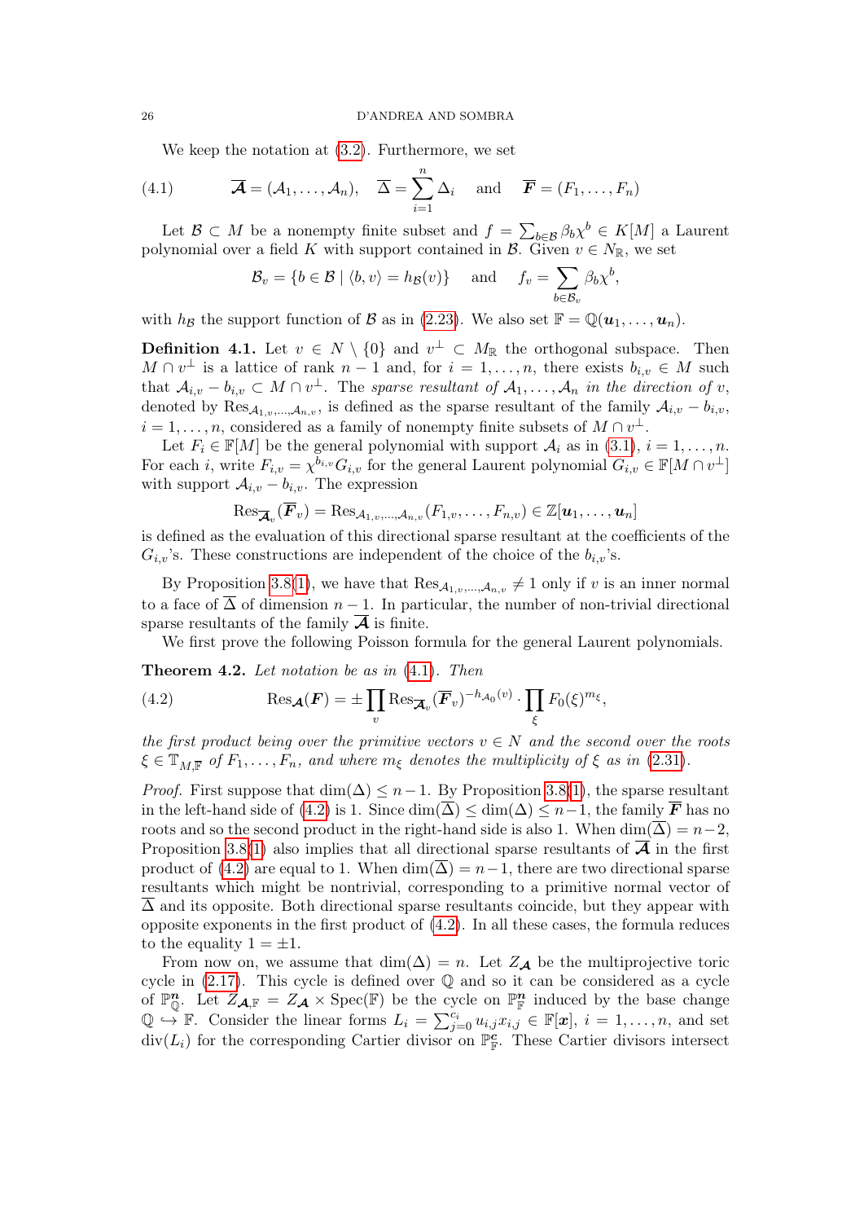We keep the notation at (3.2). Furthermore, we set

$$\overline{\boldsymbol{\mathcal{A}}} = (\mathcal{A}_1, \dots, \mathcal{A}_n), \quad \overline{\Delta} = \sum_{i=1}^n \Delta_i \quad \text{and} \quad \overline{\boldsymbol{F}} = (F_1, \dots, F_n) \tag{4.1}$$

Let $\mathcal{B} \subset M$ be a nonempty finite subset and $f = \sum_{b \in \mathcal{B}} \beta_b \chi^b \in K[M]$ a Laurent polynomial over a field $K$ with support contained in $\mathcal{B}$. Given $v \in N_{\mathbb{R}}$, we set

$$\mathcal{B}_v = \{b \in \mathcal{B} \mid \langle b, v\rangle = h_{\mathcal{B}}(v)\} \quad \text{and} \quad f_v = \sum_{b \in \mathcal{B}_v} \beta_b \chi^b,$$

with $h_{\mathcal{B}}$ the support function of $\mathcal{B}$ as in (2.23). We also set $\mathbb{F} = \mathbb{Q}(\boldsymbol{u}_1, \dots, \boldsymbol{u}_n)$.

**Definition 4.1.** *Let $v \in N \setminus \{0\}$ and $v^\perp \subset M_{\mathbb{R}}$ the orthogonal subspace. Then $M \cap v^\perp$ is a lattice of rank $n-1$ and, for $i = 1, \dots, n$, there exists $b_{i,v} \in M$ such that $\mathcal{A}_{i,v} - b_{i,v} \subset M \cap v^\perp$. The* sparse resultant of $\mathcal{A}_1, \dots, \mathcal{A}_n$ in the direction of $v$*, denoted by $\mathrm{Res}_{\mathcal{A}_{1,v}, \dots, \mathcal{A}_{n,v}}$, is defined as the sparse resultant of the family $\mathcal{A}_{i,v} - b_{i,v}$, $i = 1, \dots, n$, considered as a family of nonempty finite subsets of $M \cap v^\perp$.*

*Let $F_i \in \mathbb{F}[M]$ be the general polynomial with support $\mathcal{A}_i$ as in (3.1), $i = 1, \dots, n$. For each $i$, write $F_{i,v} = \chi^{b_{i,v}} G_{i,v}$ for the general Laurent polynomial $G_{i,v} \in \mathbb{F}[M \cap v^\perp]$ with support $\mathcal{A}_{i,v} - b_{i,v}$. The expression*

$$\mathrm{Res}_{\overline{\boldsymbol{\mathcal{A}}}_v}(\overline{\boldsymbol{F}}_v) = \mathrm{Res}_{\mathcal{A}_{1,v}, \dots, \mathcal{A}_{n,v}}(F_{1,v}, \dots, F_{n,v}) \in \mathbb{Z}[\boldsymbol{u}_1, \dots, \boldsymbol{u}_n]$$

*is defined as the evaluation of this directional sparse resultant at the coefficients of the $G_{i,v}$'s. These constructions are independent of the choice of the $b_{i,v}$'s.*

By Proposition 3.8(1), we have that $\mathrm{Res}_{\mathcal{A}_{1,v}, \dots, \mathcal{A}_{n,v}} \neq 1$ only if $v$ is an inner normal to a face of $\overline{\Delta}$ of dimension $n-1$. In particular, the number of non-trivial directional sparse resultants of the family $\overline{\boldsymbol{\mathcal{A}}}$ is finite.

We first prove the following Poisson formula for the general Laurent polynomials.

**Theorem 4.2.** *Let notation be as in (4.1). Then*

$$\mathrm{Res}_{\boldsymbol{\mathcal{A}}}(\boldsymbol{F}) = \pm \prod_v \mathrm{Res}_{\overline{\boldsymbol{\mathcal{A}}}_v}(\overline{\boldsymbol{F}}_v)^{-h_{\mathcal{A}_0}(v)} \cdot \prod_\xi F_0(\xi)^{m_\xi}, \tag{4.2}$$

*the first product being over the primitive vectors $v \in N$ and the second over the roots $\xi \in \mathbb{T}_{M, \overline{\mathbb{F}}}$ of $F_1, \dots, F_n$, and where $m_\xi$ denotes the multiplicity of $\xi$ as in (2.31).*

*Proof.* First suppose that $\dim(\Delta) \leq n-1$. By Proposition 3.8(1), the sparse resultant in the left-hand side of (4.2) is 1. Since $\dim(\overline{\Delta}) \leq \dim(\Delta) \leq n-1$, the family $\overline{\boldsymbol{F}}$ has no roots and so the second product in the right-hand side is also 1. When $\dim(\overline{\Delta}) = n-2$, Proposition 3.8(1) also implies that all directional sparse resultants of $\overline{\boldsymbol{\mathcal{A}}}$ in the first product of (4.2) are equal to 1. When $\dim(\overline{\Delta}) = n-1$, there are two directional sparse resultants which might be nontrivial, corresponding to a primitive normal vector of $\overline{\Delta}$ and its opposite. Both directional sparse resultants coincide, but they appear with opposite exponents in the first product of (4.2). In all these cases, the formula reduces to the equality $1 = \pm 1$.

From now on, we assume that $\dim(\Delta) = n$. Let $Z_{\boldsymbol{\mathcal{A}}}$ be the multiprojective toric cycle in (2.17). This cycle is defined over $\mathbb{Q}$ and so it can be considered as a cycle of $\mathbb{P}^{\boldsymbol{n}}_{\mathbb{Q}}$. Let $Z_{\boldsymbol{\mathcal{A}}, \mathbb{F}} = Z_{\boldsymbol{\mathcal{A}}} \times \mathrm{Spec}(\mathbb{F})$ be the cycle on $\mathbb{P}^{\boldsymbol{n}}_{\mathbb{F}}$ induced by the base change $\mathbb{Q} \hookrightarrow \mathbb{F}$. Consider the linear forms $L_i = \sum_{j=0}^{c_i} u_{i,j} x_{i,j} \in \mathbb{F}[\boldsymbol{x}]$, $i = 1, \dots, n$, and set $\mathrm{div}(L_i)$ for the corresponding Cartier divisor on $\mathbb{P}^{\boldsymbol{c}}_{\mathbb{F}}$. These Cartier divisors intersect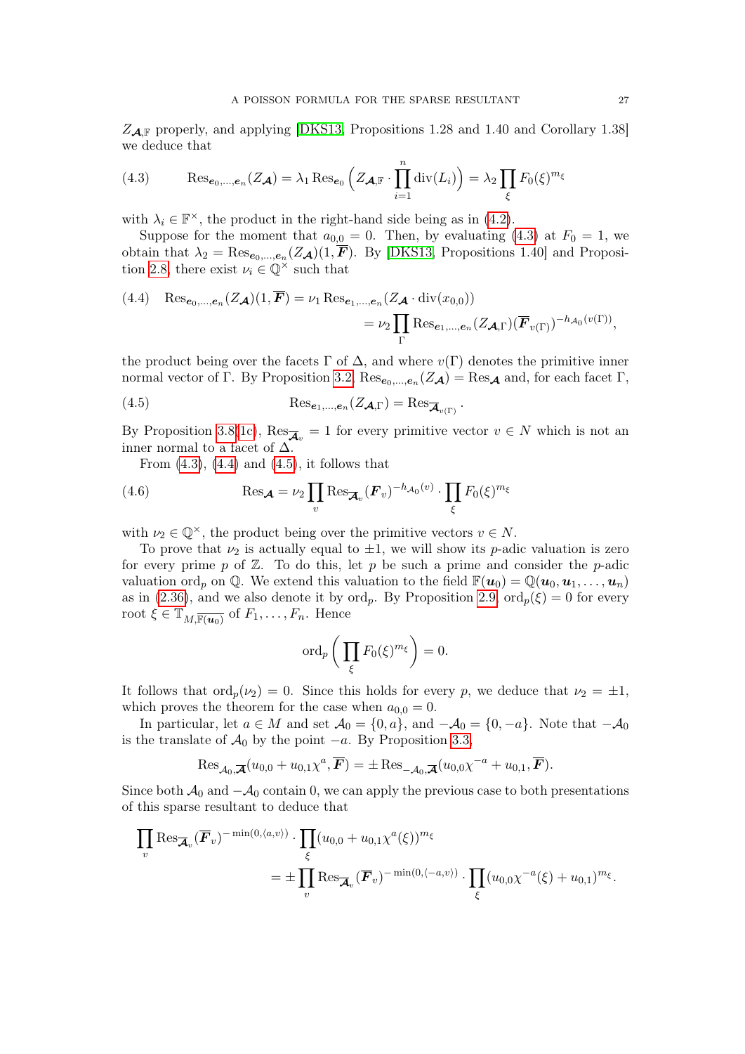$Z_{\boldsymbol{\mathcal{A}},\mathbb{F}}$ properly, and applying [DKS13, Propositions 1.28 and 1.40 and Corollary 1.38] we deduce that

$$\operatorname{Res}_{\boldsymbol{e}_0,\dots,\boldsymbol{e}_n}(Z_{\boldsymbol{\mathcal{A}}}) = \lambda_1 \operatorname{Res}_{\boldsymbol{e}_0}\Big(Z_{\boldsymbol{\mathcal{A}},\mathbb{F}} \cdot \prod_{i=1}^{n} \operatorname{div}(L_i)\Big) = \lambda_2 \prod_{\xi} F_0(\xi)^{m_\xi} \tag{4.3}$$

with $\lambda_i \in \mathbb{F}^\times$, the product in the right-hand side being as in (4.2).

Suppose for the moment that $a_{0,0} = 0$. Then, by evaluating (4.3) at $F_0 = 1$, we obtain that $\lambda_2 = \operatorname{Res}_{\boldsymbol{e}_0,\dots,\boldsymbol{e}_n}(Z_{\boldsymbol{\mathcal{A}}})(1, \overline{\boldsymbol{F}})$. By [DKS13, Propositions 1.40] and Proposition 2.8, there exist $\nu_i \in \mathbb{Q}^\times$ such that

$$\begin{aligned}\operatorname{Res}_{\boldsymbol{e}_0,\dots,\boldsymbol{e}_n}(Z_{\boldsymbol{\mathcal{A}}})(1, \overline{\boldsymbol{F}}) &= \nu_1 \operatorname{Res}_{\boldsymbol{e}_1,\dots,\boldsymbol{e}_n}(Z_{\boldsymbol{\mathcal{A}}} \cdot \operatorname{div}(x_{0,0})) \\ &= \nu_2 \prod_{\Gamma} \operatorname{Res}_{\boldsymbol{e}_1,\dots,\boldsymbol{e}_n}(Z_{\boldsymbol{\mathcal{A}},\Gamma})(\overline{\boldsymbol{F}}_{v(\Gamma)})^{-h_{\mathcal{A}_0}(v(\Gamma))},\end{aligned} \tag{4.4}$$

the product being over the facets $\Gamma$ of $\Delta$, and where $v(\Gamma)$ denotes the primitive inner normal vector of $\Gamma$. By Proposition 3.2, $\operatorname{Res}_{\boldsymbol{e}_0,\dots,\boldsymbol{e}_n}(Z_{\boldsymbol{\mathcal{A}}}) = \operatorname{Res}_{\boldsymbol{\mathcal{A}}}$ and, for each facet $\Gamma$,

$$\operatorname{Res}_{\boldsymbol{e}_1,\dots,\boldsymbol{e}_n}(Z_{\boldsymbol{\mathcal{A}},\Gamma}) = \operatorname{Res}_{\overline{\boldsymbol{\mathcal{A}}}_{v(\Gamma)}}. \tag{4.5}$$

By Proposition 3.8(1c), $\operatorname{Res}_{\overline{\boldsymbol{\mathcal{A}}}_v} = 1$ for every primitive vector $v \in N$ which is not an inner normal to a facet of $\Delta$.

From (4.3), (4.4) and (4.5), it follows that

$$\operatorname{Res}_{\boldsymbol{\mathcal{A}}} = \nu_2 \prod_{v} \operatorname{Res}_{\overline{\boldsymbol{\mathcal{A}}}_v}(\boldsymbol{F}_v)^{-h_{\mathcal{A}_0}(v)} \cdot \prod_{\xi} F_0(\xi)^{m_\xi} \tag{4.6}$$

with $\nu_2 \in \mathbb{Q}^\times$, the product being over the primitive vectors $v \in N$.

To prove that $\nu_2$ is actually equal to $\pm 1$, we will show its $p$-adic valuation is zero for every prime $p$ of $\mathbb{Z}$. To do this, let $p$ be such a prime and consider the $p$-adic valuation $\operatorname{ord}_p$ on $\mathbb{Q}$. We extend this valuation to the field $\mathbb{F}(\boldsymbol{u}_0) = \mathbb{Q}(\boldsymbol{u}_0, \boldsymbol{u}_1, \dots, \boldsymbol{u}_n)$ as in (2.36), and we also denote it by $\operatorname{ord}_p$. By Proposition 2.9, $\operatorname{ord}_p(\xi) = 0$ for every root $\xi \in \mathbb{T}_{M,\overline{\mathbb{F}(\boldsymbol{u}_0)}}$ of $F_1, \dots, F_n$. Hence

$$\operatorname{ord}_p\Big(\prod_{\xi} F_0(\xi)^{m_\xi}\Big) = 0.$$

It follows that $\operatorname{ord}_p(\nu_2) = 0$. Since this holds for every $p$, we deduce that $\nu_2 = \pm 1$, which proves the theorem for the case when $a_{0,0} = 0$.

In particular, let $a \in M$ and set $\mathcal{A}_0 = \{0, a\}$, and $-\mathcal{A}_0 = \{0, -a\}$. Note that $-\mathcal{A}_0$ is the translate of $\mathcal{A}_0$ by the point $-a$. By Proposition 3.3,

$$\operatorname{Res}_{\mathcal{A}_0,\overline{\boldsymbol{\mathcal{A}}}}(u_{0,0} + u_{0,1}\chi^a, \overline{\boldsymbol{F}}) = \pm \operatorname{Res}_{-\mathcal{A}_0,\overline{\boldsymbol{\mathcal{A}}}}(u_{0,0}\chi^{-a} + u_{0,1}, \overline{\boldsymbol{F}}).$$

Since both $\mathcal{A}_0$ and $-\mathcal{A}_0$ contain 0, we can apply the previous case to both presentations of this sparse resultant to deduce that

$$\begin{aligned}\prod_{v} \operatorname{Res}_{\overline{\boldsymbol{\mathcal{A}}}_v}(\overline{\boldsymbol{F}}_v)^{-\min(0,\langle a,v\rangle)} \cdot \prod_{\xi} (u_{0,0} + u_{0,1}\chi^a(\xi))^{m_\xi} \\ = \pm \prod_{v} \operatorname{Res}_{\overline{\boldsymbol{\mathcal{A}}}_v}(\overline{\boldsymbol{F}}_v)^{-\min(0,\langle -a,v\rangle)} \cdot \prod_{\xi} (u_{0,0}\chi^{-a}(\xi) + u_{0,1})^{m_\xi}.\end{aligned}$$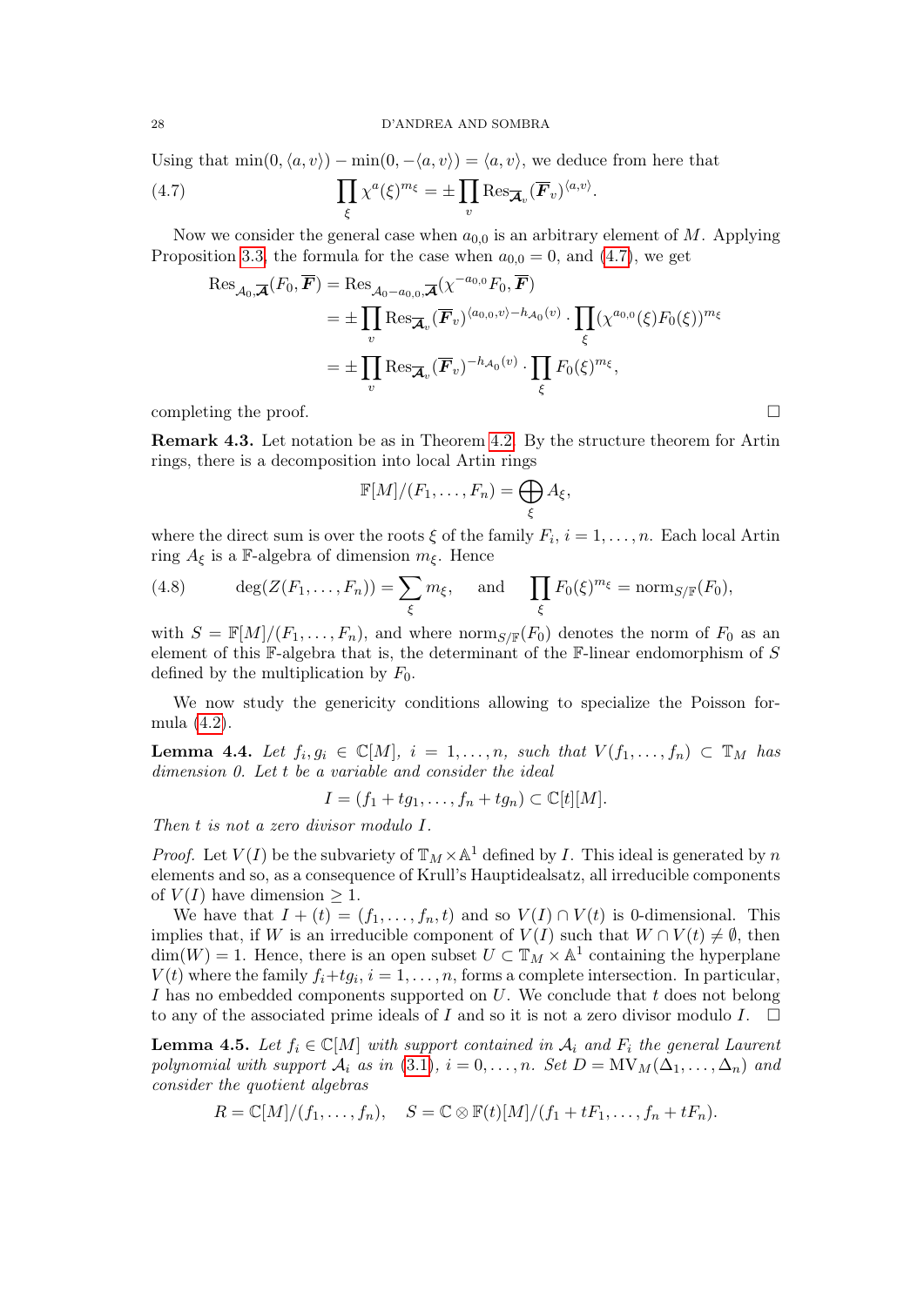Using that $\min(0, \langle a, v\rangle) - \min(0, -\langle a, v\rangle) = \langle a, v\rangle$, we deduce from here that

$$\prod_{\xi} \chi^a(\xi)^{m_\xi} = \pm \prod_v \mathrm{Res}_{\overline{\boldsymbol{\mathcal{A}}}_v}(\overline{\boldsymbol{F}}_v)^{\langle a, v\rangle}. \tag{4.7}$$

Now we consider the general case when $a_{0,0}$ is an arbitrary element of $M$. Applying Proposition 3.3, the formula for the case when $a_{0,0} = 0$, and (4.7), we get

$$\begin{aligned}
\mathrm{Res}_{\mathcal{A}_0, \overline{\boldsymbol{\mathcal{A}}}}(F_0, \overline{\boldsymbol{F}}) &= \mathrm{Res}_{\mathcal{A}_0 - a_{0,0}, \overline{\boldsymbol{\mathcal{A}}}}(\chi^{-a_{0,0}} F_0, \overline{\boldsymbol{F}}) \\
&= \pm \prod_v \mathrm{Res}_{\overline{\boldsymbol{\mathcal{A}}}_v}(\overline{\boldsymbol{F}}_v)^{\langle a_{0,0}, v\rangle - h_{\mathcal{A}_0}(v)} \cdot \prod_\xi (\chi^{a_{0,0}}(\xi) F_0(\xi))^{m_\xi} \\
&= \pm \prod_v \mathrm{Res}_{\overline{\boldsymbol{\mathcal{A}}}_v}(\overline{\boldsymbol{F}}_v)^{-h_{\mathcal{A}_0}(v)} \cdot \prod_\xi F_0(\xi)^{m_\xi},
\end{aligned}$$

completing the proof. □

**Remark 4.3.** Let notation be as in Theorem 4.2. By the structure theorem for Artin rings, there is a decomposition into local Artin rings

$$\mathbb{F}[M]/(F_1, \dots, F_n) = \bigoplus_\xi A_\xi,$$

where the direct sum is over the roots $\xi$ of the family $F_i$, $i = 1, \dots, n$. Each local Artin ring $A_\xi$ is a $\mathbb{F}$-algebra of dimension $m_\xi$. Hence

$$\deg(Z(F_1, \dots, F_n)) = \sum_\xi m_\xi, \quad \text{and} \quad \prod_\xi F_0(\xi)^{m_\xi} = \mathrm{norm}_{S/\mathbb{F}}(F_0), \tag{4.8}$$

with $S = \mathbb{F}[M]/(F_1, \dots, F_n)$, and where $\mathrm{norm}_{S/\mathbb{F}}(F_0)$ denotes the norm of $F_0$ as an element of this $\mathbb{F}$-algebra that is, the determinant of the $\mathbb{F}$-linear endomorphism of $S$ defined by the multiplication by $F_0$.

We now study the genericity conditions allowing to specialize the Poisson formula (4.2).

**Lemma 4.4.** *Let $f_i, g_i \in \mathbb{C}[M]$, $i = 1, \dots, n$, such that $V(f_1, \dots, f_n) \subset \mathbb{T}_M$ has dimension 0. Let $t$ be a variable and consider the ideal*

$$I = (f_1 + tg_1, \dots, f_n + tg_n) \subset \mathbb{C}[t][M].$$

*Then $t$ is not a zero divisor modulo $I$.*

*Proof.* Let $V(I)$ be the subvariety of $\mathbb{T}_M \times \mathbb{A}^1$ defined by $I$. This ideal is generated by $n$ elements and so, as a consequence of Krull's Hauptidealsatz, all irreducible components of $V(I)$ have dimension $\geq 1$.

We have that $I + (t) = (f_1, \dots, f_n, t)$ and so $V(I) \cap V(t)$ is 0-dimensional. This implies that, if $W$ is an irreducible component of $V(I)$ such that $W \cap V(t) \neq \emptyset$, then $\dim(W) = 1$. Hence, there is an open subset $U \subset \mathbb{T}_M \times \mathbb{A}^1$ containing the hyperplane $V(t)$ where the family $f_i + tg_i$, $i = 1, \dots, n$, forms a complete intersection. In particular, $I$ has no embedded components supported on $U$. We conclude that $t$ does not belong to any of the associated prime ideals of $I$ and so it is not a zero divisor modulo $I$. □

**Lemma 4.5.** *Let $f_i \in \mathbb{C}[M]$ with support contained in $\mathcal{A}_i$ and $F_i$ the general Laurent polynomial with support $\mathcal{A}_i$ as in (3.1), $i = 0, \dots, n$. Set $D = \mathrm{MV}_M(\Delta_1, \dots, \Delta_n)$ and consider the quotient algebras*

$$R = \mathbb{C}[M]/(f_1, \dots, f_n), \quad S = \mathbb{C} \otimes \mathbb{F}(t)[M]/(f_1 + tF_1, \dots, f_n + tF_n).$$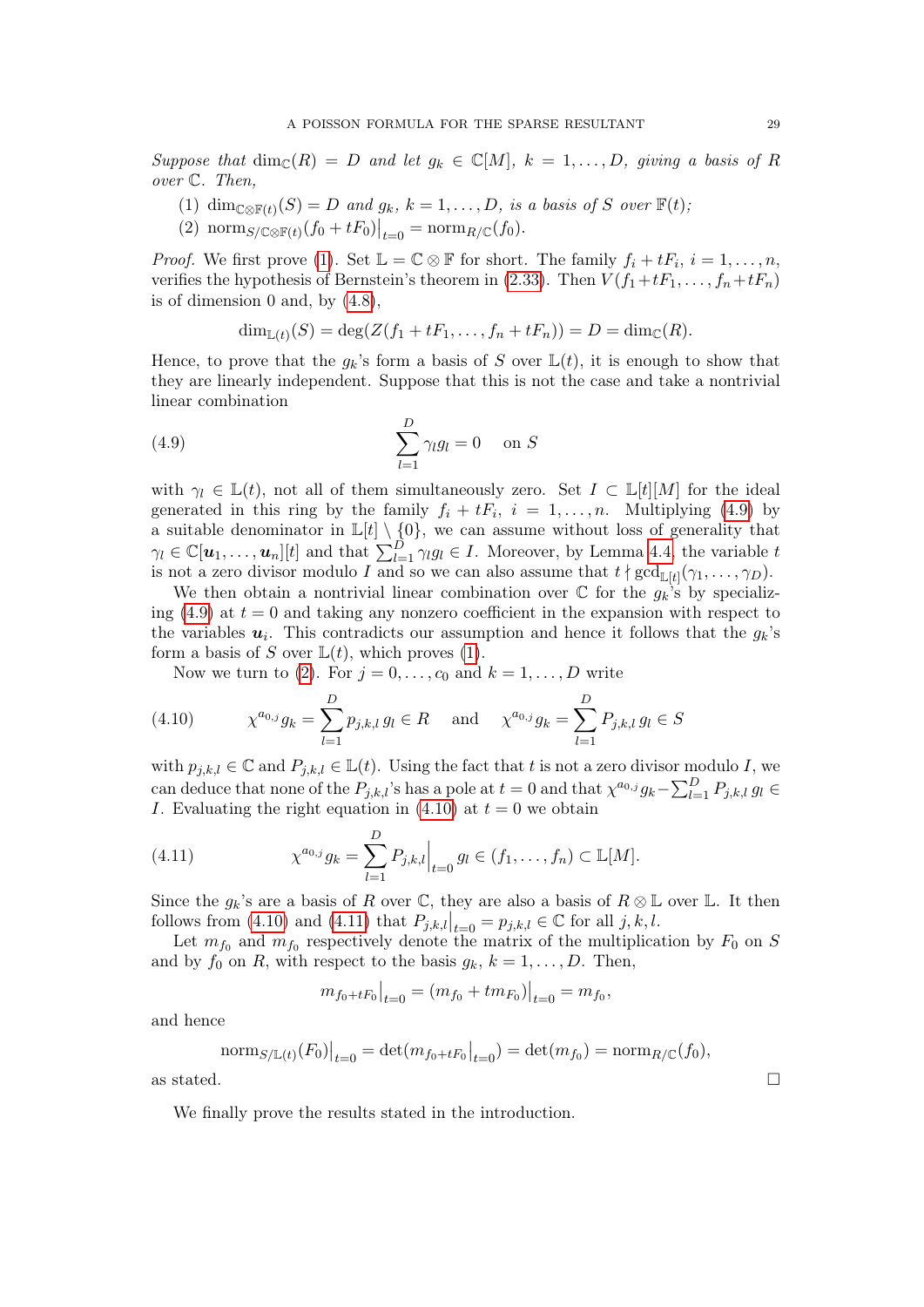*Suppose that* $\dim_{\mathbb{C}}(R) = D$ *and let* $g_k \in \mathbb{C}[M]$, $k = 1, \dots, D$, *giving a basis of* $R$ *over* $\mathbb{C}$. *Then,*

(1) $\dim_{\mathbb{C}\otimes\mathbb{F}(t)}(S) = D$ *and* $g_k$, $k = 1, \dots, D$, *is a basis of* $S$ *over* $\mathbb{F}(t)$;

(2) $\mathrm{norm}_{S/\mathbb{C}\otimes\mathbb{F}(t)}(f_0 + tF_0)\big|_{t=0} = \mathrm{norm}_{R/\mathbb{C}}(f_0)$.

*Proof.* We first prove (1). Set $\mathbb{L} = \mathbb{C} \otimes \mathbb{F}$ for short. The family $f_i + tF_i$, $i = 1, \dots, n$, verifies the hypothesis of Bernstein's theorem in (2.33). Then $V(f_1 + tF_1, \dots, f_n + tF_n)$ is of dimension 0 and, by (4.8),

$$\dim_{\mathbb{L}(t)}(S) = \deg(Z(f_1 + tF_1, \dots, f_n + tF_n)) = D = \dim_{\mathbb{C}}(R).$$

Hence, to prove that the $g_k$'s form a basis of $S$ over $\mathbb{L}(t)$, it is enough to show that they are linearly independent. Suppose that this is not the case and take a nontrivial linear combination

$$\sum_{l=1}^{D} \gamma_l g_l = 0 \quad \text{on } S \tag{4.9}$$

with $\gamma_l \in \mathbb{L}(t)$, not all of them simultaneously zero. Set $I \subset \mathbb{L}[t][M]$ for the ideal generated in this ring by the family $f_i + tF_i$, $i = 1, \dots, n$. Multiplying (4.9) by a suitable denominator in $\mathbb{L}[t] \setminus \{0\}$, we can assume without loss of generality that $\gamma_l \in \mathbb{C}[\boldsymbol{u}_1, \dots, \boldsymbol{u}_n][t]$ and that $\sum_{l=1}^{D} \gamma_l g_l \in I$. Moreover, by Lemma 4.4, the variable $t$ is not a zero divisor modulo $I$ and so we can also assume that $t \nmid \gcd_{\mathbb{L}[t]}(\gamma_1, \dots, \gamma_D)$.

We then obtain a nontrivial linear combination over $\mathbb{C}$ for the $g_k$'s by specializing (4.9) at $t = 0$ and taking any nonzero coefficient in the expansion with respect to the variables $\boldsymbol{u}_i$. This contradicts our assumption and hence it follows that the $g_k$'s form a basis of $S$ over $\mathbb{L}(t)$, which proves (1).

Now we turn to (2). For $j = 0, \dots, c_0$ and $k = 1, \dots, D$ write

$$\chi^{a_{0,j}} g_k = \sum_{l=1}^{D} p_{j,k,l}\, g_l \in R \quad \text{and} \quad \chi^{a_{0,j}} g_k = \sum_{l=1}^{D} P_{j,k,l}\, g_l \in S \tag{4.10}$$

with $p_{j,k,l} \in \mathbb{C}$ and $P_{j,k,l} \in \mathbb{L}(t)$. Using the fact that $t$ is not a zero divisor modulo $I$, we can deduce that none of the $P_{j,k,l}$'s has a pole at $t = 0$ and that $\chi^{a_{0,j}} g_k - \sum_{l=1}^{D} P_{j,k,l}\, g_l \in I$. Evaluating the right equation in (4.10) at $t = 0$ we obtain

$$\chi^{a_{0,j}} g_k = \sum_{l=1}^{D} P_{j,k,l}\Big|_{t=0} g_l \in (f_1, \dots, f_n) \subset \mathbb{L}[M]. \tag{4.11}$$

Since the $g_k$'s are a basis of $R$ over $\mathbb{C}$, they are also a basis of $R \otimes \mathbb{L}$ over $\mathbb{L}$. It then follows from (4.10) and (4.11) that $P_{j,k,l}\big|_{t=0} = p_{j,k,l} \in \mathbb{C}$ for all $j, k, l$.

Let $m_{f_0}$ and $m_{f_0}$ respectively denote the matrix of the multiplication by $F_0$ on $S$ and by $f_0$ on $R$, with respect to the basis $g_k$, $k = 1, \dots, D$. Then,

$$m_{f_0 + tF_0}\big|_{t=0} = (m_{f_0} + t m_{F_0})\big|_{t=0} = m_{f_0},$$

and hence

$$\mathrm{norm}_{S/\mathbb{L}(t)}(F_0)\big|_{t=0} = \det(m_{f_0 + tF_0}\big|_{t=0}) = \det(m_{f_0}) = \mathrm{norm}_{R/\mathbb{C}}(f_0),$$

as stated. $\square$

We finally prove the results stated in the introduction.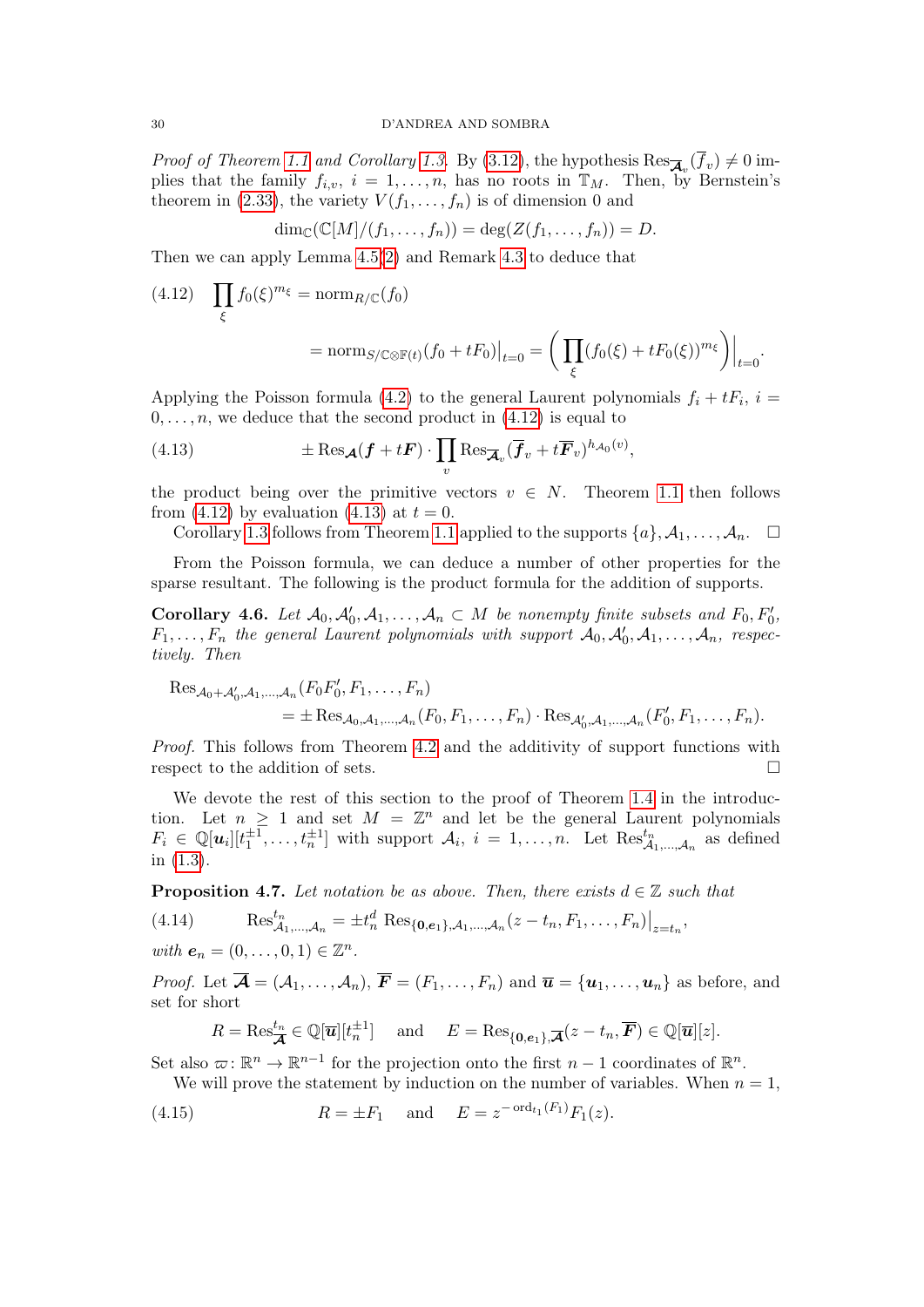*Proof of Theorem 1.1 and Corollary 1.3.* By (3.12), the hypothesis $\mathrm{Res}_{\overline{\boldsymbol{\mathcal{A}}}_v}(\overline{f}_v) \neq 0$ implies that the family $f_{i,v}$, $i = 1, \dots, n$, has no roots in $\mathbb{T}_M$. Then, by Bernstein's theorem in (2.33), the variety $V(f_1, \dots, f_n)$ is of dimension 0 and

$$\dim_{\mathbb{C}}(\mathbb{C}[M]/(f_1, \dots, f_n)) = \deg(Z(f_1, \dots, f_n)) = D.$$

Then we can apply Lemma 4.5(2) and Remark 4.3 to deduce that

$$\begin{aligned}
(4.12)\quad \prod_{\xi} f_0(\xi)^{m_\xi} &= \mathrm{norm}_{R/\mathbb{C}}(f_0) \\
&= \mathrm{norm}_{S/\mathbb{C}\otimes\mathbb{F}(t)}(f_0 + tF_0)\big|_{t=0} = \Big(\prod_{\xi}(f_0(\xi) + tF_0(\xi))^{m_\xi}\Big)\Big|_{t=0}.
\end{aligned}$$

Applying the Poisson formula (4.2) to the general Laurent polynomials $f_i + tF_i$, $i = 0, \dots, n$, we deduce that the second product in (4.12) is equal to

$$\pm \mathrm{Res}_{\boldsymbol{\mathcal{A}}}(\boldsymbol{f} + t\boldsymbol{F}) \cdot \prod_{v} \mathrm{Res}_{\overline{\boldsymbol{\mathcal{A}}}_v}(\overline{\boldsymbol{f}}_v + t\overline{\boldsymbol{F}}_v)^{h_{\mathcal{A}_0}(v)}, \tag{4.13}$$

the product being over the primitive vectors $v \in N$. Theorem 1.1 then follows from (4.12) by evaluation (4.13) at $t = 0$.

Corollary 1.3 follows from Theorem 1.1 applied to the supports $\{a\}, \mathcal{A}_1, \dots, \mathcal{A}_n$. □

From the Poisson formula, we can deduce a number of other properties for the sparse resultant. The following is the product formula for the addition of supports.

**Corollary 4.6.** *Let $\mathcal{A}_0, \mathcal{A}_0', \mathcal{A}_1, \dots, \mathcal{A}_n \subset M$ be nonempty finite subsets and $F_0, F_0'$, $F_1, \dots, F_n$ the general Laurent polynomials with support $\mathcal{A}_0, \mathcal{A}_0', \mathcal{A}_1, \dots, \mathcal{A}_n$, respectively. Then*

$$\begin{aligned}
&\mathrm{Res}_{\mathcal{A}_0+\mathcal{A}_0', \mathcal{A}_1, \dots, \mathcal{A}_n}(F_0F_0', F_1, \dots, F_n) \\
&\qquad = \pm \mathrm{Res}_{\mathcal{A}_0, \mathcal{A}_1, \dots, \mathcal{A}_n}(F_0, F_1, \dots, F_n) \cdot \mathrm{Res}_{\mathcal{A}_0', \mathcal{A}_1, \dots, \mathcal{A}_n}(F_0', F_1, \dots, F_n).
\end{aligned}$$

*Proof.* This follows from Theorem 4.2 and the additivity of support functions with respect to the addition of sets. □

We devote the rest of this section to the proof of Theorem 1.4 in the introduction. Let $n \geq 1$ and set $M = \mathbb{Z}^n$ and let be the general Laurent polynomials $F_i \in \mathbb{Q}[\boldsymbol{u}_i][t_1^{\pm 1}, \dots, t_n^{\pm 1}]$ with support $\mathcal{A}_i$, $i = 1, \dots, n$. Let $\mathrm{Res}^{t_n}_{\mathcal{A}_1, \dots, \mathcal{A}_n}$ as defined in (1.3).

**Proposition 4.7.** *Let notation be as above. Then, there exists $d \in \mathbb{Z}$ such that*

$$\mathrm{Res}^{t_n}_{\mathcal{A}_1, \dots, \mathcal{A}_n} = \pm t_n^d \,\mathrm{Res}_{\{\boldsymbol{0}, \boldsymbol{e}_1\}, \mathcal{A}_1, \dots, \mathcal{A}_n}(z - t_n, F_1, \dots, F_n)\big|_{z=t_n}, \tag{4.14}$$

*with $\boldsymbol{e}_n = (0, \dots, 0, 1) \in \mathbb{Z}^n$.*

*Proof.* Let $\overline{\boldsymbol{\mathcal{A}}} = (\mathcal{A}_1, \dots, \mathcal{A}_n)$, $\overline{\boldsymbol{F}} = (F_1, \dots, F_n)$ and $\overline{\boldsymbol{u}} = \{\boldsymbol{u}_1, \dots, \boldsymbol{u}_n\}$ as before, and set for short

$$R = \mathrm{Res}^{t_n}_{\overline{\boldsymbol{\mathcal{A}}}} \in \mathbb{Q}[\overline{\boldsymbol{u}}][t_n^{\pm 1}] \quad \text{ and } \quad E = \mathrm{Res}_{\{\boldsymbol{0}, \boldsymbol{e}_1\}, \overline{\boldsymbol{\mathcal{A}}}}(z - t_n, \overline{\boldsymbol{F}}) \in \mathbb{Q}[\overline{\boldsymbol{u}}][z].$$

Set also $\varpi \colon \mathbb{R}^n \to \mathbb{R}^{n-1}$ for the projection onto the first $n-1$ coordinates of $\mathbb{R}^n$.

We will prove the statement by induction on the number of variables. When $n = 1$,

$$R = \pm F_1 \quad \text{ and } \quad E = z^{-\mathrm{ord}_{t_1}(F_1)} F_1(z). \tag{4.15}$$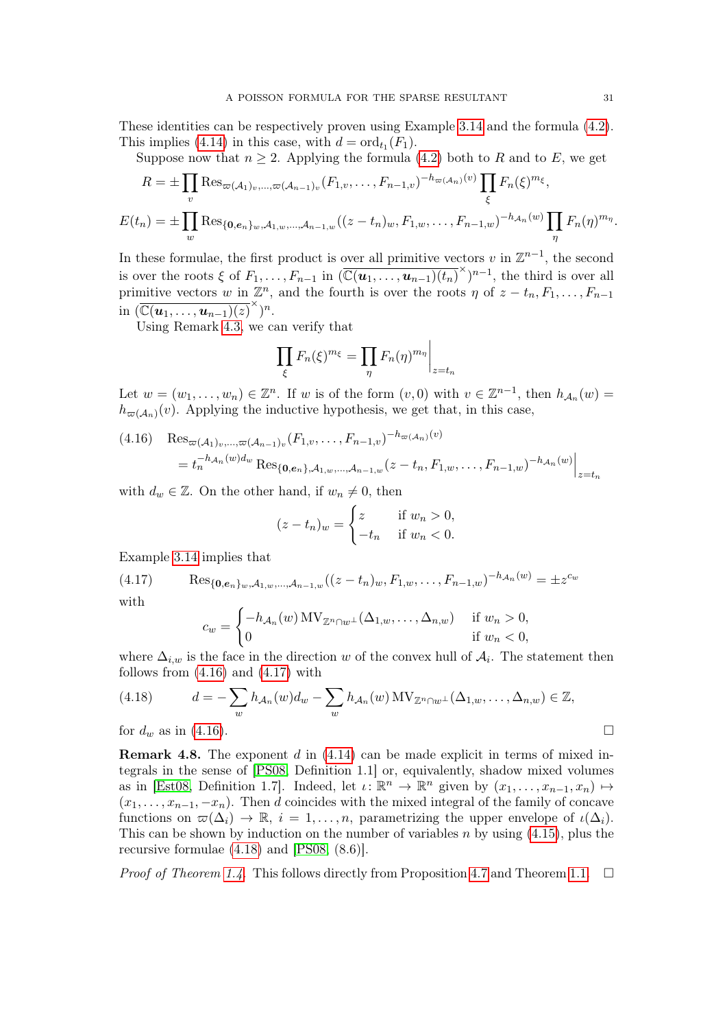These identities can be respectively proven using Example 3.14 and the formula (4.2). This implies (4.14) in this case, with $d = \operatorname{ord}_{t_1}(F_1)$.

Suppose now that $n \geq 2$. Applying the formula (4.2) both to $R$ and to $E$, we get

$$R = \pm \prod_v \operatorname{Res}_{\varpi(\mathcal{A}_1)_v, \dots, \varpi(\mathcal{A}_{n-1})_v}(F_{1,v}, \dots, F_{n-1,v})^{-h_{\varpi(\mathcal{A}_n)}(v)} \prod_\xi F_n(\xi)^{m_\xi},$$

$$E(t_n) = \pm \prod_w \operatorname{Res}_{\{\mathbf{0}, \boldsymbol{e}_n\}_w, \mathcal{A}_{1,w}, \dots, \mathcal{A}_{n-1,w}}((z - t_n)_w, F_{1,w}, \dots, F_{n-1,w})^{-h_{\mathcal{A}_n}(w)} \prod_\eta F_n(\eta)^{m_\eta}.$$

In these formulae, the first product is over all primitive vectors $v$ in $\mathbb{Z}^{n-1}$, the second is over the roots $\xi$ of $F_1, \dots, F_{n-1}$ in $(\overline{\mathbb{C}(\boldsymbol{u}_1, \dots, \boldsymbol{u}_{n-1})(t_n)}^\times)^{n-1}$, the third is over all primitive vectors $w$ in $\mathbb{Z}^n$, and the fourth is over the roots $\eta$ of $z - t_n, F_1, \dots, F_{n-1}$ in $(\overline{\mathbb{C}(\boldsymbol{u}_1, \dots, \boldsymbol{u}_{n-1})(z)}^\times)^n$.

Using Remark 4.3, we can verify that

$$\prod_\xi F_n(\xi)^{m_\xi} = \prod_\eta F_n(\eta)^{m_\eta} \Big|_{z=t_n}$$

Let $w = (w_1, \dots, w_n) \in \mathbb{Z}^n$. If $w$ is of the form $(v, 0)$ with $v \in \mathbb{Z}^{n-1}$, then $h_{\mathcal{A}_n}(w) = h_{\varpi(\mathcal{A}_n)}(v)$. Applying the inductive hypothesis, we get that, in this case,

$$\begin{aligned}(4.16) \quad &\operatorname{Res}_{\varpi(\mathcal{A}_1)_v, \dots, \varpi(\mathcal{A}_{n-1})_v}(F_{1,v}, \dots, F_{n-1,v})^{-h_{\varpi(\mathcal{A}_n)}(v)} \\ &= t_n^{-h_{\mathcal{A}_n}(w) d_w} \operatorname{Res}_{\{\mathbf{0}, \boldsymbol{e}_n\}, \mathcal{A}_{1,w}, \dots, \mathcal{A}_{n-1,w}}(z - t_n, F_{1,w}, \dots, F_{n-1,w})^{-h_{\mathcal{A}_n}(w)} \Big|_{z=t_n}\end{aligned}$$

with $d_w \in \mathbb{Z}$. On the other hand, if $w_n \neq 0$, then

$$(z - t_n)_w = \begin{cases} z & \text{if } w_n > 0, \\ -t_n & \text{if } w_n < 0. \end{cases}$$

Example 3.14 implies that

$$(4.17) \qquad \operatorname{Res}_{\{\mathbf{0}, \boldsymbol{e}_n\}_w, \mathcal{A}_{1,w}, \dots, \mathcal{A}_{n-1,w}}((z - t_n)_w, F_{1,w}, \dots, F_{n-1,w})^{-h_{\mathcal{A}_n}(w)} = \pm z^{c_w}$$

with

$$c_w = \begin{cases} -h_{\mathcal{A}_n}(w) \operatorname{MV}_{\mathbb{Z}^n \cap w^\perp}(\Delta_{1,w}, \dots, \Delta_{n,w}) & \text{if } w_n > 0, \\ 0 & \text{if } w_n < 0, \end{cases}$$

where $\Delta_{i,w}$ is the face in the direction $w$ of the convex hull of $\mathcal{A}_i$. The statement then follows from (4.16) and (4.17) with

$$(4.18) \qquad d = -\sum_w h_{\mathcal{A}_n}(w) d_w - \sum_w h_{\mathcal{A}_n}(w) \operatorname{MV}_{\mathbb{Z}^n \cap w^\perp}(\Delta_{1,w}, \dots, \Delta_{n,w}) \in \mathbb{Z},$$

for $d_w$ as in (4.16). □

**Remark 4.8.** The exponent $d$ in (4.14) can be made explicit in terms of mixed integrals in the sense of [PS08, Definition 1.1] or, equivalently, shadow mixed volumes as in [Est08, Definition 1.7]. Indeed, let $\iota \colon \mathbb{R}^n \to \mathbb{R}^n$ given by $(x_1, \dots, x_{n-1}, x_n) \mapsto (x_1, \dots, x_{n-1}, -x_n)$. Then $d$ coincides with the mixed integral of the family of concave functions on $\varpi(\Delta_i) \to \mathbb{R}$, $i = 1, \dots, n$, parametrizing the upper envelope of $\iota(\Delta_i)$. This can be shown by induction on the number of variables $n$ by using (4.15), plus the recursive formulae (4.18) and [PS08, (8.6)].

*Proof of Theorem 1.4.* This follows directly from Proposition 4.7 and Theorem 1.1. □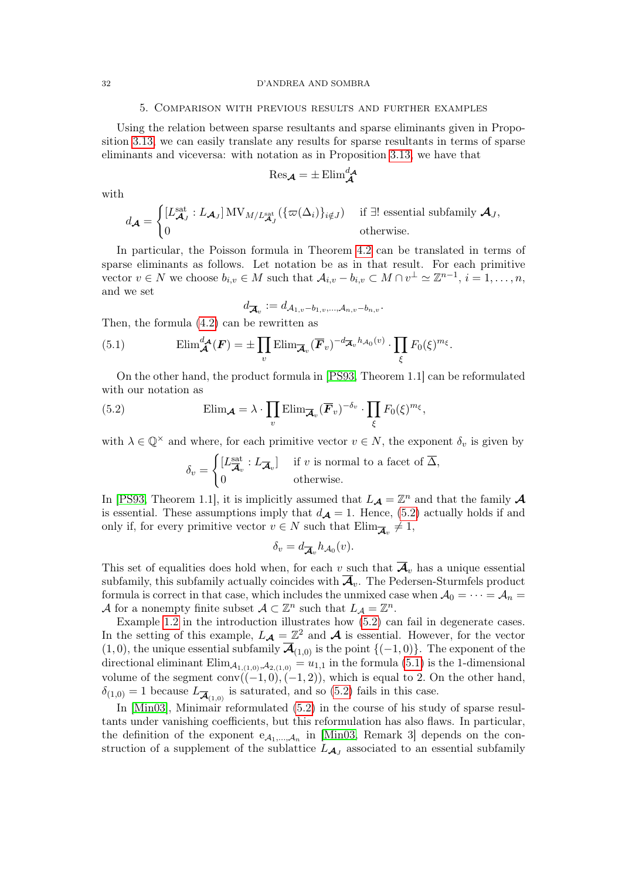## 5. Comparison with previous results and further examples

Using the relation between sparse resultants and sparse eliminants given in Proposition 3.13, we can easily translate any results for sparse resultants in terms of sparse eliminants and viceversa: with notation as in Proposition 3.13, we have that

$$\mathrm{Res}_{\boldsymbol{\mathcal{A}}} = \pm \, \mathrm{Elim}_{\boldsymbol{\mathcal{A}}}^{d_{\boldsymbol{\mathcal{A}}}}$$

with

$$d_{\boldsymbol{\mathcal{A}}} = \begin{cases} [L_{\boldsymbol{\mathcal{A}}_J}^{\mathrm{sat}} : L_{\boldsymbol{\mathcal{A}}_J}] \, \mathrm{MV}_{M/L_{\boldsymbol{\mathcal{A}}_J}^{\mathrm{sat}}}(\{\varpi(\Delta_i)\}_{i \notin J}) & \text{if } \exists! \text{ essential subfamily } \boldsymbol{\mathcal{A}}_J, \\ 0 & \text{otherwise.} \end{cases}$$

In particular, the Poisson formula in Theorem 4.2 can be translated in terms of sparse eliminants as follows. Let notation be as in that result. For each primitive vector $v \in N$ we choose $b_{i,v} \in M$ such that $\mathcal{A}_{i,v} - b_{i,v} \subset M \cap v^{\perp} \simeq \mathbb{Z}^{n-1}$, $i = 1, \dots, n$, and we set

$$d_{\overline{\boldsymbol{\mathcal{A}}}_v} := d_{\mathcal{A}_{1,v} - b_{1,v}, \dots, \mathcal{A}_{n,v} - b_{n,v}}.$$

Then, the formula (4.2) can be rewritten as

$$\mathrm{Elim}_{\boldsymbol{\mathcal{A}}}^{d_{\boldsymbol{\mathcal{A}}}}(\boldsymbol{F}) = \pm \prod_v \mathrm{Elim}_{\overline{\boldsymbol{\mathcal{A}}}_v}(\overline{\boldsymbol{F}}_v)^{-d_{\overline{\boldsymbol{\mathcal{A}}}_v} h_{\mathcal{A}_0}(v)} \cdot \prod_{\xi} F_0(\xi)^{m_\xi}. \tag{5.1}$$

On the other hand, the product formula in [PS93, Theorem 1.1] can be reformulated with our notation as

$$\mathrm{Elim}_{\boldsymbol{\mathcal{A}}} = \lambda \cdot \prod_v \mathrm{Elim}_{\overline{\boldsymbol{\mathcal{A}}}_v}(\overline{\boldsymbol{F}}_v)^{-\delta_v} \cdot \prod_{\xi} F_0(\xi)^{m_\xi}, \tag{5.2}$$

with $\lambda \in \mathbb{Q}^{\times}$ and where, for each primitive vector $v \in N$, the exponent $\delta_v$ is given by

$$\delta_v = \begin{cases} [L_{\overline{\boldsymbol{\mathcal{A}}}_v}^{\mathrm{sat}} : L_{\overline{\boldsymbol{\mathcal{A}}}_v}] & \text{if } v \text{ is normal to a facet of } \overline{\Delta}, \\ 0 & \text{otherwise.} \end{cases}$$

In [PS93, Theorem 1.1], it is implicitly assumed that $L_{\boldsymbol{\mathcal{A}}} = \mathbb{Z}^n$ and that the family $\boldsymbol{\mathcal{A}}$ is essential. These assumptions imply that $d_{\boldsymbol{\mathcal{A}}} = 1$. Hence, (5.2) actually holds if and only if, for every primitive vector $v \in N$ such that $\mathrm{Elim}_{\overline{\boldsymbol{\mathcal{A}}}_v} \neq 1$,

$$\delta_v = d_{\overline{\boldsymbol{\mathcal{A}}}_v} h_{\mathcal{A}_0}(v).$$

This set of equalities does hold when, for each $v$ such that $\overline{\boldsymbol{\mathcal{A}}}_v$ has a unique essential subfamily, this subfamily actually coincides with $\overline{\boldsymbol{\mathcal{A}}}_v$. The Pedersen-Sturmfels product formula is correct in that case, which includes the unmixed case when $\mathcal{A}_0 = \cdots = \mathcal{A}_n = \mathcal{A}$ for a nonempty finite subset $\mathcal{A} \subset \mathbb{Z}^n$ such that $L_{\mathcal{A}} = \mathbb{Z}^n$.

Example 1.2 in the introduction illustrates how (5.2) can fail in degenerate cases. In the setting of this example, $L_{\boldsymbol{\mathcal{A}}} = \mathbb{Z}^2$ and $\boldsymbol{\mathcal{A}}$ is essential. However, for the vector $(1, 0)$, the unique essential subfamily $\overline{\boldsymbol{\mathcal{A}}}_{(1,0)}$ is the point $\{(-1, 0)\}$. The exponent of the directional eliminant $\mathrm{Elim}_{\mathcal{A}_{1,(1,0)}, \mathcal{A}_{2,(1,0)}} = u_{1,1}$ in the formula (5.1) is the 1-dimensional volume of the segment $\mathrm{conv}((-1, 0), (-1, 2))$, which is equal to 2. On the other hand, $\delta_{(1,0)} = 1$ because $L_{\overline{\boldsymbol{\mathcal{A}}}_{(1,0)}}$ is saturated, and so (5.2) fails in this case.

In [Min03], Minimair reformulated (5.2) in the course of his study of sparse resultants under vanishing coefficients, but this reformulation has also flaws. In particular, the definition of the exponent $\mathrm{e}_{\mathcal{A}_1, \dots, \mathcal{A}_n}$ in [Min03, Remark 3] depends on the construction of a supplement of the sublattice $L_{\boldsymbol{\mathcal{A}}_J}$ associated to an essential subfamily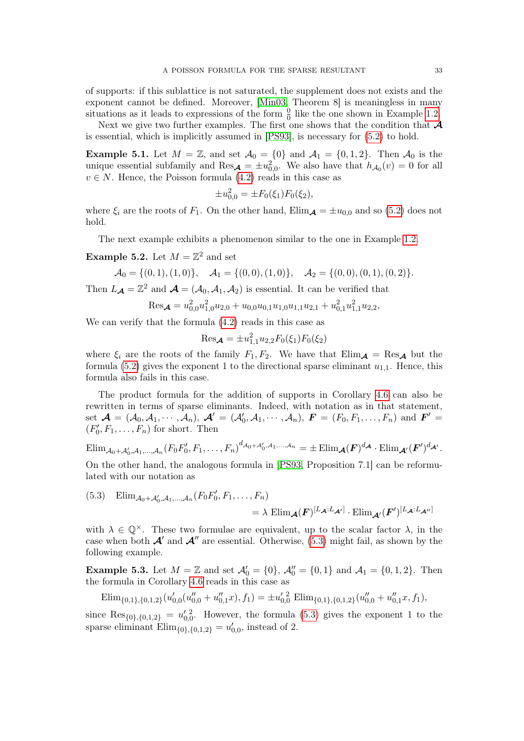of supports: if this sublattice is not saturated, the supplement does not exists and the exponent cannot be defined. Moreover, [Min03, Theorem 8] is meaningless in many situations as it leads to expressions of the form $\frac{0}{0}$ like the one shown in Example 1.2.

Next we give two further examples. The first one shows that the condition that $\boldsymbol{\mathcal{A}}$ is essential, which is implicitly assumed in [PS93], is necessary for (5.2) to hold.

**Example 5.1.** Let $M = \mathbb{Z}$, and set $\mathcal{A}_0 = \{0\}$ and $\mathcal{A}_1 = \{0, 1, 2\}$. Then $\mathcal{A}_0$ is the unique essential subfamily and $\mathrm{Res}_{\boldsymbol{\mathcal{A}}} = \pm u_{0,0}^2$. We also have that $h_{\mathcal{A}_0}(v) = 0$ for all $v \in N$. Hence, the Poisson formula (4.2) reads in this case as

$$\pm u_{0,0}^2 = \pm F_0(\xi_1) F_0(\xi_2),$$

where $\xi_i$ are the roots of $F_1$. On the other hand, $\mathrm{Elim}_{\boldsymbol{\mathcal{A}}} = \pm u_{0,0}$ and so (5.2) does not hold.

The next example exhibits a phenomenon similar to the one in Example 1.2.

**Example 5.2.** Let $M = \mathbb{Z}^2$ and set

$$\mathcal{A}_0 = \{(0, 1), (1, 0)\}, \quad \mathcal{A}_1 = \{(0, 0), (1, 0)\}, \quad \mathcal{A}_2 = \{(0, 0), (0, 1), (0, 2)\}.$$

Then $L_{\boldsymbol{\mathcal{A}}} = \mathbb{Z}^2$ and $\boldsymbol{\mathcal{A}} = (\mathcal{A}_0, \mathcal{A}_1, \mathcal{A}_2)$ is essential. It can be verified that

$$\mathrm{Res}_{\boldsymbol{\mathcal{A}}} = u_{0,0}^2 u_{1,0}^2 u_{2,0} + u_{0,0} u_{0,1} u_{1,0} u_{1,1} u_{2,1} + u_{0,1}^2 u_{1,1}^2 u_{2,2},$$

We can verify that the formula (4.2) reads in this case as

$$\mathrm{Res}_{\boldsymbol{\mathcal{A}}} = \pm u_{1,1}^2 u_{2,2} F_0(\xi_1) F_0(\xi_2)$$

where $\xi_i$ are the roots of the family $F_1, F_2$. We have that $\mathrm{Elim}_{\boldsymbol{\mathcal{A}}} = \mathrm{Res}_{\boldsymbol{\mathcal{A}}}$ but the formula (5.2) gives the exponent 1 to the directional sparse eliminant $u_{1,1}$. Hence, this formula also fails in this case.

The product formula for the addition of supports in Corollary 4.6 can also be rewritten in terms of sparse eliminants. Indeed, with notation as in that statement, set $\boldsymbol{\mathcal{A}} = (\mathcal{A}_0, \mathcal{A}_1, \cdots, \mathcal{A}_n)$, $\boldsymbol{\mathcal{A}}' = (\mathcal{A}_0', \mathcal{A}_1, \cdots, \mathcal{A}_n)$, $\boldsymbol{F} = (F_0, F_1, \dots, F_n)$ and $\boldsymbol{F}' = (F_0', F_1, \dots, F_n)$ for short. Then

$$\mathrm{Elim}_{\mathcal{A}_0 + \mathcal{A}_0', \mathcal{A}_1, \dots, \mathcal{A}_n}(F_0 F_0', F_1, \dots, F_n)^{d_{\mathcal{A}_0 + \mathcal{A}_0', \mathcal{A}_1, \dots, \mathcal{A}_n}} = \pm \mathrm{Elim}_{\boldsymbol{\mathcal{A}}}(\boldsymbol{F})^{d_{\boldsymbol{\mathcal{A}}}} \cdot \mathrm{Elim}_{\boldsymbol{\mathcal{A}}'}(\boldsymbol{F}')^{d_{\boldsymbol{\mathcal{A}}'}}.$$

On the other hand, the analogous formula in [PS93, Proposition 7.1] can be reformulated with our notation as

$$\begin{aligned} (5.3) \quad \mathrm{Elim}_{\mathcal{A}_0 + \mathcal{A}_0', \mathcal{A}_1, \dots, \mathcal{A}_n}&(F_0 F_0', F_1, \dots, F_n) \\ &= \lambda \, \mathrm{Elim}_{\boldsymbol{\mathcal{A}}}(\boldsymbol{F})^{[L_{\boldsymbol{\mathcal{A}}} : L_{\boldsymbol{\mathcal{A}}'}]} \cdot \mathrm{Elim}_{\boldsymbol{\mathcal{A}}'}(\boldsymbol{F}')^{[L_{\boldsymbol{\mathcal{A}}} : L_{\boldsymbol{\mathcal{A}}''}]} \end{aligned}$$

with $\lambda \in \mathbb{Q}^\times$. These two formulae are equivalent, up to the scalar factor $\lambda$, in the case when both $\boldsymbol{\mathcal{A}}'$ and $\boldsymbol{\mathcal{A}}''$ are essential. Otherwise, (5.3) might fail, as shown by the following example.

**Example 5.3.** Let $M = \mathbb{Z}$ and set $\mathcal{A}_0' = \{0\}$, $\mathcal{A}_0'' = \{0, 1\}$ and $\mathcal{A}_1 = \{0, 1, 2\}$. Then the formula in Corollary 4.6 reads in this case as

$$\mathrm{Elim}_{\{0,1\},\{0,1,2\}}(u_{0,0}'(u_{0,0}'' + u_{0,1}'' x), f_1) = \pm {u_{0,0}'}^2 \, \mathrm{Elim}_{\{0,1\},\{0,1,2\}}(u_{0,0}'' + u_{0,1}'' x, f_1),$$

since $\mathrm{Res}_{\{0\},\{0,1,2\}} = {u_{0,0}'}^2$. However, the formula (5.3) gives the exponent 1 to the sparse eliminant $\mathrm{Elim}_{\{0\},\{0,1,2\}} = u_{0,0}'$, instead of 2.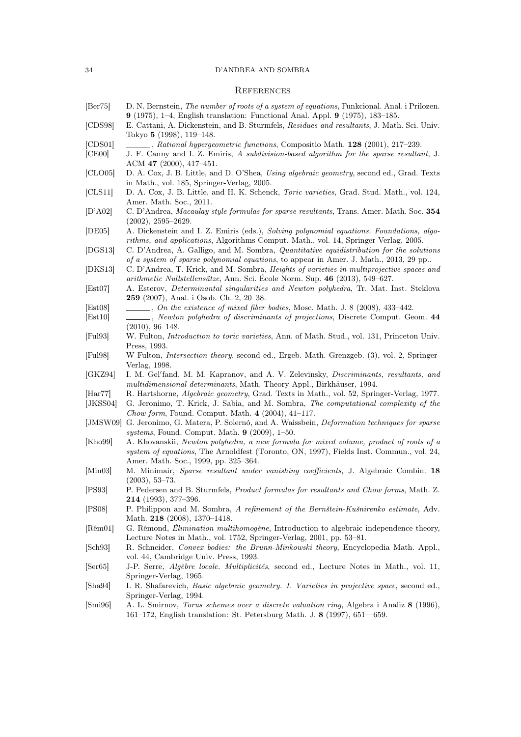## References

[Ber75] D. N. Bernstein, *The number of roots of a system of equations*, Funkcional. Anal. i Prilozen. **9** (1975), 1–4, English translation: Functional Anal. Appl. **9** (1975), 183–185.

[CDS98] E. Cattani, A. Dickenstein, and B. Sturmfels, *Residues and resultants*, J. Math. Sci. Univ. Tokyo **5** (1998), 119–148.

[CDS01] ______, *Rational hypergeometric functions*, Compositio Math. **128** (2001), 217–239.

[CE00] J. F. Canny and I. Z. Emiris, *A subdivision-based algorithm for the sparse resultant*, J. ACM **47** (2000), 417–451.

[CLO05] D. A. Cox, J. B. Little, and D. O'Shea, *Using algebraic geometry*, second ed., Grad. Texts in Math., vol. 185, Springer-Verlag, 2005.

[CLS11] D. A. Cox, J. B. Little, and H. K. Schenck, *Toric varieties*, Grad. Stud. Math., vol. 124, Amer. Math. Soc., 2011.

[D'A02] C. D'Andrea, *Macaulay style formulas for sparse resultants*, Trans. Amer. Math. Soc. **354** (2002), 2595–2629.

[DE05] A. Dickenstein and I. Z. Emiris (eds.), *Solving polynomial equations. Foundations, algorithms, and applications*, Algorithms Comput. Math., vol. 14, Springer-Verlag, 2005.

[DGS13] C. D'Andrea, A. Galligo, and M. Sombra, *Quantitative equidistribution for the solutions of a system of sparse polynomial equations*, to appear in Amer. J. Math., 2013, 29 pp..

[DKS13] C. D'Andrea, T. Krick, and M. Sombra, *Heights of varieties in multiprojective spaces and arithmetic Nullstellensätze*, Ann. Sci. École Norm. Sup. **46** (2013), 549–627.

[Est07] A. Esterov, *Determinantal singularities and Newton polyhedra*, Tr. Mat. Inst. Steklova **259** (2007), Anal. i Osob. Ch. 2, 20–38.

[Est08] ______, *On the existence of mixed fiber bodies*, Mosc. Math. J. 8 (2008), 433–442.

[Est10] ______, *Newton polyhedra of discriminants of projections*, Discrete Comput. Geom. **44** (2010), 96–148.

[Ful93] W. Fulton, *Introduction to toric varieties*, Ann. of Math. Stud., vol. 131, Princeton Univ. Press, 1993.

[Ful98] W Fulton, *Intersection theory*, second ed., Ergeb. Math. Grenzgeb. (3), vol. 2, Springer-Verlag, 1998.

[GKZ94] I. M. Gel′fand, M. M. Kapranov, and A. V. Zelevinsky, *Discriminants, resultants, and multidimensional determinants*, Math. Theory Appl., Birkhäuser, 1994.

[Har77] R. Hartshorne, *Algebraic geometry*, Grad. Texts in Math., vol. 52, Springer-Verlag, 1977.

[JKSS04] G. Jeronimo, T. Krick, J. Sabia, and M. Sombra, *The computational complexity of the Chow form*, Found. Comput. Math. **4** (2004), 41–117.

[JMSW09] G. Jeronimo, G. Matera, P. Solernó, and A. Waissbein, *Deformation techniques for sparse systems*, Found. Comput. Math. **9** (2009), 1–50.

[Kho99] A. Khovanskii, *Newton polyhedra, a new formula for mixed volume, product of roots of a system of equations*, The Arnoldfest (Toronto, ON, 1997), Fields Inst. Commun., vol. 24, Amer. Math. Soc., 1999, pp. 325–364.

[Min03] M. Minimair, *Sparse resultant under vanishing coefficients*, J. Algebraic Combin. **18** (2003), 53–73.

[PS93] P. Pedersen and B. Sturmfels, *Product formulas for resultants and Chow forms*, Math. Z. **214** (1993), 377–396.

[PS08] P. Philippon and M. Sombra, *A refinement of the Bernštein-Kušnirenko estimate*, Adv. Math. **218** (2008), 1370–1418.

[Rém01] G. Rémond, *Élimination multihomogène*, Introduction to algebraic independence theory, Lecture Notes in Math., vol. 1752, Springer-Verlag, 2001, pp. 53–81.

[Sch93] R. Schneider, *Convex bodies: the Brunn-Minkowski theory*, Encyclopedia Math. Appl., vol. 44, Cambridge Univ. Press, 1993.

[Ser65] J-P. Serre, *Algèbre locale. Multiplicités*, second ed., Lecture Notes in Math., vol. 11, Springer-Verlag, 1965.

[Sha94] I. R. Shafarevich, *Basic algebraic geometry. 1. Varieties in projective space*, second ed., Springer-Verlag, 1994.

[Smi96] A. L. Smirnov, *Torus schemes over a discrete valuation ring*, Algebra i Analiz **8** (1996), 161–172, English translation: St. Petersburg Math. J. **8** (1997), 651—659.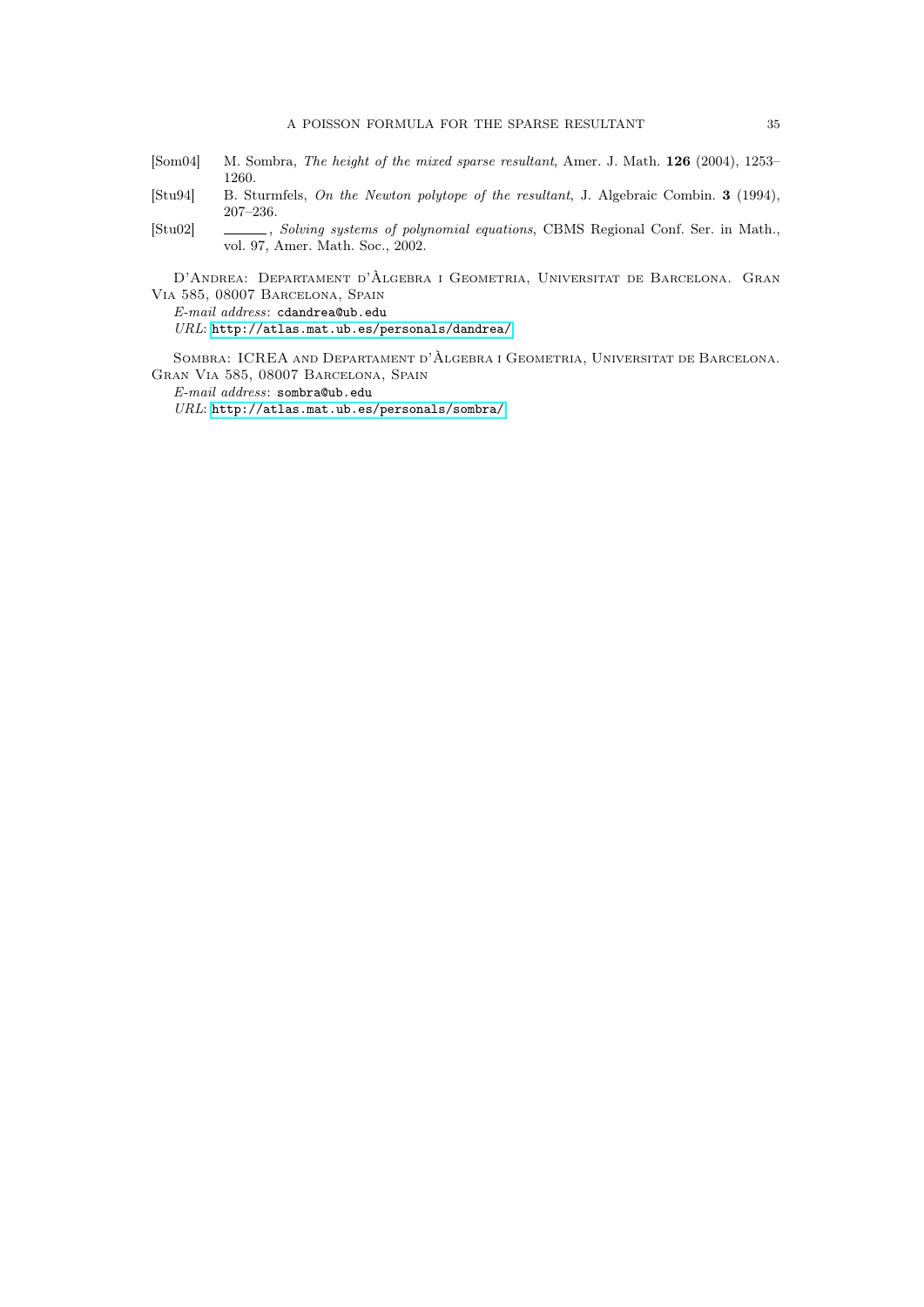[Som04] M. Sombra, *The height of the mixed sparse resultant*, Amer. J. Math. **126** (2004), 1253–1260.

[Stu94] B. Sturmfels, *On the Newton polytope of the resultant*, J. Algebraic Combin. **3** (1994), 207–236.

[Stu02] ———, *Solving systems of polynomial equations*, CBMS Regional Conf. Ser. in Math., vol. 97, Amer. Math. Soc., 2002.

D'Andrea: Departament d'Àlgebra i Geometria, Universitat de Barcelona. Gran Via 585, 08007 Barcelona, Spain

*E-mail address*: `cdandrea@ub.edu`

*URL*: `http://atlas.mat.ub.es/personals/dandrea/`

Sombra: ICREA and Departament d'Àlgebra i Geometria, Universitat de Barcelona. Gran Via 585, 08007 Barcelona, Spain

*E-mail address*: `sombra@ub.edu`

*URL*: `http://atlas.mat.ub.es/personals/sombra/`